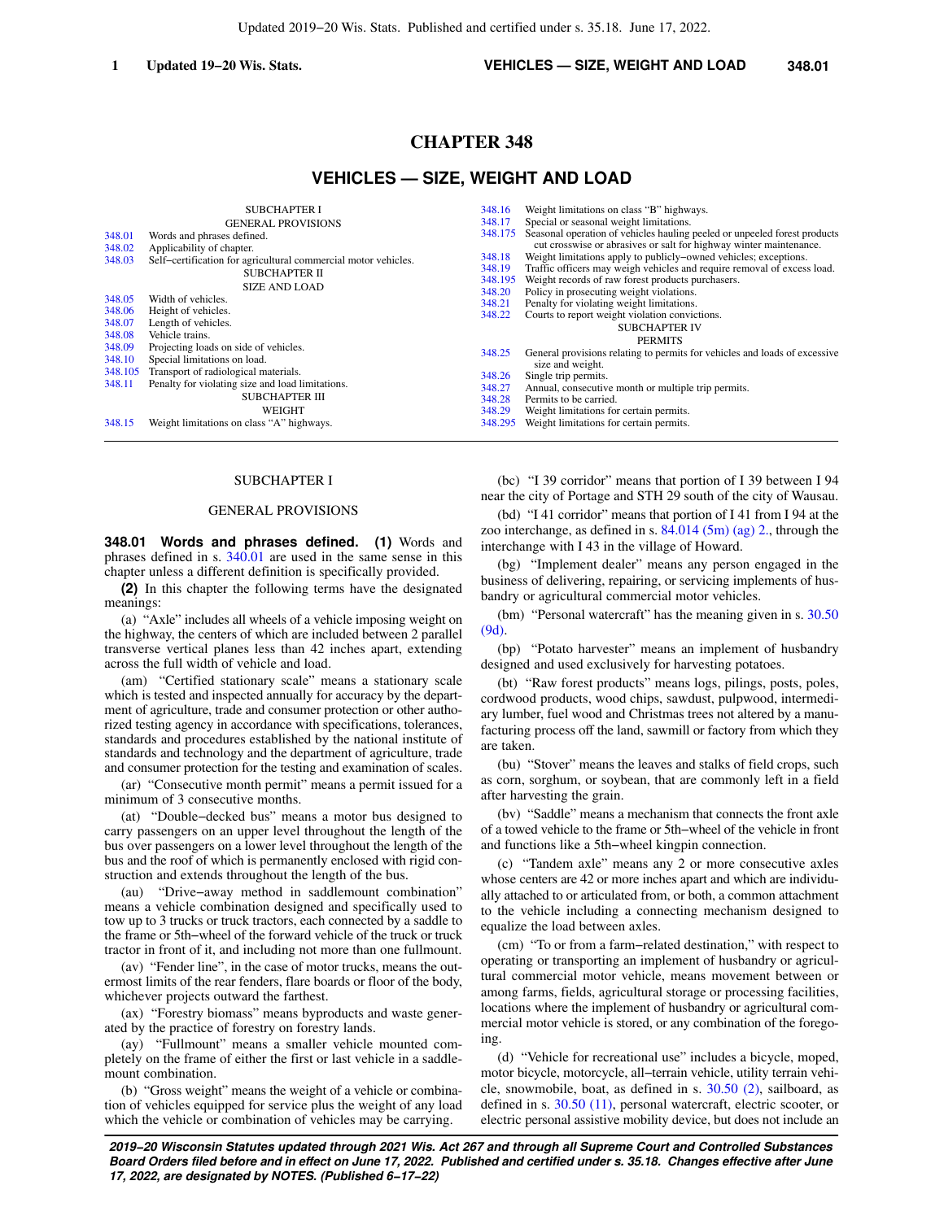# CHAPTER 348

## VEHICLES — SIZE, WEIGHT AND LOAD

SUBCHAPTER I
GENERAL PROVISIONS

348.01 Words and phrases defined.
348.02 Applicability of chapter.
348.03 Self-certification for agricultural commercial motor vehicles.

SUBCHAPTER II
SIZE AND LOAD

348.05 Width of vehicles.
348.06 Height of vehicles.
348.07 Length of vehicles.
348.08 Vehicle trains.
348.09 Projecting loads on side of vehicles.
348.10 Special limitations on load.
348.105 Transport of radiological materials.
348.11 Penalty for violating size and load limitations.

SUBCHAPTER III
WEIGHT

348.15 Weight limitations on class "A" highways.
348.16 Weight limitations on class "B" highways.
348.17 Special or seasonal weight limitations.
348.175 Seasonal operation of vehicles hauling peeled or unpeeled forest products cut crosswise or abrasives or salt for highway winter maintenance.
348.18 Weight limitations apply to publicly-owned vehicles; exceptions.
348.19 Traffic officers may weigh vehicles and require removal of excess load.
348.195 Weight records of raw forest products purchasers.
348.20 Policy in prosecuting weight violations.
348.21 Penalty for violating weight limitations.
348.22 Courts to report weight violation convictions.

SUBCHAPTER IV
PERMITS

348.25 General provisions relating to permits for vehicles and loads of excessive size and weight.
348.26 Single trip permits.
348.27 Annual, consecutive month or multiple trip permits.
348.28 Permits to be carried.
348.29 Weight limitations for certain permits.
348.295 Weight limitations for certain permits.

---

SUBCHAPTER I

GENERAL PROVISIONS

**348.01 Words and phrases defined. (1)** Words and phrases defined in s. 340.01 are used in the same sense in this chapter unless a different definition is specifically provided.

**(2)** In this chapter the following terms have the designated meanings:

(a) "Axle" includes all wheels of a vehicle imposing weight on the highway, the centers of which are included between 2 parallel transverse vertical planes less than 42 inches apart, extending across the full width of vehicle and load.

(am) "Certified stationary scale" means a stationary scale which is tested and inspected annually for accuracy by the department of agriculture, trade and consumer protection or other authorized testing agency in accordance with specifications, tolerances, standards and procedures established by the national institute of standards and technology and the department of agriculture, trade and consumer protection for the testing and examination of scales.

(ar) "Consecutive month permit" means a permit issued for a minimum of 3 consecutive months.

(at) "Double-decked bus" means a motor bus designed to carry passengers on an upper level throughout the length of the bus over passengers on a lower level throughout the length of the bus and the roof of which is permanently enclosed with rigid construction and extends throughout the length of the bus.

(au) "Drive-away method in saddlemount combination" means a vehicle combination designed and specifically used to tow up to 3 trucks or truck tractors, each connected by a saddle to the frame or 5th-wheel of the forward vehicle of the truck or truck tractor in front of it, and including not more than one fullmount.

(av) "Fender line", in the case of motor trucks, means the outermost limits of the rear fenders, flare boards or floor of the body, whichever projects outward the farthest.

(ax) "Forestry biomass" means byproducts and waste generated by the practice of forestry on forestry lands.

(ay) "Fullmount" means a smaller vehicle mounted completely on the frame of either the first or last vehicle in a saddlemount combination.

(b) "Gross weight" means the weight of a vehicle or combination of vehicles equipped for service plus the weight of any load which the vehicle or combination of vehicles may be carrying.

(bc) "I 39 corridor" means that portion of I 39 between I 94 near the city of Portage and STH 29 south of the city of Wausau.

(bd) "I 41 corridor" means that portion of I 41 from I 94 at the zoo interchange, as defined in s. 84.014 (5m) (ag) 2., through the interchange with I 43 in the village of Howard.

(bg) "Implement dealer" means any person engaged in the business of delivering, repairing, or servicing implements of husbandry or agricultural commercial motor vehicles.

(bm) "Personal watercraft" has the meaning given in s. 30.50 (9d).

(bp) "Potato harvester" means an implement of husbandry designed and used exclusively for harvesting potatoes.

(bt) "Raw forest products" means logs, pilings, posts, poles, cordwood products, wood chips, sawdust, pulpwood, intermediary lumber, fuel wood and Christmas trees not altered by a manufacturing process off the land, sawmill or factory from which they are taken.

(bu) "Stover" means the leaves and stalks of field crops, such as corn, sorghum, or soybean, that are commonly left in a field after harvesting the grain.

(bv) "Saddle" means a mechanism that connects the front axle of a towed vehicle to the frame or 5th-wheel of the vehicle in front and functions like a 5th-wheel kingpin connection.

(c) "Tandem axle" means any 2 or more consecutive axles whose centers are 42 or more inches apart and which are individually attached to or articulated from, or both, a common attachment to the vehicle including a connecting mechanism designed to equalize the load between axles.

(cm) "To or from a farm-related destination," with respect to operating or transporting an implement of husbandry or agricultural commercial motor vehicle, means movement between or among farms, fields, agricultural storage or processing facilities, locations where the implement of husbandry or agricultural commercial motor vehicle is stored, or any combination of the foregoing.

(d) "Vehicle for recreational use" includes a bicycle, moped, motor bicycle, motorcycle, all-terrain vehicle, utility terrain vehicle, snowmobile, boat, as defined in s. 30.50 (2), sailboard, as defined in s. 30.50 (11), personal watercraft, electric scooter, or electric personal assistive mobility device, but does not include an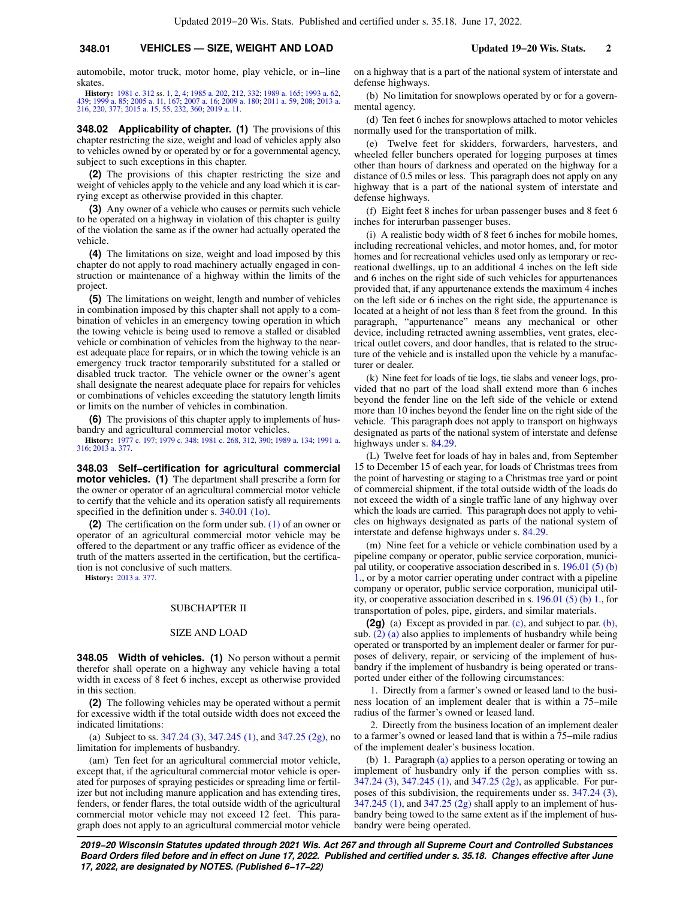automobile, motor truck, motor home, play vehicle, or in−line skates.

**History:** 1981 c. 312 ss. 1, 2, 4; 1985 a. 202, 212, 332; 1989 a. 165; 1993 a. 62, 439; 1999 a. 85; 2005 a. 11, 167; 2007 a. 16; 2009 a. 180; 2011 a. 59, 208; 2013 a. 216, 220, 377; 2015 a. 15, 55, 232, 360; 2019 a. 11.

**348.02 Applicability of chapter. (1)** The provisions of this chapter restricting the size, weight and load of vehicles apply also to vehicles owned by or operated by or for a governmental agency, subject to such exceptions in this chapter.

**(2)** The provisions of this chapter restricting the size and weight of vehicles apply to the vehicle and any load which it is carrying except as otherwise provided in this chapter.

**(3)** Any owner of a vehicle who causes or permits such vehicle to be operated on a highway in violation of this chapter is guilty of the violation the same as if the owner had actually operated the vehicle.

**(4)** The limitations on size, weight and load imposed by this chapter do not apply to road machinery actually engaged in construction or maintenance of a highway within the limits of the project.

**(5)** The limitations on weight, length and number of vehicles in combination imposed by this chapter shall not apply to a combination of vehicles in an emergency towing operation in which the towing vehicle is being used to remove a stalled or disabled vehicle or combination of vehicles from the highway to the nearest adequate place for repairs, or in which the towing vehicle is an emergency truck tractor temporarily substituted for a stalled or disabled truck tractor. The vehicle owner or the owner's agent shall designate the nearest adequate place for repairs for vehicles or combinations of vehicles exceeding the statutory length limits or limits on the number of vehicles in combination.

**(6)** The provisions of this chapter apply to implements of husbandry and agricultural commercial motor vehicles.

**History:** 1977 c. 197; 1979 c. 348; 1981 c. 268, 312, 390; 1989 a. 134; 1991 a. 316; 2013 a. 377.

**348.03 Self−certification for agricultural commercial motor vehicles. (1)** The department shall prescribe a form for the owner or operator of an agricultural commercial motor vehicle to certify that the vehicle and its operation satisfy all requirements specified in the definition under s. 340.01 (1o).

**(2)** The certification on the form under sub. (1) of an owner or operator of an agricultural commercial motor vehicle may be offered to the department or any traffic officer as evidence of the truth of the matters asserted in the certification, but the certification is not conclusive of such matters.

**History:** 2013 a. 377.

## SUBCHAPTER II

## SIZE AND LOAD

**348.05 Width of vehicles. (1)** No person without a permit therefor shall operate on a highway any vehicle having a total width in excess of 8 feet 6 inches, except as otherwise provided in this section.

**(2)** The following vehicles may be operated without a permit for excessive width if the total outside width does not exceed the indicated limitations:

(a) Subject to ss. 347.24 (3), 347.245 (1), and 347.25 (2g), no limitation for implements of husbandry.

(am) Ten feet for an agricultural commercial motor vehicle, except that, if the agricultural commercial motor vehicle is operated for purposes of spraying pesticides or spreading lime or fertilizer but not including manure application and has extending tires, fenders, or fender flares, the total outside width of the agricultural commercial motor vehicle may not exceed 12 feet. This paragraph does not apply to an agricultural commercial motor vehicle on a highway that is a part of the national system of interstate and defense highways.

(b) No limitation for snowplows operated by or for a governmental agency.

(d) Ten feet 6 inches for snowplows attached to motor vehicles normally used for the transportation of milk.

(e) Twelve feet for skidders, forwarders, harvesters, and wheeled feller bunchers operated for logging purposes at times other than hours of darkness and operated on the highway for a distance of 0.5 miles or less. This paragraph does not apply on any highway that is a part of the national system of interstate and defense highways.

(f) Eight feet 8 inches for urban passenger buses and 8 feet 6 inches for interurban passenger buses.

(i) A realistic body width of 8 feet 6 inches for mobile homes, including recreational vehicles, and motor homes, and, for motor homes and for recreational vehicles used only as temporary or recreational dwellings, up to an additional 4 inches on the left side and 6 inches on the right side of such vehicles for appurtenances provided that, if any appurtenance extends the maximum 4 inches on the left side or 6 inches on the right side, the appurtenance is located at a height of not less than 8 feet from the ground. In this paragraph, "appurtenance" means any mechanical or other device, including retracted awning assemblies, vent grates, electrical outlet covers, and door handles, that is related to the structure of the vehicle and is installed upon the vehicle by a manufacturer or dealer.

(k) Nine feet for loads of tie logs, tie slabs and veneer logs, provided that no part of the load shall extend more than 6 inches beyond the fender line on the left side of the vehicle or extend more than 10 inches beyond the fender line on the right side of the vehicle. This paragraph does not apply to transport on highways designated as parts of the national system of interstate and defense highways under s. 84.29.

(L) Twelve feet for loads of hay in bales and, from September 15 to December 15 of each year, for loads of Christmas trees from the point of harvesting or staging to a Christmas tree yard or point of commercial shipment, if the total outside width of the loads do not exceed the width of a single traffic lane of any highway over which the loads are carried. This paragraph does not apply to vehicles on highways designated as parts of the national system of interstate and defense highways under s. 84.29.

(m) Nine feet for a vehicle or vehicle combination used by a pipeline company or operator, public service corporation, municipal utility, or cooperative association described in s. 196.01 (5) (b) 1., or by a motor carrier operating under contract with a pipeline company or operator, public service corporation, municipal utility, or cooperative association described in s. 196.01 (5) (b) 1., for transportation of poles, pipe, girders, and similar materials.

**(2g)** (a) Except as provided in par. (c), and subject to par. (b), sub. (2) (a) also applies to implements of husbandry while being operated or transported by an implement dealer or farmer for purposes of delivery, repair, or servicing of the implement of husbandry if the implement of husbandry is being operated or transported under either of the following circumstances:

1. Directly from a farmer's owned or leased land to the business location of an implement dealer that is within a 75−mile radius of the farmer's owned or leased land.

2. Directly from the business location of an implement dealer to a farmer's owned or leased land that is within a 75−mile radius of the implement dealer's business location.

(b) 1. Paragraph (a) applies to a person operating or towing an implement of husbandry only if the person complies with ss. 347.24 (3), 347.245 (1), and 347.25 (2g), as applicable. For purposes of this subdivision, the requirements under ss. 347.24 (3), 347.245 (1), and 347.25 (2g) shall apply to an implement of husbandry being towed to the same extent as if the implement of husbandry were being operated.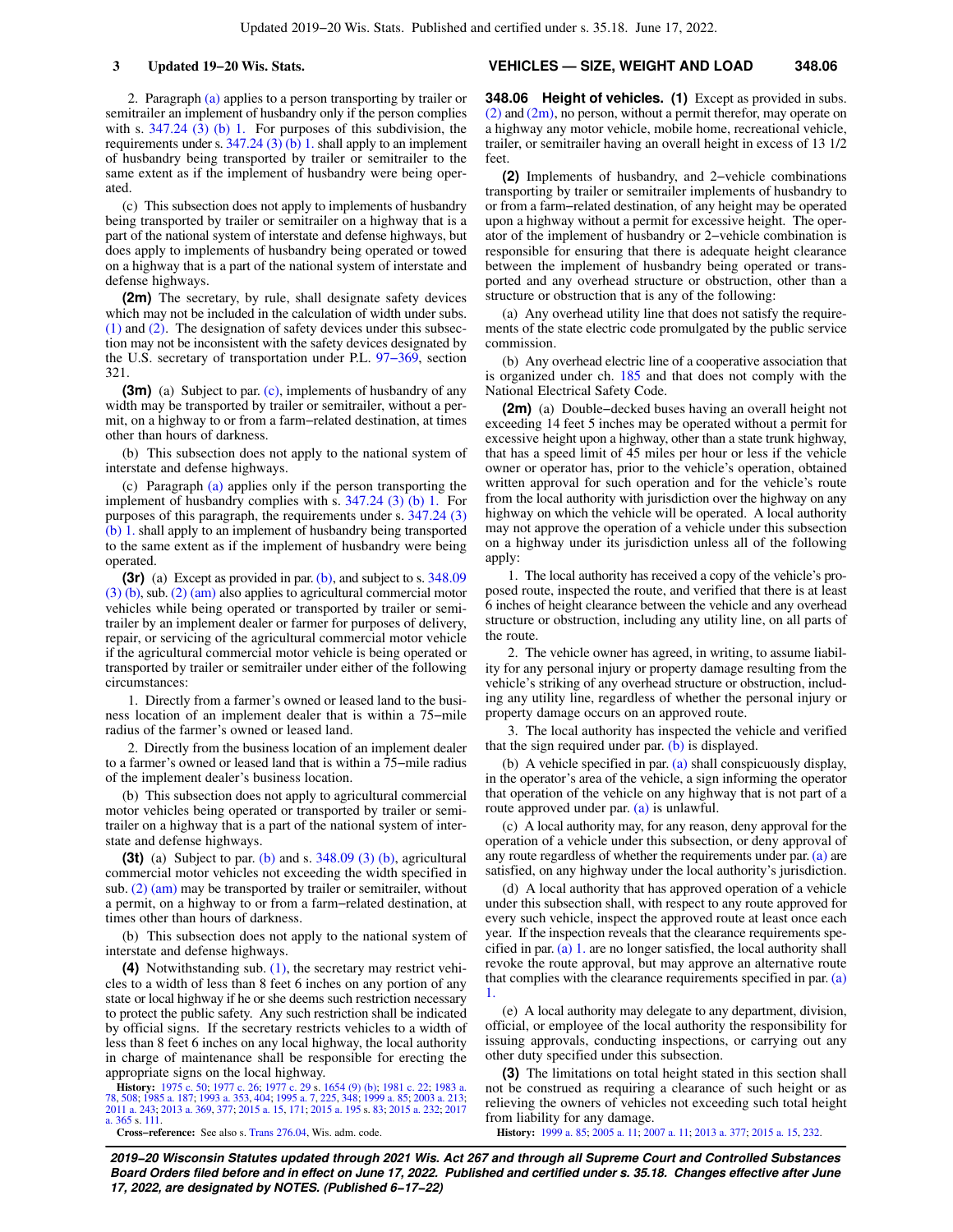2. Paragraph (a) applies to a person transporting by trailer or semitrailer an implement of husbandry only if the person complies with s. 347.24 (3) (b) 1. For purposes of this subdivision, the requirements under s. 347.24 (3) (b) 1. shall apply to an implement of husbandry being transported by trailer or semitrailer to the same extent as if the implement of husbandry were being operated.

(c) This subsection does not apply to implements of husbandry being transported by trailer or semitrailer on a highway that is a part of the national system of interstate and defense highways, but does apply to implements of husbandry being operated or towed on a highway that is a part of the national system of interstate and defense highways.

**(2m)** The secretary, by rule, shall designate safety devices which may not be included in the calculation of width under subs. (1) and (2). The designation of safety devices under this subsection may not be inconsistent with the safety devices designated by the U.S. secretary of transportation under P.L. 97−369, section 321.

**(3m)** (a) Subject to par. (c), implements of husbandry of any width may be transported by trailer or semitrailer, without a permit, on a highway to or from a farm−related destination, at times other than hours of darkness.

(b) This subsection does not apply to the national system of interstate and defense highways.

(c) Paragraph (a) applies only if the person transporting the implement of husbandry complies with s. 347.24 (3) (b) 1. For purposes of this paragraph, the requirements under s. 347.24 (3) (b) 1. shall apply to an implement of husbandry being transported to the same extent as if the implement of husbandry were being operated.

**(3r)** (a) Except as provided in par. (b), and subject to s. 348.09 (3) (b), sub. (2) (am) also applies to agricultural commercial motor vehicles while being operated or transported by trailer or semitrailer by an implement dealer or farmer for purposes of delivery, repair, or servicing of the agricultural commercial motor vehicle if the agricultural commercial motor vehicle is being operated or transported by trailer or semitrailer under either of the following circumstances:

1. Directly from a farmer's owned or leased land to the business location of an implement dealer that is within a 75−mile radius of the farmer's owned or leased land.

2. Directly from the business location of an implement dealer to a farmer's owned or leased land that is within a 75−mile radius of the implement dealer's business location.

(b) This subsection does not apply to agricultural commercial motor vehicles being operated or transported by trailer or semitrailer on a highway that is a part of the national system of interstate and defense highways.

**(3t)** (a) Subject to par. (b) and s. 348.09 (3) (b), agricultural commercial motor vehicles not exceeding the width specified in sub. (2) (am) may be transported by trailer or semitrailer, without a permit, on a highway to or from a farm−related destination, at times other than hours of darkness.

(b) This subsection does not apply to the national system of interstate and defense highways.

**(4)** Notwithstanding sub. (1), the secretary may restrict vehicles to a width of less than 8 feet 6 inches on any portion of any state or local highway if he or she deems such restriction necessary to protect the public safety. Any such restriction shall be indicated by official signs. If the secretary restricts vehicles to a width of less than 8 feet 6 inches on any local highway, the local authority in charge of maintenance shall be responsible for erecting the appropriate signs on the local highway.

**History:** 1975 c. 50; 1977 c. 26; 1977 c. 29 s. 1654 (9) (b); 1981 c. 22; 1983 a. 78, 508; 1985 a. 187; 1993 a. 353, 404; 1995 a. 7, 225, 348; 1999 a. 85; 2003 a. 213; 2011 a. 243; 2013 a. 369, 377; 2015 a. 15, 171; 2015 a. 195 s. 83; 2015 a. 232; 2017 a. 365 s. 111.

**Cross−reference:** See also s. Trans 276.04, Wis. adm. code.

**348.06 Height of vehicles. (1)** Except as provided in subs. (2) and (2m), no person, without a permit therefor, may operate on a highway any motor vehicle, mobile home, recreational vehicle, trailer, or semitrailer having an overall height in excess of 13 1/2 feet.

**(2)** Implements of husbandry, and 2−vehicle combinations transporting by trailer or semitrailer implements of husbandry to or from a farm−related destination, of any height may be operated upon a highway without a permit for excessive height. The operator of the implement of husbandry or 2−vehicle combination is responsible for ensuring that there is adequate height clearance between the implement of husbandry being operated or transported and any overhead structure or obstruction, other than a structure or obstruction that is any of the following:

(a) Any overhead utility line that does not satisfy the requirements of the state electric code promulgated by the public service commission.

(b) Any overhead electric line of a cooperative association that is organized under ch. 185 and that does not comply with the National Electrical Safety Code.

**(2m)** (a) Double−decked buses having an overall height not exceeding 14 feet 5 inches may be operated without a permit for excessive height upon a highway, other than a state trunk highway, that has a speed limit of 45 miles per hour or less if the vehicle owner or operator has, prior to the vehicle's operation, obtained written approval for such operation and for the vehicle's route from the local authority with jurisdiction over the highway on any highway on which the vehicle will be operated. A local authority may not approve the operation of a vehicle under this subsection on a highway under its jurisdiction unless all of the following apply:

1. The local authority has received a copy of the vehicle's proposed route, inspected the route, and verified that there is at least 6 inches of height clearance between the vehicle and any overhead structure or obstruction, including any utility line, on all parts of the route.

2. The vehicle owner has agreed, in writing, to assume liability for any personal injury or property damage resulting from the vehicle's striking of any overhead structure or obstruction, including any utility line, regardless of whether the personal injury or property damage occurs on an approved route.

3. The local authority has inspected the vehicle and verified that the sign required under par. (b) is displayed.

(b) A vehicle specified in par. (a) shall conspicuously display, in the operator's area of the vehicle, a sign informing the operator that operation of the vehicle on any highway that is not part of a route approved under par. (a) is unlawful.

(c) A local authority may, for any reason, deny approval for the operation of a vehicle under this subsection, or deny approval of any route regardless of whether the requirements under par. (a) are satisfied, on any highway under the local authority's jurisdiction.

(d) A local authority that has approved operation of a vehicle under this subsection shall, with respect to any route approved for every such vehicle, inspect the approved route at least once each year. If the inspection reveals that the clearance requirements specified in par. (a) 1. are no longer satisfied, the local authority shall revoke the route approval, but may approve an alternative route that complies with the clearance requirements specified in par. (a) 1.

(e) A local authority may delegate to any department, division, official, or employee of the local authority the responsibility for issuing approvals, conducting inspections, or carrying out any other duty specified under this subsection.

**(3)** The limitations on total height stated in this section shall not be construed as requiring a clearance of such height or as relieving the owners of vehicles not exceeding such total height from liability for any damage.

**History:** 1999 a. 85; 2005 a. 11; 2007 a. 11; 2013 a. 377; 2015 a. 15, 232.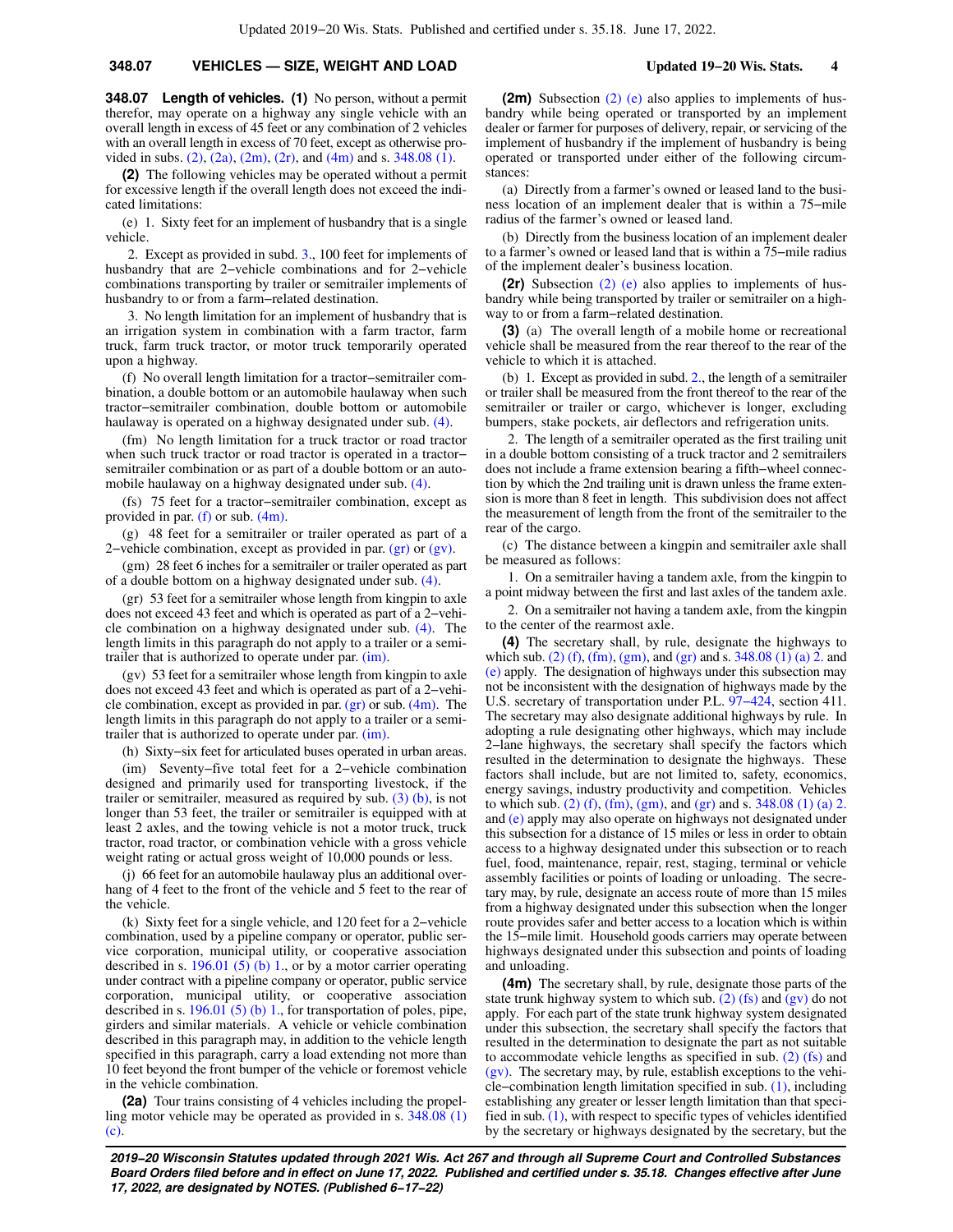**348.07 Length of vehicles.** **(1)** No person, without a permit therefor, may operate on a highway any single vehicle with an overall length in excess of 45 feet or any combination of 2 vehicles with an overall length in excess of 70 feet, except as otherwise provided in subs. (2), (2a), (2m), (2r), and (4m) and s. 348.08 (1).

**(2)** The following vehicles may be operated without a permit for excessive length if the overall length does not exceed the indicated limitations:

(e) 1. Sixty feet for an implement of husbandry that is a single vehicle.

2. Except as provided in subd. 3., 100 feet for implements of husbandry that are 2−vehicle combinations and for 2−vehicle combinations transporting by trailer or semitrailer implements of husbandry to or from a farm−related destination.

3. No length limitation for an implement of husbandry that is an irrigation system in combination with a farm tractor, farm truck, farm truck tractor, or motor truck temporarily operated upon a highway.

(f) No overall length limitation for a tractor−semitrailer combination, a double bottom or an automobile haulaway when such tractor−semitrailer combination, double bottom or automobile haulaway is operated on a highway designated under sub. (4).

(fm) No length limitation for a truck tractor or road tractor when such truck tractor or road tractor is operated in a tractor−semitrailer combination or as part of a double bottom or an automobile haulaway on a highway designated under sub. (4).

(fs) 75 feet for a tractor−semitrailer combination, except as provided in par. (f) or sub. (4m).

(g) 48 feet for a semitrailer or trailer operated as part of a 2−vehicle combination, except as provided in par. (gr) or (gv).

(gm) 28 feet 6 inches for a semitrailer or trailer operated as part of a double bottom on a highway designated under sub. (4).

(gr) 53 feet for a semitrailer whose length from kingpin to axle does not exceed 43 feet and which is operated as part of a 2−vehicle combination on a highway designated under sub. (4). The length limits in this paragraph do not apply to a trailer or a semitrailer that is authorized to operate under par. (im).

(gv) 53 feet for a semitrailer whose length from kingpin to axle does not exceed 43 feet and which is operated as part of a 2−vehicle combination, except as provided in par. (gr) or sub. (4m). The length limits in this paragraph do not apply to a trailer or a semitrailer that is authorized to operate under par. (im).

(h) Sixty−six feet for articulated buses operated in urban areas.

(im) Seventy−five total feet for a 2−vehicle combination designed and primarily used for transporting livestock, if the trailer or semitrailer, measured as required by sub. (3) (b), is not longer than 53 feet, the trailer or semitrailer is equipped with at least 2 axles, and the towing vehicle is not a motor truck, truck tractor, road tractor, or combination vehicle with a gross vehicle weight rating or actual gross weight of 10,000 pounds or less.

(j) 66 feet for an automobile haulaway plus an additional overhang of 4 feet to the front of the vehicle and 5 feet to the rear of the vehicle.

(k) Sixty feet for a single vehicle, and 120 feet for a 2−vehicle combination, used by a pipeline company or operator, public service corporation, municipal utility, or cooperative association described in s. 196.01 (5) (b) 1., or by a motor carrier operating under contract with a pipeline company or operator, public service corporation, municipal utility, or cooperative association described in s. 196.01 (5) (b) 1., for transportation of poles, pipe, girders and similar materials. A vehicle or vehicle combination described in this paragraph may, in addition to the vehicle length specified in this paragraph, carry a load extending not more than 10 feet beyond the front bumper of the vehicle or foremost vehicle in the vehicle combination.

**(2a)** Tour trains consisting of 4 vehicles including the propelling motor vehicle may be operated as provided in s. 348.08 (1) (c).

**(2m)** Subsection (2) (e) also applies to implements of husbandry while being operated or transported by an implement dealer or farmer for purposes of delivery, repair, or servicing of the implement of husbandry if the implement of husbandry is being operated or transported under either of the following circumstances:

(a) Directly from a farmer's owned or leased land to the business location of an implement dealer that is within a 75−mile radius of the farmer's owned or leased land.

(b) Directly from the business location of an implement dealer to a farmer's owned or leased land that is within a 75−mile radius of the implement dealer's business location.

**(2r)** Subsection (2) (e) also applies to implements of husbandry while being transported by trailer or semitrailer on a highway to or from a farm−related destination.

**(3)** (a) The overall length of a mobile home or recreational vehicle shall be measured from the rear thereof to the rear of the vehicle to which it is attached.

(b) 1. Except as provided in subd. 2., the length of a semitrailer or trailer shall be measured from the front thereof to the rear of the semitrailer or trailer or cargo, whichever is longer, excluding bumpers, stake pockets, air deflectors and refrigeration units.

2. The length of a semitrailer operated as the first trailing unit in a double bottom consisting of a truck tractor and 2 semitrailers does not include a frame extension bearing a fifth−wheel connection by which the 2nd trailing unit is drawn unless the frame extension is more than 8 feet in length. This subdivision does not affect the measurement of length from the front of the semitrailer to the rear of the cargo.

(c) The distance between a kingpin and semitrailer axle shall be measured as follows:

1. On a semitrailer having a tandem axle, from the kingpin to a point midway between the first and last axles of the tandem axle.

2. On a semitrailer not having a tandem axle, from the kingpin to the center of the rearmost axle.

**(4)** The secretary shall, by rule, designate the highways to which sub. (2) (f), (fm), (gm), and (gr) and s. 348.08 (1) (a) 2. and (e) apply. The designation of highways under this subsection may not be inconsistent with the designation of highways made by the U.S. secretary of transportation under P.L. 97−424, section 411. The secretary may also designate additional highways by rule. In adopting a rule designating other highways, which may include 2−lane highways, the secretary shall specify the factors which resulted in the determination to designate the highways. These factors shall include, but are not limited to, safety, economics, energy savings, industry productivity and competition. Vehicles to which sub. (2) (f), (fm), (gm), and (gr) and s. 348.08 (1) (a) 2. and (e) apply may also operate on highways not designated under this subsection for a distance of 15 miles or less in order to obtain access to a highway designated under this subsection or to reach fuel, food, maintenance, repair, rest, staging, terminal or vehicle assembly facilities or points of loading or unloading. The secretary may, by rule, designate an access route of more than 15 miles from a highway designated under this subsection when the longer route provides safer and better access to a location which is within the 15−mile limit. Household goods carriers may operate between highways designated under this subsection and points of loading and unloading.

**(4m)** The secretary shall, by rule, designate those parts of the state trunk highway system to which sub. (2) (fs) and (gv) do not apply. For each part of the state trunk highway system designated under this subsection, the secretary shall specify the factors that resulted in the determination to designate the part as not suitable to accommodate vehicle lengths as specified in sub. (2) (fs) and (gv). The secretary may, by rule, establish exceptions to the vehicle−combination length limitation specified in sub. (1), including establishing any greater or lesser length limitation than that specified in sub. (1), with respect to specific types of vehicles identified by the secretary or highways designated by the secretary, but the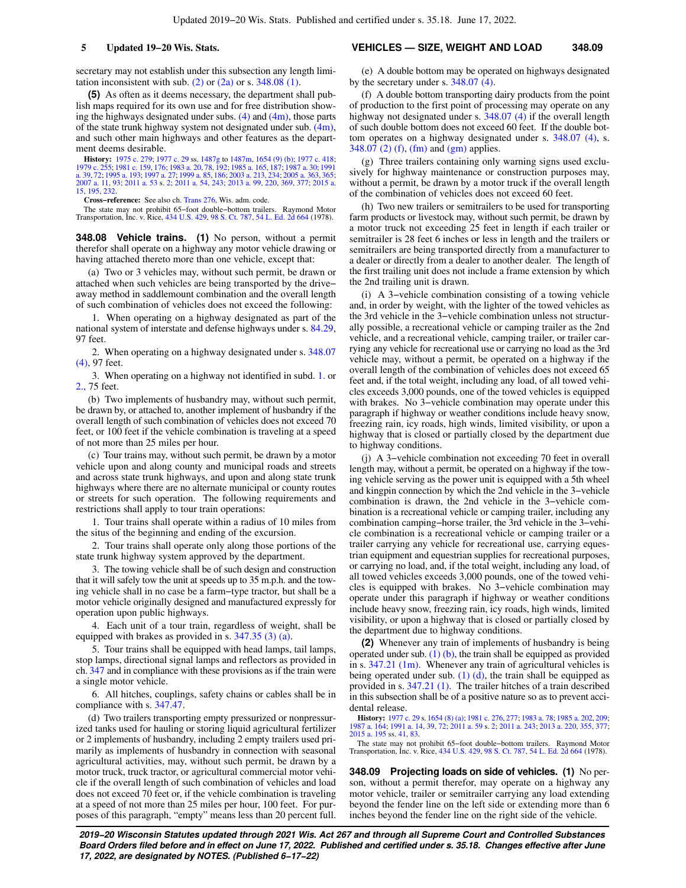secretary may not establish under this subsection any length limitation inconsistent with sub. (2) or (2a) or s. 348.08 (1).

**(5)** As often as it deems necessary, the department shall publish maps required for its own use and for free distribution showing the highways designated under subs. (4) and (4m), those parts of the state trunk highway system not designated under sub. (4m), and such other main highways and other features as the department deems desirable.

**History:** 1975 c. 279; 1977 c. 29 ss. 1487g to 1487m, 1654 (9) (b); 1977 c. 418; 1979 c. 255; 1981 c. 159, 176; 1983 a. 20, 78, 192; 1985 a. 165, 187; 1987 a. 30; 1991 a. 39, 72; 1995 a. 193; 1997 a. 27; 1999 a. 85, 186; 2003 a. 213, 234; 2005 a. 363, 365; 2007 a. 11, 93; 2011 a. 53 s. 2; 2011 a. 54, 243; 2013 a. 99, 220, 369, 377; 2015 a. 15, 195, 232.

**Cross-reference:** See also ch. Trans 276, Wis. adm. code.

The state may not prohibit 65−foot double−bottom trailers. Raymond Motor Transportation, Inc. v. Rice, 434 U.S. 429, 98 S. Ct. 787, 54 L. Ed. 2d 664 (1978).

**348.08 Vehicle trains. (1)** No person, without a permit therefor shall operate on a highway any motor vehicle drawing or having attached thereto more than one vehicle, except that:

(a) Two or 3 vehicles may, without such permit, be drawn or attached when such vehicles are being transported by the drive−away method in saddlemount combination and the overall length of such combination of vehicles does not exceed the following:

1. When operating on a highway designated as part of the national system of interstate and defense highways under s. 84.29, 97 feet.

2. When operating on a highway designated under s. 348.07 (4), 97 feet.

3. When operating on a highway not identified in subd. 1. or 2., 75 feet.

(b) Two implements of husbandry may, without such permit, be drawn by, or attached to, another implement of husbandry if the overall length of such combination of vehicles does not exceed 70 feet, or 100 feet if the vehicle combination is traveling at a speed of not more than 25 miles per hour.

(c) Tour trains may, without such permit, be drawn by a motor vehicle upon and along county and municipal roads and streets and across state trunk highways, and upon and along state trunk highways where there are no alternate municipal or county routes or streets for such operation. The following requirements and restrictions shall apply to tour train operations:

1. Tour trains shall operate within a radius of 10 miles from the situs of the beginning and ending of the excursion.

2. Tour trains shall operate only along those portions of the state trunk highway system approved by the department.

3. The towing vehicle shall be of such design and construction that it will safely tow the unit at speeds up to 35 m.p.h. and the towing vehicle shall in no case be a farm−type tractor, but shall be a motor vehicle originally designed and manufactured expressly for operation upon public highways.

4. Each unit of a tour train, regardless of weight, shall be equipped with brakes as provided in s. 347.35 (3) (a).

5. Tour trains shall be equipped with head lamps, tail lamps, stop lamps, directional signal lamps and reflectors as provided in ch. 347 and in compliance with these provisions as if the train were a single motor vehicle.

6. All hitches, couplings, safety chains or cables shall be in compliance with s. 347.47.

(d) Two trailers transporting empty pressurized or nonpressurized tanks used for hauling or storing liquid agricultural fertilizer or 2 implements of husbandry, including 2 empty trailers used primarily as implements of husbandry in connection with seasonal agricultural activities, may, without such permit, be drawn by a motor truck, truck tractor, or agricultural commercial motor vehicle if the overall length of such combination of vehicles and load does not exceed 70 feet or, if the vehicle combination is traveling at a speed of not more than 25 miles per hour, 100 feet. For purposes of this paragraph, "empty" means less than 20 percent full.

(e) A double bottom may be operated on highways designated by the secretary under s. 348.07 (4).

(f) A double bottom transporting dairy products from the point of production to the first point of processing may operate on any highway not designated under s. 348.07 (4) if the overall length of such double bottom does not exceed 60 feet. If the double bottom operates on a highway designated under s. 348.07 (4), s. 348.07 (2) (f), (fm) and (gm) applies.

(g) Three trailers containing only warning signs used exclusively for highway maintenance or construction purposes may, without a permit, be drawn by a motor truck if the overall length of the combination of vehicles does not exceed 60 feet.

(h) Two new trailers or semitrailers to be used for transporting farm products or livestock may, without such permit, be drawn by a motor truck not exceeding 25 feet in length if each trailer or semitrailer is 28 feet 6 inches or less in length and the trailers or semitrailers are being transported directly from a manufacturer to a dealer or directly from a dealer to another dealer. The length of the first trailing unit does not include a frame extension by which the 2nd trailing unit is drawn.

(i) A 3−vehicle combination consisting of a towing vehicle and, in order by weight, with the lighter of the towed vehicles as the 3rd vehicle in the 3−vehicle combination unless not structurally possible, a recreational vehicle or camping trailer as the 2nd vehicle, and a recreational vehicle, camping trailer, or trailer carrying any vehicle for recreational use or carrying no load as the 3rd vehicle may, without a permit, be operated on a highway if the overall length of the combination of vehicles does not exceed 65 feet and, if the total weight, including any load, of all towed vehicles exceeds 3,000 pounds, one of the towed vehicles is equipped with brakes. No 3−vehicle combination may operate under this paragraph if highway or weather conditions include heavy snow, freezing rain, icy roads, high winds, limited visibility, or upon a highway that is closed or partially closed by the department due to highway conditions.

(j) A 3−vehicle combination not exceeding 70 feet in overall length may, without a permit, be operated on a highway if the towing vehicle serving as the power unit is equipped with a 5th wheel and kingpin connection by which the 2nd vehicle in the 3−vehicle combination is drawn, the 2nd vehicle in the 3−vehicle combination is a recreational vehicle or camping trailer, including any combination camping−horse trailer, the 3rd vehicle in the 3−vehicle combination is a recreational vehicle or camping trailer or a trailer carrying any vehicle for recreational use, carrying equestrian equipment and equestrian supplies for recreational purposes, or carrying no load, and, if the total weight, including any load, of all towed vehicles exceeds 3,000 pounds, one of the towed vehicles is equipped with brakes. No 3−vehicle combination may operate under this paragraph if highway or weather conditions include heavy snow, freezing rain, icy roads, high winds, limited visibility, or upon a highway that is closed or partially closed by the department due to highway conditions.

**(2)** Whenever any train of implements of husbandry is being operated under sub. (1) (b), the train shall be equipped as provided in s. 347.21 (1m). Whenever any train of agricultural vehicles is being operated under sub. (1) (d), the train shall be equipped as provided in s. 347.21 (1). The trailer hitches of a train described in this subsection shall be of a positive nature so as to prevent accidental release.

**History:** 1977 c. 29 s. 1654 (8) (a); 1981 c. 276, 277; 1983 a. 78; 1985 a. 202, 209; 1987 a. 164; 1991 a. 14, 39, 72; 2011 a. 59 s. 2; 2011 a. 243; 2013 a. 220, 355, 377; 2015 a. 195 ss. 41, 83.

The state may not prohibit 65−foot double−bottom trailers. Raymond Motor Transportation, Inc. v. Rice, 434 U.S. 429, 98 S. Ct. 787, 54 L. Ed. 2d 664 (1978).

**348.09 Projecting loads on side of vehicles. (1)** No person, without a permit therefor, may operate on a highway any motor vehicle, trailer or semitrailer carrying any load extending beyond the fender line on the left side or extending more than 6 inches beyond the fender line on the right side of the vehicle.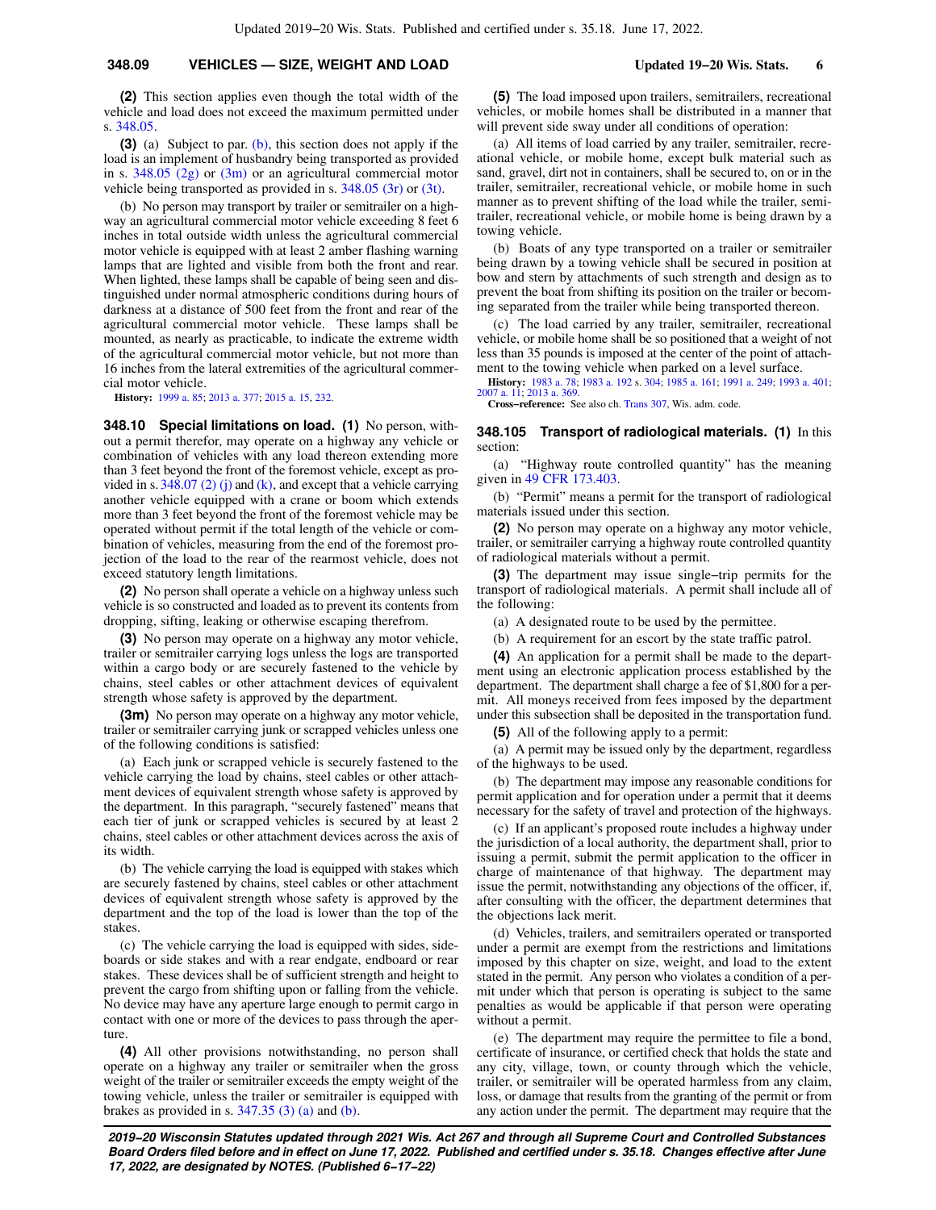**(2)** This section applies even though the total width of the vehicle and load does not exceed the maximum permitted under s. 348.05.

**(3)** (a) Subject to par. (b), this section does not apply if the load is an implement of husbandry being transported as provided in s. 348.05 (2g) or (3m) or an agricultural commercial motor vehicle being transported as provided in s. 348.05 (3r) or (3t).

(b) No person may transport by trailer or semitrailer on a highway an agricultural commercial motor vehicle exceeding 8 feet 6 inches in total outside width unless the agricultural commercial motor vehicle is equipped with at least 2 amber flashing warning lamps that are lighted and visible from both the front and rear. When lighted, these lamps shall be capable of being seen and distinguished under normal atmospheric conditions during hours of darkness at a distance of 500 feet from the front and rear of the agricultural commercial motor vehicle. These lamps shall be mounted, as nearly as practicable, to indicate the extreme width of the agricultural commercial motor vehicle, but not more than 16 inches from the lateral extremities of the agricultural commercial motor vehicle.

**History:** 1999 a. 85; 2013 a. 377; 2015 a. 15, 232.

**348.10 Special limitations on load.** **(1)** No person, without a permit therefor, may operate on a highway any vehicle or combination of vehicles with any load thereon extending more than 3 feet beyond the front of the foremost vehicle, except as provided in s. 348.07 (2) (j) and (k), and except that a vehicle carrying another vehicle equipped with a crane or boom which extends more than 3 feet beyond the front of the foremost vehicle may be operated without permit if the total length of the vehicle or combination of vehicles, measuring from the end of the foremost projection of the load to the rear of the rearmost vehicle, does not exceed statutory length limitations.

**(2)** No person shall operate a vehicle on a highway unless such vehicle is so constructed and loaded as to prevent its contents from dropping, sifting, leaking or otherwise escaping therefrom.

**(3)** No person may operate on a highway any motor vehicle, trailer or semitrailer carrying logs unless the logs are transported within a cargo body or are securely fastened to the vehicle by chains, steel cables or other attachment devices of equivalent strength whose safety is approved by the department.

**(3m)** No person may operate on a highway any motor vehicle, trailer or semitrailer carrying junk or scrapped vehicles unless one of the following conditions is satisfied:

(a) Each junk or scrapped vehicle is securely fastened to the vehicle carrying the load by chains, steel cables or other attachment devices of equivalent strength whose safety is approved by the department. In this paragraph, "securely fastened" means that each tier of junk or scrapped vehicles is secured by at least 2 chains, steel cables or other attachment devices across the axis of its width.

(b) The vehicle carrying the load is equipped with stakes which are securely fastened by chains, steel cables or other attachment devices of equivalent strength whose safety is approved by the department and the top of the load is lower than the top of the stakes.

(c) The vehicle carrying the load is equipped with sides, sideboards or side stakes and with a rear endgate, endboard or rear stakes. These devices shall be of sufficient strength and height to prevent the cargo from shifting upon or falling from the vehicle. No device may have any aperture large enough to permit cargo in contact with one or more of the devices to pass through the aperture.

**(4)** All other provisions notwithstanding, no person shall operate on a highway any trailer or semitrailer when the gross weight of the trailer or semitrailer exceeds the empty weight of the towing vehicle, unless the trailer or semitrailer is equipped with brakes as provided in s. 347.35 (3) (a) and (b).

**(5)** The load imposed upon trailers, semitrailers, recreational vehicles, or mobile homes shall be distributed in a manner that will prevent side sway under all conditions of operation:

(a) All items of load carried by any trailer, semitrailer, recreational vehicle, or mobile home, except bulk material such as sand, gravel, dirt not in containers, shall be secured to, on or in the trailer, semitrailer, recreational vehicle, or mobile home in such manner as to prevent shifting of the load while the trailer, semitrailer, recreational vehicle, or mobile home is being drawn by a towing vehicle.

(b) Boats of any type transported on a trailer or semitrailer being drawn by a towing vehicle shall be secured in position at bow and stern by attachments of such strength and design as to prevent the boat from shifting its position on the trailer or becoming separated from the trailer while being transported thereon.

(c) The load carried by any trailer, semitrailer, recreational vehicle, or mobile home shall be so positioned that a weight of not less than 35 pounds is imposed at the center of the point of attachment to the towing vehicle when parked on a level surface.

**History:** 1983 a. 78; 1983 a. 192 s. 304; 1985 a. 161; 1991 a. 249; 1993 a. 401; 2007 a. 11; 2013 a. 369.

**Cross−reference:** See also ch. Trans 307, Wis. adm. code.

**348.105 Transport of radiological materials.** **(1)** In this section:

(a) "Highway route controlled quantity" has the meaning given in 49 CFR 173.403.

(b) "Permit" means a permit for the transport of radiological materials issued under this section.

**(2)** No person may operate on a highway any motor vehicle, trailer, or semitrailer carrying a highway route controlled quantity of radiological materials without a permit.

**(3)** The department may issue single−trip permits for the transport of radiological materials. A permit shall include all of the following:

(a) A designated route to be used by the permittee.

(b) A requirement for an escort by the state traffic patrol.

**(4)** An application for a permit shall be made to the department using an electronic application process established by the department. The department shall charge a fee of $1,800 for a permit. All moneys received from fees imposed by the department under this subsection shall be deposited in the transportation fund.

**(5)** All of the following apply to a permit:

(a) A permit may be issued only by the department, regardless of the highways to be used.

(b) The department may impose any reasonable conditions for permit application and for operation under a permit that it deems necessary for the safety of travel and protection of the highways.

(c) If an applicant's proposed route includes a highway under the jurisdiction of a local authority, the department shall, prior to issuing a permit, submit the permit application to the officer in charge of maintenance of that highway. The department may issue the permit, notwithstanding any objections of the officer, if, after consulting with the officer, the department determines that the objections lack merit.

(d) Vehicles, trailers, and semitrailers operated or transported under a permit are exempt from the restrictions and limitations imposed by this chapter on size, weight, and load to the extent stated in the permit. Any person who violates a condition of a permit under which that person is operating is subject to the same penalties as would be applicable if that person were operating without a permit.

(e) The department may require the permittee to file a bond, certificate of insurance, or certified check that holds the state and any city, village, town, or county through which the vehicle, trailer, or semitrailer will be operated harmless from any claim, loss, or damage that results from the granting of the permit or from any action under the permit. The department may require that the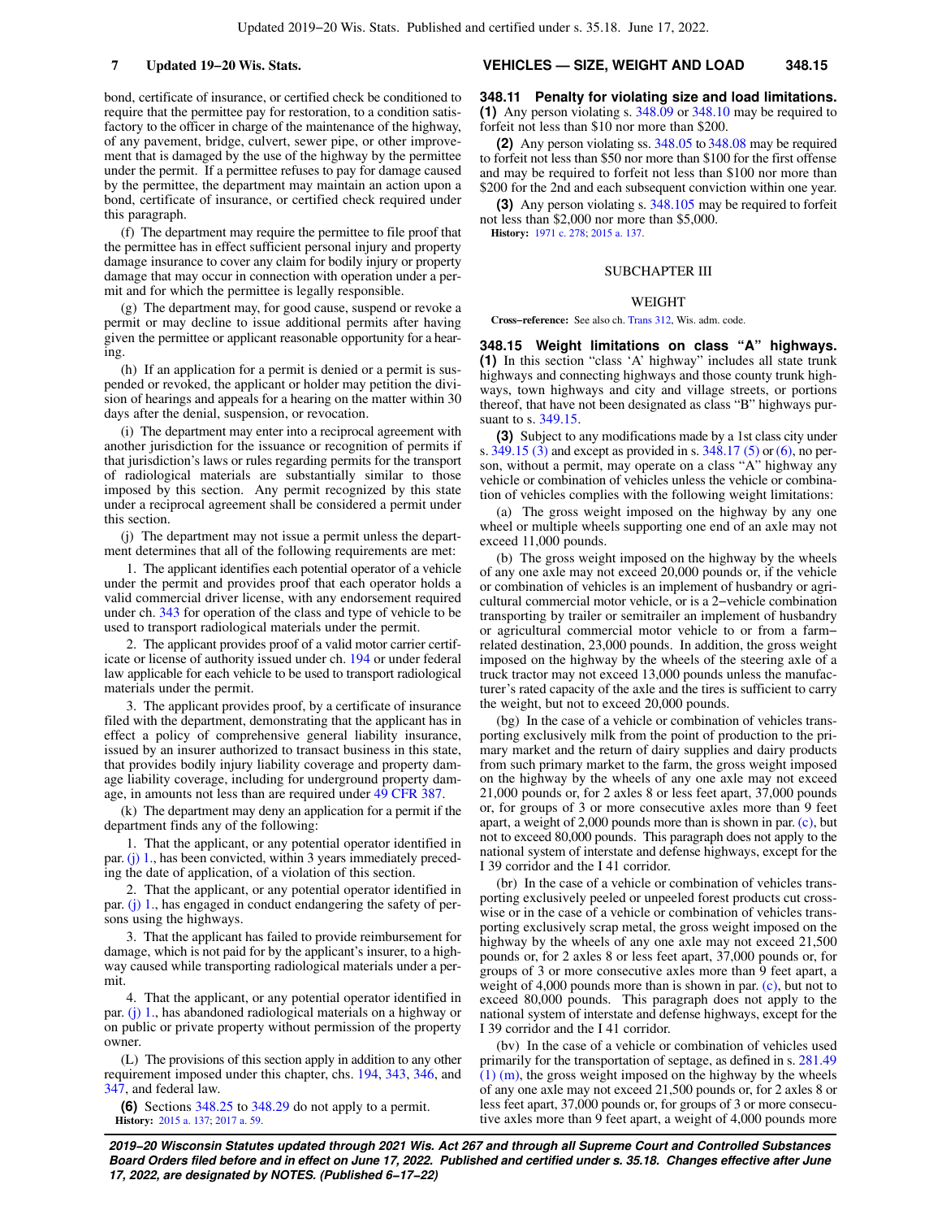bond, certificate of insurance, or certified check be conditioned to require that the permittee pay for restoration, to a condition satisfactory to the officer in charge of the maintenance of the highway, of any pavement, bridge, culvert, sewer pipe, or other improvement that is damaged by the use of the highway by the permittee under the permit. If a permittee refuses to pay for damage caused by the permittee, the department may maintain an action upon a bond, certificate of insurance, or certified check required under this paragraph.

(f) The department may require the permittee to file proof that the permittee has in effect sufficient personal injury and property damage insurance to cover any claim for bodily injury or property damage that may occur in connection with operation under a permit and for which the permittee is legally responsible.

(g) The department may, for good cause, suspend or revoke a permit or may decline to issue additional permits after having given the permittee or applicant reasonable opportunity for a hearing.

(h) If an application for a permit is denied or a permit is suspended or revoked, the applicant or holder may petition the division of hearings and appeals for a hearing on the matter within 30 days after the denial, suspension, or revocation.

(i) The department may enter into a reciprocal agreement with another jurisdiction for the issuance or recognition of permits if that jurisdiction's laws or rules regarding permits for the transport of radiological materials are substantially similar to those imposed by this section. Any permit recognized by this state under a reciprocal agreement shall be considered a permit under this section.

(j) The department may not issue a permit unless the department determines that all of the following requirements are met:

1. The applicant identifies each potential operator of a vehicle under the permit and provides proof that each operator holds a valid commercial driver license, with any endorsement required under ch. 343 for operation of the class and type of vehicle to be used to transport radiological materials under the permit.

2. The applicant provides proof of a valid motor carrier certificate or license of authority issued under ch. 194 or under federal law applicable for each vehicle to be used to transport radiological materials under the permit.

3. The applicant provides proof, by a certificate of insurance filed with the department, demonstrating that the applicant has in effect a policy of comprehensive general liability insurance, issued by an insurer authorized to transact business in this state, that provides bodily injury liability coverage and property damage liability coverage, including for underground property damage, in amounts not less than are required under 49 CFR 387.

(k) The department may deny an application for a permit if the department finds any of the following:

1. That the applicant, or any potential operator identified in par. (j) 1., has been convicted, within 3 years immediately preceding the date of application, of a violation of this section.

2. That the applicant, or any potential operator identified in par. (j) 1., has engaged in conduct endangering the safety of persons using the highways.

3. That the applicant has failed to provide reimbursement for damage, which is not paid for by the applicant's insurer, to a highway caused while transporting radiological materials under a permit.

4. That the applicant, or any potential operator identified in par. (j) 1., has abandoned radiological materials on a highway or on public or private property without permission of the property owner.

(L) The provisions of this section apply in addition to any other requirement imposed under this chapter, chs. 194, 343, 346, and 347, and federal law.

**(6)** Sections 348.25 to 348.29 do not apply to a permit.

**History:** 2015 a. 137; 2017 a. 59.

**348.11 Penalty for violating size and load limitations.**
**(1)** Any person violating s. 348.09 or 348.10 may be required to forfeit not less than $10 nor more than $200.

**(2)** Any person violating ss. 348.05 to 348.08 may be required to forfeit not less than $50 nor more than $100 for the first offense and may be required to forfeit not less than $100 nor more than $200 for the 2nd and each subsequent conviction within one year.

**(3)** Any person violating s. 348.105 may be required to forfeit not less than $2,000 nor more than $5,000.

**History:** 1971 c. 278; 2015 a. 137.

## SUBCHAPTER III

## WEIGHT

**Cross–reference:** See also ch. Trans 312, Wis. adm. code.

**348.15 Weight limitations on class "A" highways.**
**(1)** In this section "class 'A' highway" includes all state trunk highways and connecting highways and those county trunk highways, town highways and city and village streets, or portions thereof, that have not been designated as class "B" highways pursuant to s. 349.15.

**(3)** Subject to any modifications made by a 1st class city under s. 349.15 (3) and except as provided in s. 348.17 (5) or (6), no person, without a permit, may operate on a class "A" highway any vehicle or combination of vehicles unless the vehicle or combination of vehicles complies with the following weight limitations:

(a) The gross weight imposed on the highway by any one wheel or multiple wheels supporting one end of an axle may not exceed 11,000 pounds.

(b) The gross weight imposed on the highway by the wheels of any one axle may not exceed 20,000 pounds or, if the vehicle or combination of vehicles is an implement of husbandry or agricultural commercial motor vehicle, or is a 2–vehicle combination transporting by trailer or semitrailer an implement of husbandry or agricultural commercial motor vehicle to or from a farm–related destination, 23,000 pounds. In addition, the gross weight imposed on the highway by the wheels of the steering axle of a truck tractor may not exceed 13,000 pounds unless the manufacturer's rated capacity of the axle and the tires is sufficient to carry the weight, but not to exceed 20,000 pounds.

(bg) In the case of a vehicle or combination of vehicles transporting exclusively milk from the point of production to the primary market and the return of dairy supplies and dairy products from such primary market to the farm, the gross weight imposed on the highway by the wheels of any one axle may not exceed 21,000 pounds or, for 2 axles 8 or less feet apart, 37,000 pounds or, for groups of 3 or more consecutive axles more than 9 feet apart, a weight of 2,000 pounds more than is shown in par. (c), but not to exceed 80,000 pounds. This paragraph does not apply to the national system of interstate and defense highways, except for the I 39 corridor and the I 41 corridor.

(br) In the case of a vehicle or combination of vehicles transporting exclusively peeled or unpeeled forest products cut crosswise or in the case of a vehicle or combination of vehicles transporting exclusively scrap metal, the gross weight imposed on the highway by the wheels of any one axle may not exceed 21,500 pounds or, for 2 axles 8 or less feet apart, 37,000 pounds or, for groups of 3 or more consecutive axles more than 9 feet apart, a weight of 4,000 pounds more than is shown in par. (c), but not to exceed 80,000 pounds. This paragraph does not apply to the national system of interstate and defense highways, except for the I 39 corridor and the I 41 corridor.

(bv) In the case of a vehicle or combination of vehicles used primarily for the transportation of septage, as defined in s. 281.49 (1) (m), the gross weight imposed on the highway by the wheels of any one axle may not exceed 21,500 pounds or, for 2 axles 8 or less feet apart, 37,000 pounds or, for groups of 3 or more consecutive axles more than 9 feet apart, a weight of 4,000 pounds more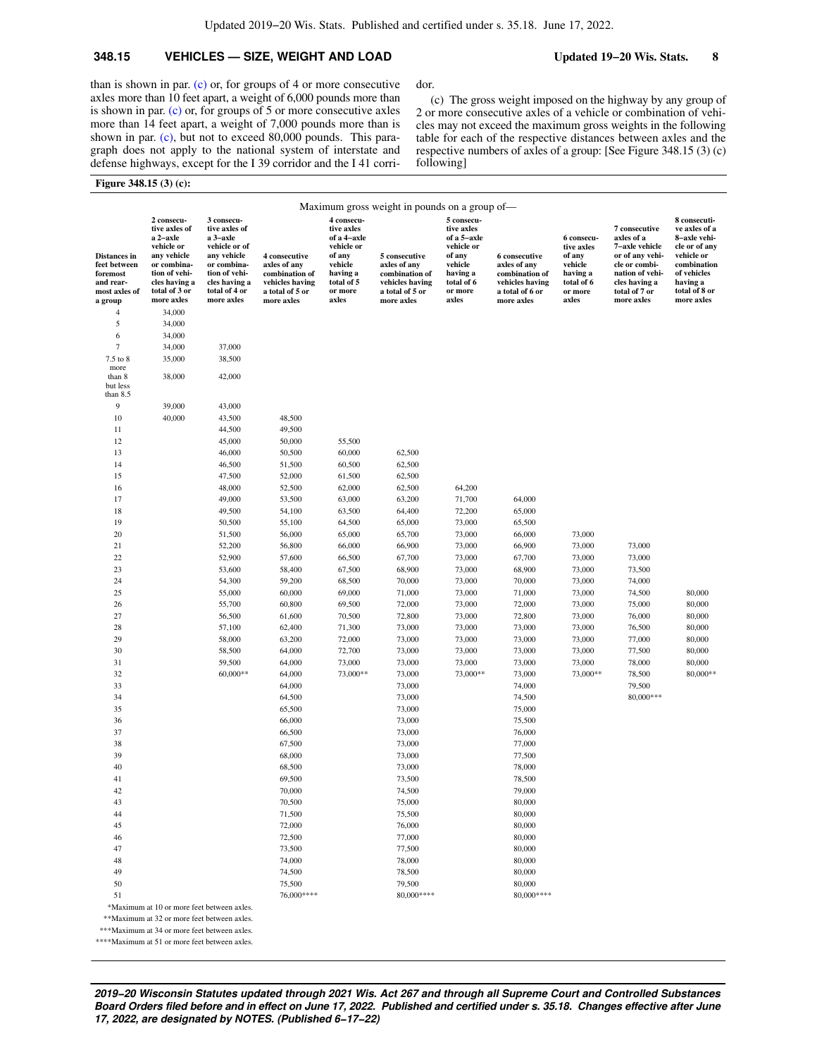than is shown in par. (c) or, for groups of 4 or more consecutive axles more than 10 feet apart, a weight of 6,000 pounds more than is shown in par. (c) or, for groups of 5 or more consecutive axles more than 14 feet apart, a weight of 7,000 pounds more than is shown in par. (c), but not to exceed 80,000 pounds. This paragraph does not apply to the national system of interstate and defense highways, except for the I 39 corridor and the I 41 corridor.

(c) The gross weight imposed on the highway by any group of 2 or more consecutive axles of a vehicle or combination of vehicles may not exceed the maximum gross weights in the following table for each of the respective distances between axles and the respective numbers of axles of a group: [See Figure 348.15 (3) (c) following]

**Figure 348.15 (3) (c):**

| Distances in feet between foremost and rearmost axles of a group | Maximum gross weight in pounds on a group of— 2 consecutive axles of a 2–axle vehicle or any vehicle or combination of vehicles having a total of 3 or more axles | 3 consecutive axles of a 3–axle vehicle or of any vehicle or combination of vehicles having a total of 4 or more axles | 4 consecutive axles of any combination of vehicles having a total of 5 or more axles | 4 consecutive axles of a 4–axle vehicle or of any vehicle having a total of 5 or more axles | 5 consecutive axles of any combination of vehicles having a total of 5 or more axles | 5 consecutive axles of a 5–axle vehicle or of any vehicle having a total of 6 or more axles | 6 consecutive axles of any combination of vehicles having a total of 6 or more axles | 6 consecutive axles of any vehicle having a total of 6 or more axles | 7 consecutive axles of a 7–axle vehicle or of any vehicle or combination of vehicles having a total of 7 or more axles | 8 consecutive axles of a 8–axle vehicle or of any vehicle or combination of vehicles having a total of 8 or more axles |
|---|---|---|---|---|---|---|---|---|---|---|
| 4 | 34,000 | | | | | | | | | |
| 5 | 34,000 | | | | | | | | | |
| 6 | 34,000 | | | | | | | | | |
| 7 | 34,000 | 37,000 | | | | | | | | |
| 7.5 to 8 | 35,000 | 38,500 | | | | | | | | |
| more than 8 but less than 8.5 | 38,000 | 42,000 | | | | | | | | |
| 9 | 39,000 | 43,000 | | | | | | | | |
| 10 | 40,000 | 43,500 | 48,500 | | | | | | | |
| 11 | | 44,500 | 49,500 | | | | | | | |
| 12 | | 45,000 | 50,000 | 55,500 | | | | | | |
| 13 | | 46,000 | 50,500 | 60,000 | 62,500 | | | | | |
| 14 | | 46,500 | 51,500 | 60,500 | 62,500 | | | | | |
| 15 | | 47,500 | 52,000 | 61,500 | 62,500 | | | | | |
| 16 | | 48,000 | 52,500 | 62,000 | 62,500 | 64,200 | | | | |
| 17 | | 49,000 | 53,500 | 63,000 | 63,200 | 71,700 | 64,000 | | | |
| 18 | | 49,500 | 54,100 | 63,500 | 64,400 | 72,200 | 65,000 | | | |
| 19 | | 50,500 | 55,100 | 64,500 | 65,000 | 73,000 | 65,500 | | | |
| 20 | | 51,500 | 56,000 | 65,000 | 65,700 | 73,000 | 66,000 | 73,000 | | |
| 21 | | 52,200 | 56,800 | 66,000 | 66,900 | 73,000 | 66,900 | 73,000 | 73,000 | |
| 22 | | 52,900 | 57,600 | 66,500 | 67,700 | 73,000 | 67,700 | 73,000 | 73,000 | |
| 23 | | 53,600 | 58,400 | 67,500 | 68,900 | 73,000 | 68,900 | 73,000 | 73,500 | |
| 24 | | 54,300 | 59,200 | 68,500 | 70,000 | 73,000 | 70,000 | 73,000 | 74,000 | |
| 25 | | 55,000 | 60,000 | 69,000 | 71,000 | 73,000 | 71,000 | 73,000 | 74,500 | 80,000 |
| 26 | | 55,700 | 60,800 | 69,500 | 72,000 | 73,000 | 72,000 | 73,000 | 75,000 | 80,000 |
| 27 | | 56,500 | 61,600 | 70,500 | 72,800 | 73,000 | 72,800 | 73,000 | 76,000 | 80,000 |
| 28 | | 57,100 | 62,400 | 71,300 | 73,000 | 73,000 | 73,000 | 73,000 | 76,500 | 80,000 |
| 29 | | 58,000 | 63,200 | 72,000 | 73,000 | 73,000 | 73,000 | 73,000 | 77,000 | 80,000 |
| 30 | | 58,500 | 64,000 | 72,700 | 73,000 | 73,000 | 73,000 | 73,000 | 77,500 | 80,000 |
| 31 | | 59,500 | 64,000 | 73,000 | 73,000 | 73,000 | 73,000 | 73,000 | 78,000 | 80,000 |
| 32 | | 60,000** | 64,000 | 73,000** | 73,000 | 73,000** | 73,000 | 73,000** | 78,500 | 80,000** |
| 33 | | | 64,000 | | 73,000 | | 74,000 | | 79,500 | |
| 34 | | | 64,500 | | 73,000 | | 74,500 | | 80,000*** | |
| 35 | | | 65,500 | | 73,000 | | 75,000 | | | |
| 36 | | | 66,000 | | 73,000 | | 75,500 | | | |
| 37 | | | 66,500 | | 73,000 | | 76,000 | | | |
| 38 | | | 67,500 | | 73,000 | | 77,000 | | | |
| 39 | | | 68,000 | | 73,000 | | 77,500 | | | |
| 40 | | | 68,500 | | 73,000 | | 78,000 | | | |
| 41 | | | 69,500 | | 73,500 | | 78,500 | | | |
| 42 | | | 70,000 | | 74,500 | | 79,000 | | | |
| 43 | | | 70,500 | | 75,000 | | 80,000 | | | |
| 44 | | | 71,500 | | 75,500 | | 80,000 | | | |
| 45 | | | 72,000 | | 76,000 | | 80,000 | | | |
| 46 | | | 72,500 | | 77,000 | | 80,000 | | | |
| 47 | | | 73,500 | | 77,500 | | 80,000 | | | |
| 48 | | | 74,000 | | 78,000 | | 80,000 | | | |
| 49 | | | 74,500 | | 78,500 | | 80,000 | | | |
| 50 | | | 75,500 | | 79,500 | | 80,000 | | | |
| 51 | | | 76,000**** | | 80,000**** | | 80,000**** | | | |

*Maximum at 10 or more feet between axles.

**Maximum at 32 or more feet between axles.

***Maximum at 34 or more feet between axles.

****Maximum at 51 or more feet between axles.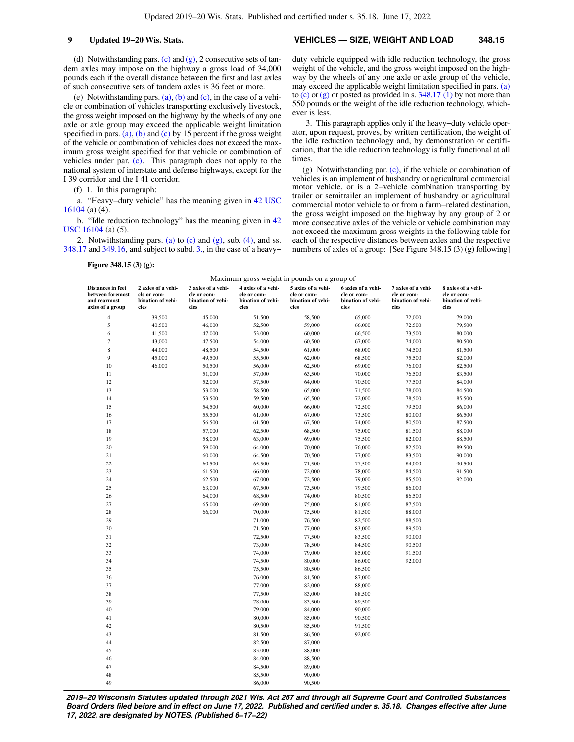(d) Notwithstanding pars. (c) and (g), 2 consecutive sets of tandem axles may impose on the highway a gross load of 34,000 pounds each if the overall distance between the first and last axles of such consecutive sets of tandem axles is 36 feet or more.

(e) Notwithstanding pars. (a), (b) and (c), in the case of a vehicle or combination of vehicles transporting exclusively livestock, the gross weight imposed on the highway by the wheels of any one axle or axle group may exceed the applicable weight limitation specified in pars. (a), (b) and (c) by 15 percent if the gross weight of the vehicle or combination of vehicles does not exceed the maximum gross weight specified for that vehicle or combination of vehicles under par. (c). This paragraph does not apply to the national system of interstate and defense highways, except for the I 39 corridor and the I 41 corridor.

(f) 1. In this paragraph:

a. "Heavy−duty vehicle" has the meaning given in 42 USC 16104 (a) (4).

b. "Idle reduction technology" has the meaning given in 42 USC 16104 (a) (5).

2. Notwithstanding pars. (a) to (c) and (g), sub. (4), and ss. 348.17 and 349.16, and subject to subd. 3., in the case of a heavy−duty vehicle equipped with idle reduction technology, the gross weight of the vehicle, and the gross weight imposed on the highway by the wheels of any one axle or axle group of the vehicle, may exceed the applicable weight limitation specified in pars. (a) to (c) or (g) or posted as provided in s. 348.17 (1) by not more than 550 pounds or the weight of the idle reduction technology, whichever is less.

3. This paragraph applies only if the heavy−duty vehicle operator, upon request, proves, by written certification, the weight of the idle reduction technology and, by demonstration or certification, that the idle reduction technology is fully functional at all times.

(g) Notwithstanding par. (c), if the vehicle or combination of vehicles is an implement of husbandry or agricultural commercial motor vehicle, or is a 2−vehicle combination transporting by trailer or semitrailer an implement of husbandry or agricultural commercial motor vehicle to or from a farm−related destination, the gross weight imposed on the highway by any group of 2 or more consecutive axles of the vehicle or vehicle combination may not exceed the maximum gross weights in the following table for each of the respective distances between axles and the respective numbers of axles of a group: [See Figure 348.15 (3) (g) following]

**Figure 348.15 (3) (g):**

| | Maximum gross weight in pounds on a group of— | | | | | | |
|---|---|---|---|---|---|---|---|
| **Distances in feet between foremost and rearmost axles of a group** | **2 axles of a vehicle or combination of vehicles** | **3 axles of a vehicle or combination of vehicles** | **4 axles of a vehicle or combination of vehicles** | **5 axles of a vehicle or combination of vehicles** | **6 axles of a vehicle or combination of vehicles** | **7 axles of a vehicle or combination of vehicles** | **8 axles of a vehicle or combination of vehicles** |
| 4 | 39,500 | 45,000 | 51,500 | 58,500 | 65,000 | 72,000 | 79,000 |
| 5 | 40,500 | 46,000 | 52,500 | 59,000 | 66,000 | 72,500 | 79,500 |
| 6 | 41,500 | 47,000 | 53,000 | 60,000 | 66,500 | 73,500 | 80,000 |
| 7 | 43,000 | 47,500 | 54,000 | 60,500 | 67,000 | 74,000 | 80,500 |
| 8 | 44,000 | 48,500 | 54,500 | 61,000 | 68,000 | 74,500 | 81,500 |
| 9 | 45,000 | 49,500 | 55,500 | 62,000 | 68,500 | 75,500 | 82,000 |
| 10 | 46,000 | 50,500 | 56,000 | 62,500 | 69,000 | 76,000 | 82,500 |
| 11 | | 51,000 | 57,000 | 63,500 | 70,000 | 76,500 | 83,500 |
| 12 | | 52,000 | 57,500 | 64,000 | 70,500 | 77,500 | 84,000 |
| 13 | | 53,000 | 58,500 | 65,000 | 71,500 | 78,000 | 84,500 |
| 14 | | 53,500 | 59,500 | 65,500 | 72,000 | 78,500 | 85,500 |
| 15 | | 54,500 | 60,000 | 66,000 | 72,500 | 79,500 | 86,000 |
| 16 | | 55,500 | 61,000 | 67,000 | 73,500 | 80,000 | 86,500 |
| 17 | | 56,500 | 61,500 | 67,500 | 74,000 | 80,500 | 87,500 |
| 18 | | 57,000 | 62,500 | 68,500 | 75,000 | 81,500 | 88,000 |
| 19 | | 58,000 | 63,000 | 69,000 | 75,500 | 82,000 | 88,500 |
| 20 | | 59,000 | 64,000 | 70,000 | 76,000 | 82,500 | 89,500 |
| 21 | | 60,000 | 64,500 | 70,500 | 77,000 | 83,500 | 90,000 |
| 22 | | 60,500 | 65,500 | 71,500 | 77,500 | 84,000 | 90,500 |
| 23 | | 61,500 | 66,000 | 72,000 | 78,000 | 84,500 | 91,500 |
| 24 | | 62,500 | 67,000 | 72,500 | 79,000 | 85,500 | 92,000 |
| 25 | | 63,000 | 67,500 | 73,500 | 79,500 | 86,000 | |
| 26 | | 64,000 | 68,500 | 74,000 | 80,500 | 86,500 | |
| 27 | | 65,000 | 69,000 | 75,000 | 81,000 | 87,500 | |
| 28 | | 66,000 | 70,000 | 75,500 | 81,500 | 88,000 | |
| 29 | | | 71,000 | 76,500 | 82,500 | 88,500 | |
| 30 | | | 71,500 | 77,000 | 83,000 | 89,500 | |
| 31 | | | 72,500 | 77,500 | 83,500 | 90,000 | |
| 32 | | | 73,000 | 78,500 | 84,500 | 90,500 | |
| 33 | | | 74,000 | 79,000 | 85,000 | 91,500 | |
| 34 | | | 74,500 | 80,000 | 86,000 | 92,000 | |
| 35 | | | 75,500 | 80,500 | 86,500 | | |
| 36 | | | 76,000 | 81,500 | 87,000 | | |
| 37 | | | 77,000 | 82,000 | 88,000 | | |
| 38 | | | 77,500 | 83,000 | 88,500 | | |
| 39 | | | 78,000 | 83,500 | 89,500 | | |
| 40 | | | 79,000 | 84,000 | 90,000 | | |
| 41 | | | 80,000 | 85,000 | 90,500 | | |
| 42 | | | 80,500 | 85,500 | 91,500 | | |
| 43 | | | 81,500 | 86,500 | 92,000 | | |
| 44 | | | 82,500 | 87,000 | | | |
| 45 | | | 83,000 | 88,000 | | | |
| 46 | | | 84,000 | 88,500 | | | |
| 47 | | | 84,500 | 89,000 | | | |
| 48 | | | 85,500 | 90,000 | | | |
| 49 | | | 86,000 | 90,500 | | | |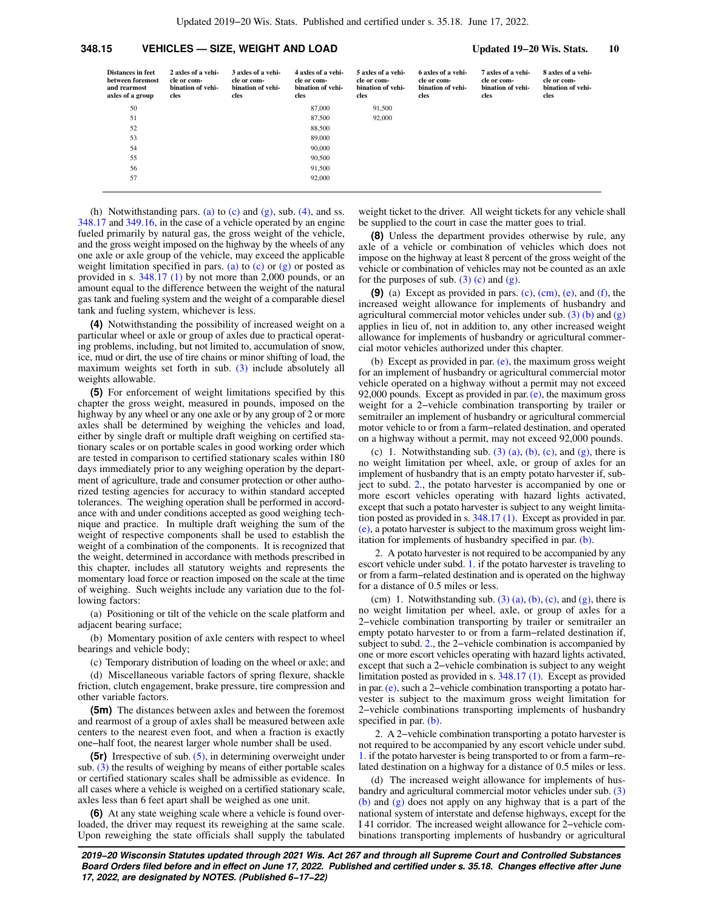| Distances in feet between foremost and rearmost axles of a group | 2 axles of a vehicle or combination of vehicles | 3 axles of a vehicle or combination of vehicles | 4 axles of a vehicle or combination of vehicles | 5 axles of a vehicle or combination of vehicles | 6 axles of a vehicle or combination of vehicles | 7 axles of a vehicle or combination of vehicles | 8 axles of a vehicle or combination of vehicles |
|---|---|---|---|---|---|---|---|
| 50 | | | 87,000 | 91,500 | | | |
| 51 | | | 87,500 | 92,000 | | | |
| 52 | | | 88,500 | | | | |
| 53 | | | 89,000 | | | | |
| 54 | | | 90,000 | | | | |
| 55 | | | 90,500 | | | | |
| 56 | | | 91,500 | | | | |
| 57 | | | 92,000 | | | | |

(h) Notwithstanding pars. (a) to (c) and (g), sub. (4), and ss. 348.17 and 349.16, in the case of a vehicle operated by an engine fueled primarily by natural gas, the gross weight of the vehicle, and the gross weight imposed on the highway by the wheels of any one axle or axle group of the vehicle, may exceed the applicable weight limitation specified in pars. (a) to (c) or (g) or posted as provided in s. 348.17 (1) by not more than 2,000 pounds, or an amount equal to the difference between the weight of the natural gas tank and fueling system and the weight of a comparable diesel tank and fueling system, whichever is less.

**(4)** Notwithstanding the possibility of increased weight on a particular wheel or axle or group of axles due to practical operating problems, including, but not limited to, accumulation of snow, ice, mud or dirt, the use of tire chains or minor shifting of load, the maximum weights set forth in sub. (3) include absolutely all weights allowable.

**(5)** For enforcement of weight limitations specified by this chapter the gross weight, measured in pounds, imposed on the highway by any wheel or any one axle or by any group of 2 or more axles shall be determined by weighing the vehicles and load, either by single draft or multiple draft weighing on certified stationary scales or on portable scales in good working order which are tested in comparison to certified stationary scales within 180 days immediately prior to any weighing operation by the department of agriculture, trade and consumer protection or other authorized testing agencies for accuracy to within standard accepted tolerances. The weighing operation shall be performed in accordance with and under conditions accepted as good weighing technique and practice. In multiple draft weighing the sum of the weight of respective components shall be used to establish the weight of a combination of the components. It is recognized that the weight, determined in accordance with methods prescribed in this chapter, includes all statutory weights and represents the momentary load force or reaction imposed on the scale at the time of weighing. Such weights include any variation due to the following factors:

(a) Positioning or tilt of the vehicle on the scale platform and adjacent bearing surface;

(b) Momentary position of axle centers with respect to wheel bearings and vehicle body;

(c) Temporary distribution of loading on the wheel or axle; and

(d) Miscellaneous variable factors of spring flexure, shackle friction, clutch engagement, brake pressure, tire compression and other variable factors.

**(5m)** The distances between axles and between the foremost and rearmost of a group of axles shall be measured between axle centers to the nearest even foot, and when a fraction is exactly one−half foot, the nearest larger whole number shall be used.

**(5r)** Irrespective of sub. (5), in determining overweight under sub. (3) the results of weighing by means of either portable scales or certified stationary scales shall be admissible as evidence. In all cases where a vehicle is weighed on a certified stationary scale, axles less than 6 feet apart shall be weighed as one unit.

**(6)** At any state weighing scale where a vehicle is found overloaded, the driver may request its reweighing at the same scale. Upon reweighing the state officials shall supply the tabulated weight ticket to the driver. All weight tickets for any vehicle shall be supplied to the court in case the matter goes to trial.

**(8)** Unless the department provides otherwise by rule, any axle of a vehicle or combination of vehicles which does not impose on the highway at least 8 percent of the gross weight of the vehicle or combination of vehicles may not be counted as an axle for the purposes of sub. (3) (c) and (g).

**(9)** (a) Except as provided in pars. (c), (cm), (e), and (f), the increased weight allowance for implements of husbandry and agricultural commercial motor vehicles under sub. (3) (b) and (g) applies in lieu of, not in addition to, any other increased weight allowance for implements of husbandry or agricultural commercial motor vehicles authorized under this chapter.

(b) Except as provided in par. (e), the maximum gross weight for an implement of husbandry or agricultural commercial motor vehicle operated on a highway without a permit may not exceed 92,000 pounds. Except as provided in par. (e), the maximum gross weight for a 2−vehicle combination transporting by trailer or semitrailer an implement of husbandry or agricultural commercial motor vehicle to or from a farm−related destination, and operated on a highway without a permit, may not exceed 92,000 pounds.

(c) 1. Notwithstanding sub. (3) (a), (b), (c), and (g), there is no weight limitation per wheel, axle, or group of axles for an implement of husbandry that is an empty potato harvester if, subject to subd. 2., the potato harvester is accompanied by one or more escort vehicles operating with hazard lights activated, except that such a potato harvester is subject to any weight limitation posted as provided in s. 348.17 (1). Except as provided in par. (e), a potato harvester is subject to the maximum gross weight limitation for implements of husbandry specified in par. (b).

2. A potato harvester is not required to be accompanied by any escort vehicle under subd. 1. if the potato harvester is traveling to or from a farm−related destination and is operated on the highway for a distance of 0.5 miles or less.

(cm) 1. Notwithstanding sub. (3) (a), (b), (c), and (g), there is no weight limitation per wheel, axle, or group of axles for a 2−vehicle combination transporting by trailer or semitrailer an empty potato harvester to or from a farm−related destination if, subject to subd. 2., the 2−vehicle combination is accompanied by one or more escort vehicles operating with hazard lights activated, except that such a 2−vehicle combination is subject to any weight limitation posted as provided in s. 348.17 (1). Except as provided in par. (e), such a 2−vehicle combination transporting a potato harvester is subject to the maximum gross weight limitation for 2−vehicle combinations transporting implements of husbandry specified in par. (b).

2. A 2−vehicle combination transporting a potato harvester is not required to be accompanied by any escort vehicle under subd. 1. if the potato harvester is being transported to or from a farm−related destination on a highway for a distance of 0.5 miles or less.

(d) The increased weight allowance for implements of husbandry and agricultural commercial motor vehicles under sub. (3) (b) and (g) does not apply on any highway that is a part of the national system of interstate and defense highways, except for the I 41 corridor. The increased weight allowance for 2−vehicle combinations transporting implements of husbandry or agricultural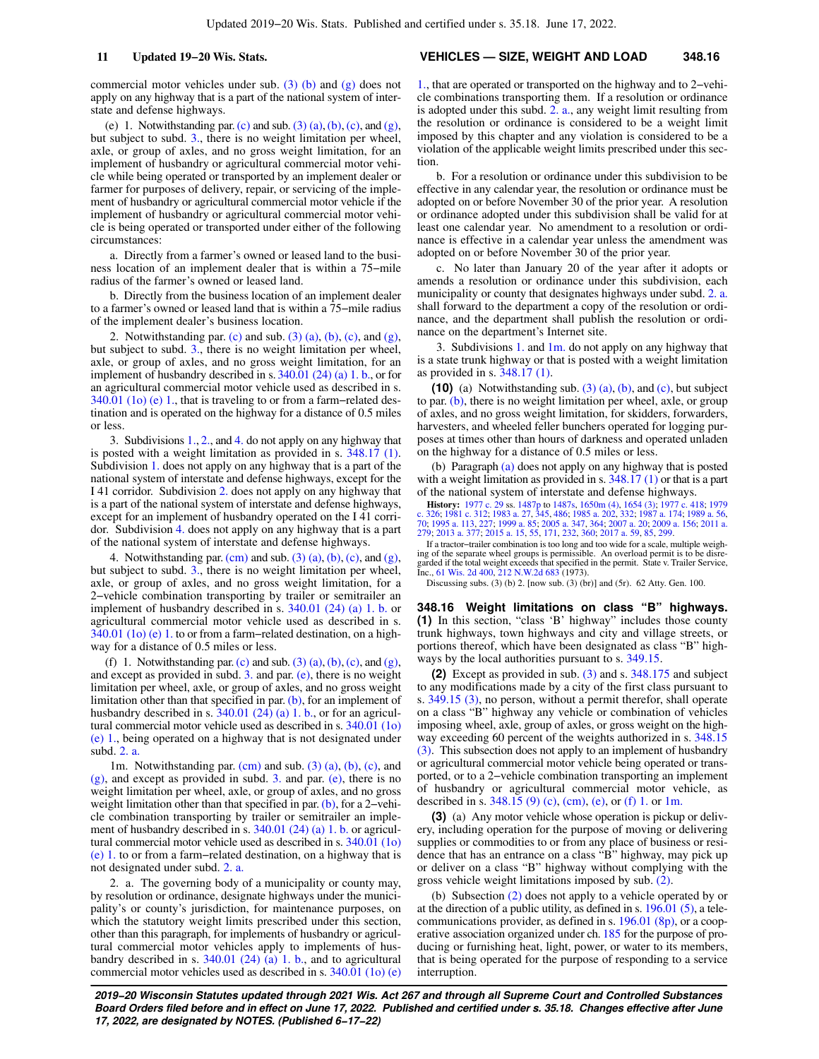commercial motor vehicles under sub. (3) (b) and (g) does not apply on any highway that is a part of the national system of interstate and defense highways.

(e) 1. Notwithstanding par. (c) and sub. (3) (a), (b), (c), and (g), but subject to subd. 3., there is no weight limitation per wheel, axle, or group of axles, and no gross weight limitation, for an implement of husbandry or agricultural commercial motor vehicle while being operated or transported by an implement dealer or farmer for purposes of delivery, repair, or servicing of the implement of husbandry or agricultural commercial motor vehicle if the implement of husbandry or agricultural commercial motor vehicle is being operated or transported under either of the following circumstances:

a. Directly from a farmer's owned or leased land to the business location of an implement dealer that is within a 75−mile radius of the farmer's owned or leased land.

b. Directly from the business location of an implement dealer to a farmer's owned or leased land that is within a 75−mile radius of the implement dealer's business location.

2. Notwithstanding par. (c) and sub. (3) (a), (b), (c), and (g), but subject to subd. 3., there is no weight limitation per wheel, axle, or group of axles, and no gross weight limitation, for an implement of husbandry described in s. 340.01 (24) (a) 1. b., or for an agricultural commercial motor vehicle used as described in s. 340.01 (1o) (e) 1., that is traveling to or from a farm−related destination and is operated on the highway for a distance of 0.5 miles or less.

3. Subdivisions 1., 2., and 4. do not apply on any highway that is posted with a weight limitation as provided in s. 348.17 (1). Subdivision 1. does not apply on any highway that is a part of the national system of interstate and defense highways, except for the I 41 corridor. Subdivision 2. does not apply on any highway that is a part of the national system of interstate and defense highways, except for an implement of husbandry operated on the I 41 corridor. Subdivision 4. does not apply on any highway that is a part of the national system of interstate and defense highways.

4. Notwithstanding par. (cm) and sub. (3) (a), (b), (c), and (g), but subject to subd. 3., there is no weight limitation per wheel, axle, or group of axles, and no gross weight limitation, for a 2−vehicle combination transporting by trailer or semitrailer an implement of husbandry described in s. 340.01 (24) (a) 1. b. or agricultural commercial motor vehicle used as described in s. 340.01 (1o) (e) 1. to or from a farm−related destination, on a highway for a distance of 0.5 miles or less.

(f) 1. Notwithstanding par. (c) and sub. (3) (a), (b), (c), and (g), and except as provided in subd. 3. and par. (e), there is no weight limitation per wheel, axle, or group of axles, and no gross weight limitation other than that specified in par. (b), for an implement of husbandry described in s. 340.01 (24) (a) 1. b., or for an agricultural commercial motor vehicle used as described in s. 340.01 (1o) (e) 1., being operated on a highway that is not designated under subd. 2. a.

1m. Notwithstanding par. (cm) and sub. (3) (a), (b), (c), and (g), and except as provided in subd. 3. and par. (e), there is no weight limitation per wheel, axle, or group of axles, and no gross weight limitation other than that specified in par. (b), for a 2−vehicle combination transporting by trailer or semitrailer an implement of husbandry described in s. 340.01 (24) (a) 1. b. or agricultural commercial motor vehicle used as described in s. 340.01 (1o) (e) 1. to or from a farm−related destination, on a highway that is not designated under subd. 2. a.

2. a. The governing body of a municipality or county may, by resolution or ordinance, designate highways under the municipality's or county's jurisdiction, for maintenance purposes, on which the statutory weight limits prescribed under this section, other than this paragraph, for implements of husbandry or agricultural commercial motor vehicles apply to implements of husbandry described in s. 340.01 (24) (a) 1. b., and to agricultural commercial motor vehicles used as described in s. 340.01 (1o) (e) 1., that are operated or transported on the highway and to 2−vehicle combinations transporting them. If a resolution or ordinance is adopted under this subd. 2. a., any weight limit resulting from the resolution or ordinance is considered to be a weight limit imposed by this chapter and any violation is considered to be a violation of the applicable weight limits prescribed under this section.

b. For a resolution or ordinance under this subdivision to be effective in any calendar year, the resolution or ordinance must be adopted on or before November 30 of the prior year. A resolution or ordinance adopted under this subdivision shall be valid for at least one calendar year. No amendment to a resolution or ordinance is effective in a calendar year unless the amendment was adopted on or before November 30 of the prior year.

c. No later than January 20 of the year after it adopts or amends a resolution or ordinance under this subdivision, each municipality or county that designates highways under subd. 2. a. shall forward to the department a copy of the resolution or ordinance, and the department shall publish the resolution or ordinance on the department's Internet site.

3. Subdivisions 1. and 1m. do not apply on any highway that is a state trunk highway or that is posted with a weight limitation as provided in s. 348.17 (1).

**(10)** (a) Notwithstanding sub. (3) (a), (b), and (c), but subject to par. (b), there is no weight limitation per wheel, axle, or group of axles, and no gross weight limitation, for skidders, forwarders, harvesters, and wheeled feller bunchers operated for logging purposes at times other than hours of darkness and operated unladen on the highway for a distance of 0.5 miles or less.

(b) Paragraph (a) does not apply on any highway that is posted with a weight limitation as provided in s. 348.17 (1) or that is a part of the national system of interstate and defense highways.

**History:** 1977 c. 29 ss. 1487p to 1487s, 1650m (4), 1654 (3); 1977 c. 418; 1979 c. 326; 1981 c. 312; 1983 a. 27, 345, 486; 1985 a. 202, 332; 1987 a. 174; 1989 a. 56, 70; 1995 a. 113, 227; 1999 a. 85; 2005 a. 347, 364; 2007 a. 20; 2009 a. 156; 2011 a. 279; 2013 a. 377; 2015 a. 15, 55, 171, 232, 360; 2017 a. 59, 85, 299.

If a tractor−trailer combination is too long and too wide for a scale, multiple weighing of the separate wheel groups is permissible. An overload permit is to be disregarded if the total weight exceeds that specified in the permit. State v. Trailer Service, Inc., 61 Wis. 2d 400, 212 N.W.2d 683 (1973).

Discussing subs. (3) (b) 2. [now sub. (3) (br)] and (5r). 62 Atty. Gen. 100.

## 348.16 Weight limitations on class "B" highways.

**(1)** In this section, "class 'B' highway" includes those county trunk highways, town highways and city and village streets, or portions thereof, which have been designated as class "B" highways by the local authorities pursuant to s. 349.15.

**(2)** Except as provided in sub. (3) and s. 348.175 and subject to any modifications made by a city of the first class pursuant to s. 349.15 (3), no person, without a permit therefor, shall operate on a class "B" highway any vehicle or combination of vehicles imposing wheel, axle, group of axles, or gross weight on the highway exceeding 60 percent of the weights authorized in s. 348.15 (3). This subsection does not apply to an implement of husbandry or agricultural commercial motor vehicle being operated or transported, or to a 2−vehicle combination transporting an implement of husbandry or agricultural commercial motor vehicle, as described in s. 348.15 (9) (c), (cm), (e), or (f) 1. or 1m.

**(3)** (a) Any motor vehicle whose operation is pickup or delivery, including operation for the purpose of moving or delivering supplies or commodities to or from any place of business or residence that has an entrance on a class "B" highway, may pick up or deliver on a class "B" highway without complying with the gross vehicle weight limitations imposed by sub. (2).

(b) Subsection (2) does not apply to a vehicle operated by or at the direction of a public utility, as defined in s. 196.01 (5), a telecommunications provider, as defined in s. 196.01 (8p), or a cooperative association organized under ch. 185 for the purpose of producing or furnishing heat, light, power, or water to its members, that is being operated for the purpose of responding to a service interruption.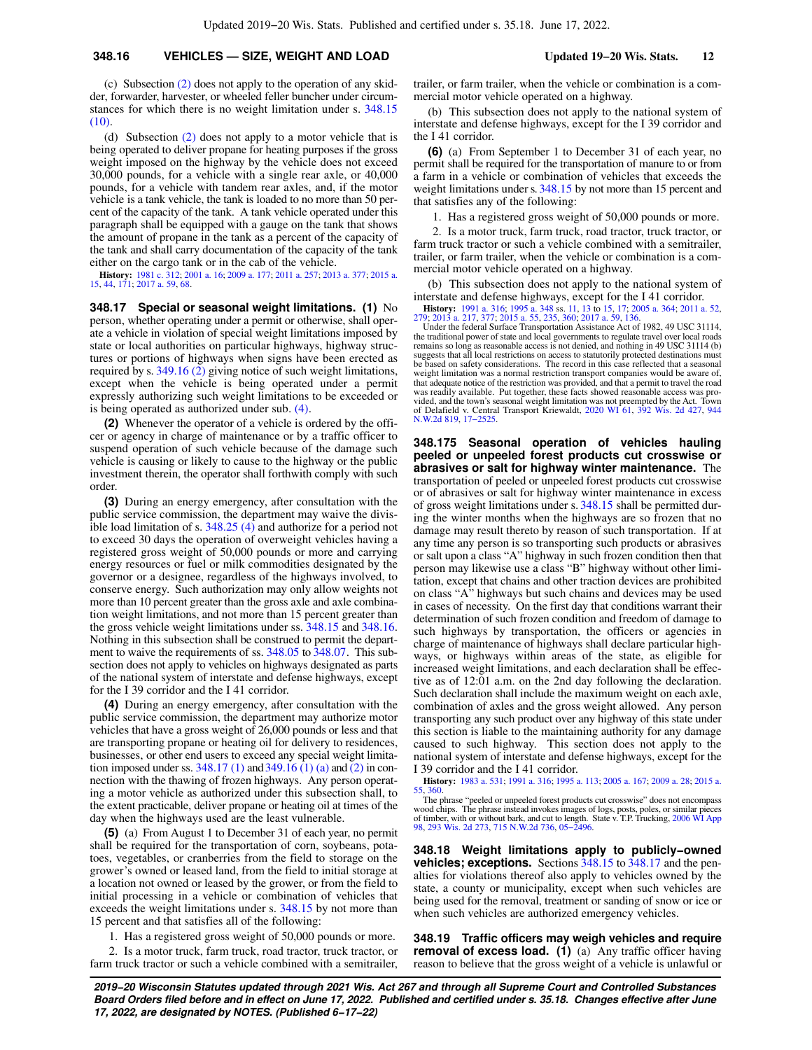(c) Subsection (2) does not apply to the operation of any skidder, forwarder, harvester, or wheeled feller buncher under circumstances for which there is no weight limitation under s. 348.15 (10).

(d) Subsection (2) does not apply to a motor vehicle that is being operated to deliver propane for heating purposes if the gross weight imposed on the highway by the vehicle does not exceed 30,000 pounds, for a vehicle with a single rear axle, or 40,000 pounds, for a vehicle with tandem rear axles, and, if the motor vehicle is a tank vehicle, the tank is loaded to no more than 50 percent of the capacity of the tank. A tank vehicle operated under this paragraph shall be equipped with a gauge on the tank that shows the amount of propane in the tank as a percent of the capacity of the tank and shall carry documentation of the capacity of the tank either on the cargo tank or in the cab of the vehicle.

**History:** 1981 c. 312; 2001 a. 16; 2009 a. 177; 2011 a. 257; 2013 a. 377; 2015 a. 15, 44, 171; 2017 a. 59, 68.

**348.17 Special or seasonal weight limitations.** **(1)** No person, whether operating under a permit or otherwise, shall operate a vehicle in violation of special weight limitations imposed by state or local authorities on particular highways, highway structures or portions of highways when signs have been erected as required by s. 349.16 (2) giving notice of such weight limitations, except when the vehicle is being operated under a permit expressly authorizing such weight limitations to be exceeded or is being operated as authorized under sub. (4).

**(2)** Whenever the operator of a vehicle is ordered by the officer or agency in charge of maintenance or by a traffic officer to suspend operation of such vehicle because of the damage such vehicle is causing or likely to cause to the highway or the public investment therein, the operator shall forthwith comply with such order.

**(3)** During an energy emergency, after consultation with the public service commission, the department may waive the divisible load limitation of s. 348.25 (4) and authorize for a period not to exceed 30 days the operation of overweight vehicles having a registered gross weight of 50,000 pounds or more and carrying energy resources or fuel or milk commodities designated by the governor or a designee, regardless of the highways involved, to conserve energy. Such authorization may only allow weights not more than 10 percent greater than the gross axle and axle combination weight limitations, and not more than 15 percent greater than the gross vehicle weight limitations under ss. 348.15 and 348.16. Nothing in this subsection shall be construed to permit the department to waive the requirements of ss. 348.05 to 348.07. This subsection does not apply to vehicles on highways designated as parts of the national system of interstate and defense highways, except for the I 39 corridor and the I 41 corridor.

**(4)** During an energy emergency, after consultation with the public service commission, the department may authorize motor vehicles that have a gross weight of 26,000 pounds or less and that are transporting propane or heating oil for delivery to residences, businesses, or other end users to exceed any special weight limitation imposed under ss. 348.17 (1) and 349.16 (1) (a) and (2) in connection with the thawing of frozen highways. Any person operating a motor vehicle as authorized under this subsection shall, to the extent practicable, deliver propane or heating oil at times of the day when the highways used are the least vulnerable.

**(5)** (a) From August 1 to December 31 of each year, no permit shall be required for the transportation of corn, soybeans, potatoes, vegetables, or cranberries from the field to storage on the grower's owned or leased land, from the field to initial storage at a location not owned or leased by the grower, or from the field to initial processing in a vehicle or combination of vehicles that exceeds the weight limitations under s. 348.15 by not more than 15 percent and that satisfies all of the following:

1. Has a registered gross weight of 50,000 pounds or more.

2. Is a motor truck, farm truck, road tractor, truck tractor, or farm truck tractor or such a vehicle combined with a semitrailer, trailer, or farm trailer, when the vehicle or combination is a commercial motor vehicle operated on a highway.

(b) This subsection does not apply to the national system of interstate and defense highways, except for the I 39 corridor and the I 41 corridor.

**(6)** (a) From September 1 to December 31 of each year, no permit shall be required for the transportation of manure to or from a farm in a vehicle or combination of vehicles that exceeds the weight limitations under s. 348.15 by not more than 15 percent and that satisfies any of the following:

1. Has a registered gross weight of 50,000 pounds or more.

2. Is a motor truck, farm truck, road tractor, truck tractor, or farm truck tractor or such a vehicle combined with a semitrailer, trailer, or farm trailer, when the vehicle or combination is a commercial motor vehicle operated on a highway.

(b) This subsection does not apply to the national system of interstate and defense highways, except for the I 41 corridor.

**History:** 1991 a. 316; 1995 a. 348 ss. 11, 13 to 15, 17; 2005 a. 364; 2011 a. 52, 279; 2013 a. 217, 377; 2015 a. 55, 235, 360; 2017 a. 59, 136.

Under the federal Surface Transportation Assistance Act of 1982, 49 USC 31114, the traditional power of state and local governments to regulate travel over local roads remains so long as reasonable access is not denied, and nothing in 49 USC 31114 (b) suggests that all local restrictions on access to statutorily protected destinations must be based on safety considerations. The record in this case reflected that a seasonal weight limitation was a normal restriction transport companies would be aware of, that adequate notice of the restriction was provided, and that a permit to travel the road was readily available. Put together, these facts showed reasonable access was provided, and the town's seasonal weight limitation was not preempted by the Act. Town of Delafield v. Central Transport Kriewaldt, 2020 WI 61, 392 Wis. 2d 427, 944 N.W.2d 819, 17-2525.

**348.175 Seasonal operation of vehicles hauling peeled or unpeeled forest products cut crosswise or abrasives or salt for highway winter maintenance.** The transportation of peeled or unpeeled forest products cut crosswise or of abrasives or salt for highway winter maintenance in excess of gross weight limitations under s. 348.15 shall be permitted during the winter months when the highways are so frozen that no damage may result thereto by reason of such transportation. If at any time any person is so transporting such products or abrasives or salt upon a class "A" highway in such frozen condition then that person may likewise use a class "B" highway without other limitation, except that chains and other traction devices are prohibited on class "A" highways but such chains and devices may be used in cases of necessity. On the first day that conditions warrant their determination of such frozen condition and freedom of damage to such highways by transportation, the officers or agencies in charge of maintenance of highways shall declare particular highways, or highways within areas of the state, as eligible for increased weight limitations, and each declaration shall be effective as of 12:01 a.m. on the 2nd day following the declaration. Such declaration shall include the maximum weight on each axle, combination of axles and the gross weight allowed. Any person transporting any such product over any highway of this state under this section is liable to the maintaining authority for any damage caused to such highway. This section does not apply to the national system of interstate and defense highways, except for the I 39 corridor and the I 41 corridor.

**History:** 1983 a. 531; 1991 a. 316; 1995 a. 113; 2005 a. 167; 2009 a. 28; 2015 a. 55, 360.

The phrase "peeled or unpeeled forest products cut crosswise" does not encompass wood chips. The phrase instead invokes images of logs, posts, poles, or similar pieces of timber, with or without bark, and cut to length. State v. T.P. Trucking, 2006 WI App 98, 293 Wis. 2d 273, 715 N.W.2d 736, 05-2496.

**348.18 Weight limitations apply to publicly-owned vehicles; exceptions.** Sections 348.15 to 348.17 and the penalties for violations thereof also apply to vehicles owned by the state, a county or municipality, except when such vehicles are being used for the removal, treatment or sanding of snow or ice or when such vehicles are authorized emergency vehicles.

**348.19 Traffic officers may weigh vehicles and require removal of excess load.** **(1)** (a) Any traffic officer having reason to believe that the gross weight of a vehicle is unlawful or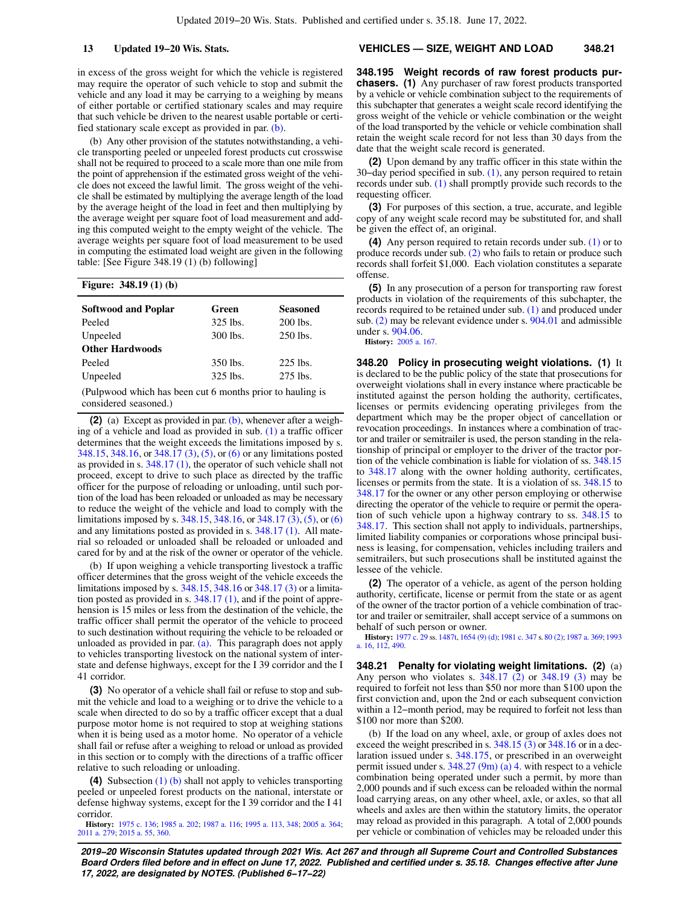in excess of the gross weight for which the vehicle is registered may require the operator of such vehicle to stop and submit the vehicle and any load it may be carrying to a weighing by means of either portable or certified stationary scales and may require that such vehicle be driven to the nearest usable portable or certified stationary scale except as provided in par. (b).

(b) Any other provision of the statutes notwithstanding, a vehicle transporting peeled or unpeeled forest products cut crosswise shall not be required to proceed to a scale more than one mile from the point of apprehension if the estimated gross weight of the vehicle does not exceed the lawful limit. The gross weight of the vehicle shall be estimated by multiplying the average length of the load by the average height of the load in feet and then multiplying by the average weight per square foot of load measurement and adding this computed weight to the empty weight of the vehicle. The average weights per square foot of load measurement to be used in computing the estimated load weight are given in the following table: [See Figure 348.19 (1) (b) following]

**Figure: 348.19 (1) (b)**

| Softwood and Poplar | Green | Seasoned |
|---|---|---|
| Peeled | 325 lbs. | 200 lbs. |
| Unpeeled | 300 lbs. | 250 lbs. |
| **Other Hardwoods** | | |
| Peeled | 350 lbs. | 225 lbs. |
| Unpeeled | 325 lbs. | 275 lbs. |

(Pulpwood which has been cut 6 months prior to hauling is considered seasoned.)

**(2)** (a) Except as provided in par. (b), whenever after a weighing of a vehicle and load as provided in sub. (1) a traffic officer determines that the weight exceeds the limitations imposed by s. 348.15, 348.16, or 348.17 (3), (5), or (6) or any limitations posted as provided in s. 348.17 (1), the operator of such vehicle shall not proceed, except to drive to such place as directed by the traffic officer for the purpose of reloading or unloading, until such portion of the load has been reloaded or unloaded as may be necessary to reduce the weight of the vehicle and load to comply with the limitations imposed by s. 348.15, 348.16, or 348.17 (3), (5), or (6) and any limitations posted as provided in s. 348.17 (1). All material so reloaded or unloaded shall be reloaded or unloaded and cared for by and at the risk of the owner or operator of the vehicle.

(b) If upon weighing a vehicle transporting livestock a traffic officer determines that the gross weight of the vehicle exceeds the limitations imposed by s. 348.15, 348.16 or 348.17 (3) or a limitation posted as provided in s. 348.17 (1), and if the point of apprehension is 15 miles or less from the destination of the vehicle, the traffic officer shall permit the operator of the vehicle to proceed to such destination without requiring the vehicle to be reloaded or unloaded as provided in par. (a). This paragraph does not apply to vehicles transporting livestock on the national system of interstate and defense highways, except for the I 39 corridor and the I 41 corridor.

**(3)** No operator of a vehicle shall fail or refuse to stop and submit the vehicle and load to a weighing or to drive the vehicle to a scale when directed to do so by a traffic officer except that a dual purpose motor home is not required to stop at weighing stations when it is being used as a motor home. No operator of a vehicle shall fail or refuse after a weighing to reload or unload as provided in this section or to comply with the directions of a traffic officer relative to such reloading or unloading.

**(4)** Subsection (1) (b) shall not apply to vehicles transporting peeled or unpeeled forest products on the national, interstate or defense highway systems, except for the I 39 corridor and the I 41 corridor.

**History:** 1975 c. 136; 1985 a. 202; 1987 a. 116; 1995 a. 113, 348; 2005 a. 364; 2011 a. 279; 2015 a. 55, 360.

**348.195 Weight records of raw forest products purchasers. (1)** Any purchaser of raw forest products transported by a vehicle or vehicle combination subject to the requirements of this subchapter that generates a weight scale record identifying the gross weight of the vehicle or vehicle combination or the weight of the load transported by the vehicle or vehicle combination shall retain the weight scale record for not less than 30 days from the date that the weight scale record is generated.

**(2)** Upon demand by any traffic officer in this state within the 30−day period specified in sub. (1), any person required to retain records under sub. (1) shall promptly provide such records to the requesting officer.

**(3)** For purposes of this section, a true, accurate, and legible copy of any weight scale record may be substituted for, and shall be given the effect of, an original.

**(4)** Any person required to retain records under sub. (1) or to produce records under sub. (2) who fails to retain or produce such records shall forfeit $1,000. Each violation constitutes a separate offense.

**(5)** In any prosecution of a person for transporting raw forest products in violation of the requirements of this subchapter, the records required to be retained under sub. (1) and produced under sub. (2) may be relevant evidence under s. 904.01 and admissible under s. 904.06.

**History:** 2005 a. 167.

**348.20 Policy in prosecuting weight violations. (1)** It is declared to be the public policy of the state that prosecutions for overweight violations shall in every instance where practicable be instituted against the person holding the authority, certificates, licenses or permits evidencing operating privileges from the department which may be the proper object of cancellation or revocation proceedings. In instances where a combination of tractor and trailer or semitrailer is used, the person standing in the relationship of principal or employer to the driver of the tractor portion of the vehicle combination is liable for violation of ss. 348.15 to 348.17 along with the owner holding authority, certificates, licenses or permits from the state. It is a violation of ss. 348.15 to 348.17 for the owner or any other person employing or otherwise directing the operator of the vehicle to require or permit the operation of such vehicle upon a highway contrary to ss. 348.15 to 348.17. This section shall not apply to individuals, partnerships, limited liability companies or corporations whose principal business is leasing, for compensation, vehicles including trailers and semitrailers, but such prosecutions shall be instituted against the lessee of the vehicle.

**(2)** The operator of a vehicle, as agent of the person holding authority, certificate, license or permit from the state or as agent of the owner of the tractor portion of a vehicle combination of tractor and trailer or semitrailer, shall accept service of a summons on behalf of such person or owner.

**History:** 1977 c. 29 ss. 1487t, 1654 (9) (d); 1981 c. 347 s. 80 (2); 1987 a. 369; 1993 a. 16, 112, 490.

**348.21 Penalty for violating weight limitations. (2)** (a) Any person who violates s. 348.17 (2) or 348.19 (3) may be required to forfeit not less than $50 nor more than $100 upon the first conviction and, upon the 2nd or each subsequent conviction within a 12−month period, may be required to forfeit not less than $100 nor more than $200.

(b) If the load on any wheel, axle, or group of axles does not exceed the weight prescribed in s. 348.15 (3) or 348.16 or in a declaration issued under s. 348.175, or prescribed in an overweight permit issued under s. 348.27 (9m) (a) 4. with respect to a vehicle combination being operated under such a permit, by more than 2,000 pounds and if such excess can be reloaded within the normal load carrying areas, on any other wheel, axle, or axles, so that all wheels and axles are then within the statutory limits, the operator may reload as provided in this paragraph. A total of 2,000 pounds per vehicle or combination of vehicles may be reloaded under this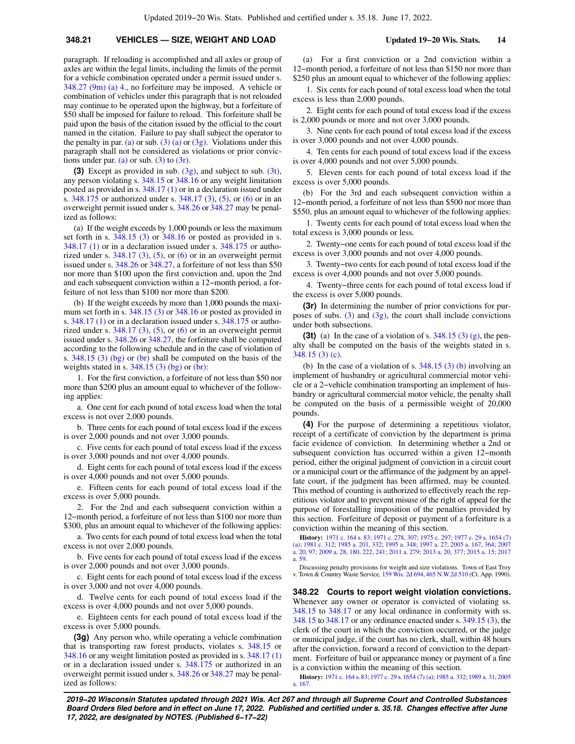paragraph. If reloading is accomplished and all axles or group of axles are within the legal limits, including the limits of the permit for a vehicle combination operated under a permit issued under s. 348.27 (9m) (a) 4., no forfeiture may be imposed. A vehicle or combination of vehicles under this paragraph that is not reloaded may continue to be operated upon the highway, but a forfeiture of $50 shall be imposed for failure to reload. This forfeiture shall be paid upon the basis of the citation issued by the official to the court named in the citation. Failure to pay shall subject the operator to the penalty in par. (a) or sub. (3) (a) or (3g). Violations under this paragraph shall not be considered as violations or prior convictions under par. (a) or sub. (3) to (3r).

**(3)** Except as provided in sub. (3g), and subject to sub. (3t), any person violating s. 348.15 or 348.16 or any weight limitation posted as provided in s. 348.17 (1) or in a declaration issued under s. 348.175 or authorized under s. 348.17 (3), (5), or (6) or in an overweight permit issued under s. 348.26 or 348.27 may be penalized as follows:

(a) If the weight exceeds by 1,000 pounds or less the maximum set forth in s. 348.15 (3) or 348.16 or posted as provided in s. 348.17 (1) or in a declaration issued under s. 348.175 or authorized under s. 348.17 (3), (5), or (6) or in an overweight permit issued under s. 348.26 or 348.27, a forfeiture of not less than $50 nor more than $100 upon the first conviction and, upon the 2nd and each subsequent conviction within a 12−month period, a forfeiture of not less than $100 nor more than $200.

(b) If the weight exceeds by more than 1,000 pounds the maximum set forth in s. 348.15 (3) or 348.16 or posted as provided in s. 348.17 (1) or in a declaration issued under s. 348.175 or authorized under s. 348.17 (3), (5), or (6) or in an overweight permit issued under s. 348.26 or 348.27, the forfeiture shall be computed according to the following schedule and in the case of violation of s. 348.15 (3) (bg) or (br) shall be computed on the basis of the weights stated in s. 348.15 (3) (bg) or (br):

1. For the first conviction, a forfeiture of not less than $50 nor more than $200 plus an amount equal to whichever of the following applies:

a. One cent for each pound of total excess load when the total excess is not over 2,000 pounds.

b. Three cents for each pound of total excess load if the excess is over 2,000 pounds and not over 3,000 pounds.

c. Five cents for each pound of total excess load if the excess is over 3,000 pounds and not over 4,000 pounds.

d. Eight cents for each pound of total excess load if the excess is over 4,000 pounds and not over 5,000 pounds.

e. Fifteen cents for each pound of total excess load if the excess is over 5,000 pounds.

2. For the 2nd and each subsequent conviction within a 12−month period, a forfeiture of not less than $100 nor more than $300, plus an amount equal to whichever of the following applies:

a. Two cents for each pound of total excess load when the total excess is not over 2,000 pounds.

b. Five cents for each pound of total excess load if the excess is over 2,000 pounds and not over 3,000 pounds.

c. Eight cents for each pound of total excess load if the excess is over 3,000 pounds and not over 4,000 pounds.

d. Twelve cents for each pound of total excess load if the excess is over 4,000 pounds and not over 5,000 pounds.

e. Eighteen cents for each pound of total excess load if the excess is over 5,000 pounds.

**(3g)** Any person who, while operating a vehicle combination that is transporting raw forest products, violates s. 348.15 or 348.16 or any weight limitation posted as provided in s. 348.17 (1) or in a declaration issued under s. 348.175 or authorized in an overweight permit issued under s. 348.26 or 348.27 may be penalized as follows:

(a) For a first conviction or a 2nd conviction within a 12−month period, a forfeiture of not less than $150 nor more than $250 plus an amount equal to whichever of the following applies:

1. Six cents for each pound of total excess load when the total excess is less than 2,000 pounds.

2. Eight cents for each pound of total excess load if the excess is 2,000 pounds or more and not over 3,000 pounds.

3. Nine cents for each pound of total excess load if the excess is over 3,000 pounds and not over 4,000 pounds.

4. Ten cents for each pound of total excess load if the excess is over 4,000 pounds and not over 5,000 pounds.

5. Eleven cents for each pound of total excess load if the excess is over 5,000 pounds.

(b) For the 3rd and each subsequent conviction within a 12−month period, a forfeiture of not less than $500 nor more than $550, plus an amount equal to whichever of the following applies:

1. Twenty cents for each pound of total excess load when the total excess is 3,000 pounds or less.

2. Twenty−one cents for each pound of total excess load if the excess is over 3,000 pounds and not over 4,000 pounds.

3. Twenty−two cents for each pound of total excess load if the excess is over 4,000 pounds and not over 5,000 pounds.

4. Twenty−three cents for each pound of total excess load if the excess is over 5,000 pounds.

**(3r)** In determining the number of prior convictions for purposes of subs. (3) and (3g), the court shall include convictions under both subsections.

**(3t)** (a) In the case of a violation of s. 348.15 (3) (g), the penalty shall be computed on the basis of the weights stated in s. 348.15 (3) (c).

(b) In the case of a violation of s. 348.15 (3) (b) involving an implement of husbandry or agricultural commercial motor vehicle or a 2−vehicle combination transporting an implement of husbandry or agricultural commercial motor vehicle, the penalty shall be computed on the basis of a permissible weight of 20,000 pounds.

**(4)** For the purpose of determining a repetitious violator, receipt of a certificate of conviction by the department is prima facie evidence of conviction. In determining whether a 2nd or subsequent conviction has occurred within a given 12−month period, either the original judgment of conviction in a circuit court or a municipal court or the affirmance of the judgment by an appellate court, if the judgment has been affirmed, may be counted. This method of counting is authorized to effectively reach the repetitious violator and to prevent misuse of the right of appeal for the purpose of forestalling imposition of the penalties provided by this section. Forfeiture of deposit or payment of a forfeiture is a conviction within the meaning of this section.

**History:** 1971 c. 164 s. 83; 1971 c. 278, 307; 1975 c. 297; 1977 c. 29 s. 1654 (7) (a); 1981 c. 312; 1985 a. 201, 332; 1995 a. 348; 1997 a. 27; 2005 a. 167, 364; 2007 a. 20, 97; 2009 a. 28, 180, 222, 241; 2011 a. 279; 2013 a. 20, 377; 2015 a. 15; 2017 a. 59.

Discussing penalty provisions for weight and size violations. Town of East Troy v. Town & Country Waste Service, 159 Wis. 2d 694, 465 N.W.2d 510 (Ct. App. 1990).

### 348.22 Courts to report weight violation convictions.

Whenever any owner or operator is convicted of violating ss. 348.15 to 348.17 or any local ordinance in conformity with ss. 348.15 to 348.17 or any ordinance enacted under s. 349.15 (3), the clerk of the court in which the conviction occurred, or the judge or municipal judge, if the court has no clerk, shall, within 48 hours after the conviction, forward a record of conviction to the department. Forfeiture of bail or appearance money or payment of a fine is a conviction within the meaning of this section.

**History:** 1971 c. 164 s. 83; 1977 c. 29 s. 1654 (7) (a); 1985 a. 332; 1989 a. 31; 2005 a. 167.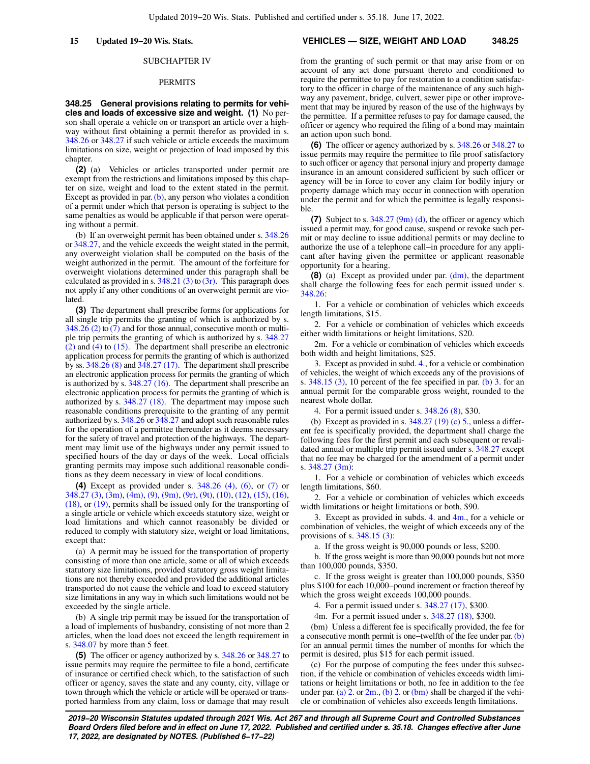## SUBCHAPTER IV

## PERMITS

**348.25 General provisions relating to permits for vehicles and loads of excessive size and weight.** **(1)** No person shall operate a vehicle on or transport an article over a highway without first obtaining a permit therefor as provided in s. 348.26 or 348.27 if such vehicle or article exceeds the maximum limitations on size, weight or projection of load imposed by this chapter.

**(2)** (a) Vehicles or articles transported under permit are exempt from the restrictions and limitations imposed by this chapter on size, weight and load to the extent stated in the permit. Except as provided in par. (b), any person who violates a condition of a permit under which that person is operating is subject to the same penalties as would be applicable if that person were operating without a permit.

(b) If an overweight permit has been obtained under s. 348.26 or 348.27, and the vehicle exceeds the weight stated in the permit, any overweight violation shall be computed on the basis of the weight authorized in the permit. The amount of the forfeiture for overweight violations determined under this paragraph shall be calculated as provided in s. 348.21 (3) to (3r). This paragraph does not apply if any other conditions of an overweight permit are violated.

**(3)** The department shall prescribe forms for applications for all single trip permits the granting of which is authorized by s. 348.26 (2) to (7) and for those annual, consecutive month or multiple trip permits the granting of which is authorized by s. 348.27 (2) and (4) to (15). The department shall prescribe an electronic application process for permits the granting of which is authorized by ss. 348.26 (8) and 348.27 (17). The department shall prescribe an electronic application process for permits the granting of which is authorized by s. 348.27 (16). The department shall prescribe an electronic application process for permits the granting of which is authorized by s. 348.27 (18). The department may impose such reasonable conditions prerequisite to the granting of any permit authorized by s. 348.26 or 348.27 and adopt such reasonable rules for the operation of a permittee thereunder as it deems necessary for the safety of travel and protection of the highways. The department may limit use of the highways under any permit issued to specified hours of the day or days of the week. Local officials granting permits may impose such additional reasonable conditions as they deem necessary in view of local conditions.

**(4)** Except as provided under s. 348.26 (4), (6), or (7) or 348.27 (3), (3m), (4m), (9), (9m), (9r), (9t), (10), (12), (15), (16), (18), or (19), permits shall be issued only for the transporting of a single article or vehicle which exceeds statutory size, weight or load limitations and which cannot reasonably be divided or reduced to comply with statutory size, weight or load limitations, except that:

(a) A permit may be issued for the transportation of property consisting of more than one article, some or all of which exceeds statutory size limitations, provided statutory gross weight limitations are not thereby exceeded and provided the additional articles transported do not cause the vehicle and load to exceed statutory size limitations in any way in which such limitations would not be exceeded by the single article.

(b) A single trip permit may be issued for the transportation of a load of implements of husbandry, consisting of not more than 2 articles, when the load does not exceed the length requirement in s. 348.07 by more than 5 feet.

**(5)** The officer or agency authorized by s. 348.26 or 348.27 to issue permits may require the permittee to file a bond, certificate of insurance or certified check which, to the satisfaction of such officer or agency, saves the state and any county, city, village or town through which the vehicle or article will be operated or transported harmless from any claim, loss or damage that may result from the granting of such permit or that may arise from or on account of any act done pursuant thereto and conditioned to require the permittee to pay for restoration to a condition satisfactory to the officer in charge of the maintenance of any such highway any pavement, bridge, culvert, sewer pipe or other improvement that may be injured by reason of the use of the highways by the permittee. If a permittee refuses to pay for damage caused, the officer or agency who required the filing of a bond may maintain an action upon such bond.

**(6)** The officer or agency authorized by s. 348.26 or 348.27 to issue permits may require the permittee to file proof satisfactory to such officer or agency that personal injury and property damage insurance in an amount considered sufficient by such officer or agency will be in force to cover any claim for bodily injury or property damage which may occur in connection with operation under the permit and for which the permittee is legally responsible.

**(7)** Subject to s. 348.27 (9m) (d), the officer or agency which issued a permit may, for good cause, suspend or revoke such permit or may decline to issue additional permits or may decline to authorize the use of a telephone call−in procedure for any applicant after having given the permittee or applicant reasonable opportunity for a hearing.

**(8)** (a) Except as provided under par. (dm), the department shall charge the following fees for each permit issued under s. 348.26:

1. For a vehicle or combination of vehicles which exceeds length limitations, $15.

2. For a vehicle or combination of vehicles which exceeds either width limitations or height limitations, $20.

2m. For a vehicle or combination of vehicles which exceeds both width and height limitations, $25.

3. Except as provided in subd. 4., for a vehicle or combination of vehicles, the weight of which exceeds any of the provisions of s. 348.15 (3), 10 percent of the fee specified in par. (b) 3. for an annual permit for the comparable gross weight, rounded to the nearest whole dollar.

4. For a permit issued under s. 348.26 (8), $30.

(b) Except as provided in s. 348.27 (19) (c) 5., unless a different fee is specifically provided, the department shall charge the following fees for the first permit and each subsequent or revalidated annual or multiple trip permit issued under s. 348.27 except that no fee may be charged for the amendment of a permit under s. 348.27 (3m):

1. For a vehicle or combination of vehicles which exceeds length limitations, $60.

2. For a vehicle or combination of vehicles which exceeds width limitations or height limitations or both, $90.

3. Except as provided in subds. 4. and 4m., for a vehicle or combination of vehicles, the weight of which exceeds any of the provisions of s. 348.15 (3):

a. If the gross weight is 90,000 pounds or less, $200.

b. If the gross weight is more than 90,000 pounds but not more than 100,000 pounds, $350.

c. If the gross weight is greater than 100,000 pounds, $350 plus $100 for each 10,000−pound increment or fraction thereof by which the gross weight exceeds 100,000 pounds.

4. For a permit issued under s. 348.27 (17), $300.

4m. For a permit issued under s. 348.27 (18), $300.

(bm) Unless a different fee is specifically provided, the fee for a consecutive month permit is one−twelfth of the fee under par. (b) for an annual permit times the number of months for which the permit is desired, plus $15 for each permit issued.

(c) For the purpose of computing the fees under this subsection, if the vehicle or combination of vehicles exceeds width limitations or height limitations or both, no fee in addition to the fee under par. (a) 2. or 2m., (b) 2. or (bm) shall be charged if the vehicle or combination of vehicles also exceeds length limitations.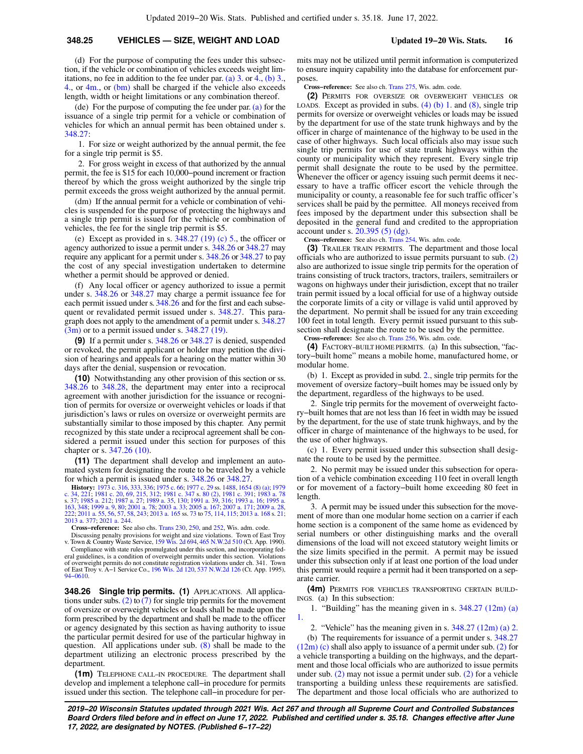(d) For the purpose of computing the fees under this subsection, if the vehicle or combination of vehicles exceeds weight limitations, no fee in addition to the fee under par. (a) 3. or 4., (b) 3., 4., or 4m., or (bm) shall be charged if the vehicle also exceeds length, width or height limitations or any combination thereof.

(de) For the purpose of computing the fee under par. (a) for the issuance of a single trip permit for a vehicle or combination of vehicles for which an annual permit has been obtained under s. 348.27:

1. For size or weight authorized by the annual permit, the fee for a single trip permit is $5.

2. For gross weight in excess of that authorized by the annual permit, the fee is $15 for each 10,000−pound increment or fraction thereof by which the gross weight authorized by the single trip permit exceeds the gross weight authorized by the annual permit.

(dm) If the annual permit for a vehicle or combination of vehicles is suspended for the purpose of protecting the highways and a single trip permit is issued for the vehicle or combination of vehicles, the fee for the single trip permit is $5.

(e) Except as provided in s. 348.27 (19) (c) 5., the officer or agency authorized to issue a permit under s. 348.26 or 348.27 may require any applicant for a permit under s. 348.26 or 348.27 to pay the cost of any special investigation undertaken to determine whether a permit should be approved or denied.

(f) Any local officer or agency authorized to issue a permit under s. 348.26 or 348.27 may charge a permit issuance fee for each permit issued under s. 348.26 and for the first and each subsequent or revalidated permit issued under s. 348.27. This paragraph does not apply to the amendment of a permit under s. 348.27 (3m) or to a permit issued under s. 348.27 (19).

**(9)** If a permit under s. 348.26 or 348.27 is denied, suspended or revoked, the permit applicant or holder may petition the division of hearings and appeals for a hearing on the matter within 30 days after the denial, suspension or revocation.

**(10)** Notwithstanding any other provision of this section or ss. 348.26 to 348.28, the department may enter into a reciprocal agreement with another jurisdiction for the issuance or recognition of permits for oversize or overweight vehicles or loads if that jurisdiction's laws or rules on oversize or overweight permits are substantially similar to those imposed by this chapter. Any permit recognized by this state under a reciprocal agreement shall be considered a permit issued under this section for purposes of this chapter or s. 347.26 (10).

**(11)** The department shall develop and implement an automated system for designating the route to be traveled by a vehicle for which a permit is issued under s. 348.26 or 348.27.

**History:** 1973 c. 316, 333, 336; 1975 c. 66; 1977 c. 29 ss. 1488, 1654 (8) (a); 1979 c. 34, 221; 1981 c. 20, 69, 215, 312; 1981 c. 347 s. 80 (2), 1981 c. 391; 1983 a. 78 s. 37; 1985 a. 212; 1987 a. 27; 1989 a. 35, 130; 1991 a. 39, 316; 1993 a. 16; 1995 a. 163, 348; 1999 a. 9, 80; 2001 a. 78; 2003 a. 33; 2005 a. 167; 2007 a. 171; 2009 a. 28, 222; 2011 a. 55, 56, 57, 58, 243; 2013 a. 165 ss. 73 to 75, 114, 115; 2013 a. 168 s. 21; 2013 a. 377; 2021 a. 244.

**Cross−reference:** See also chs. Trans 230, 250, and 252, Wis. adm. code.

Discussing penalty provisions for weight and size violations. Town of East Troy v. Town & Country Waste Service, 159 Wis. 2d 694, 465 N.W.2d 510 (Ct. App. 1990).

Compliance with state rules promulgated under this section, and incorporating federal guidelines, is a condition of overweight permits under this section. Violations of overweight permits do not constitute registration violations under ch. 341. Town of East Troy v. A−1 Service Co., 196 Wis. 2d 120, 537 N.W.2d 126 (Ct. App. 1995), 94−0610.

## 348.26 Single trip permits.

**(1)** APPLICATIONS. All applications under subs. (2) to (7) for single trip permits for the movement of oversize or overweight vehicles or loads shall be made upon the form prescribed by the department and shall be made to the officer or agency designated by this section as having authority to issue the particular permit desired for use of the particular highway in question. All applications under sub. (8) shall be made to the department utilizing an electronic process prescribed by the department.

**(1m)** TELEPHONE CALL−IN PROCEDURE. The department shall develop and implement a telephone call−in procedure for permits issued under this section. The telephone call−in procedure for permits may not be utilized until permit information is computerized to ensure inquiry capability into the database for enforcement purposes.

**Cross−reference:** See also ch. Trans 275, Wis. adm. code.

**(2)** PERMITS FOR OVERSIZE OR OVERWEIGHT VEHICLES OR LOADS. Except as provided in subs. (4) (b) 1. and (8), single trip permits for oversize or overweight vehicles or loads may be issued by the department for use of the state trunk highways and by the officer in charge of maintenance of the highway to be used in the case of other highways. Such local officials also may issue such single trip permits for use of state trunk highways within the county or municipality which they represent. Every single trip permit shall designate the route to be used by the permittee. Whenever the officer or agency issuing such permit deems it necessary to have a traffic officer escort the vehicle through the municipality or county, a reasonable fee for such traffic officer's services shall be paid by the permittee. All moneys received from fees imposed by the department under this subsection shall be deposited in the general fund and credited to the appropriation account under s. 20.395 (5) (dg).

**Cross−reference:** See also ch. Trans 254, Wis. adm. code.

**(3)** TRAILER TRAIN PERMITS. The department and those local officials who are authorized to issue permits pursuant to sub. (2) also are authorized to issue single trip permits for the operation of trains consisting of truck tractors, tractors, trailers, semitrailers or wagons on highways under their jurisdiction, except that no trailer train permit issued by a local official for use of a highway outside the corporate limits of a city or village is valid until approved by the department. No permit shall be issued for any train exceeding 100 feet in total length. Every permit issued pursuant to this subsection shall designate the route to be used by the permittee.

**Cross−reference:** See also ch. Trans 256, Wis. adm. code.

**(4)** FACTORY−BUILT HOME PERMITS. (a) In this subsection, "factory−built home" means a mobile home, manufactured home, or modular home.

(b) 1. Except as provided in subd. 2., single trip permits for the movement of oversize factory−built homes may be issued only by the department, regardless of the highways to be used.

2. Single trip permits for the movement of overweight factory−built homes that are not less than 16 feet in width may be issued by the department, for the use of state trunk highways, and by the officer in charge of maintenance of the highways to be used, for the use of other highways.

(c) 1. Every permit issued under this subsection shall designate the route to be used by the permittee.

2. No permit may be issued under this subsection for operation of a vehicle combination exceeding 110 feet in overall length or for movement of a factory−built home exceeding 80 feet in length.

3. A permit may be issued under this subsection for the movement of more than one modular home section on a carrier if each home section is a component of the same home as evidenced by serial numbers or other distinguishing marks and the overall dimensions of the load will not exceed statutory weight limits or the size limits specified in the permit. A permit may be issued under this subsection only if at least one portion of the load under this permit would require a permit had it been transported on a separate carrier.

**(4m)** PERMITS FOR VEHICLES TRANSPORTING CERTAIN BUILDINGS. (a) In this subsection:

1. "Building" has the meaning given in s. 348.27 (12m) (a) 1.

2. "Vehicle" has the meaning given in s. 348.27 (12m) (a) 2.

(b) The requirements for issuance of a permit under s. 348.27 (12m) (c) shall also apply to issuance of a permit under sub. (2) for a vehicle transporting a building on the highways, and the department and those local officials who are authorized to issue permits under sub. (2) may not issue a permit under sub. (2) for a vehicle transporting a building unless these requirements are satisfied. The department and those local officials who are authorized to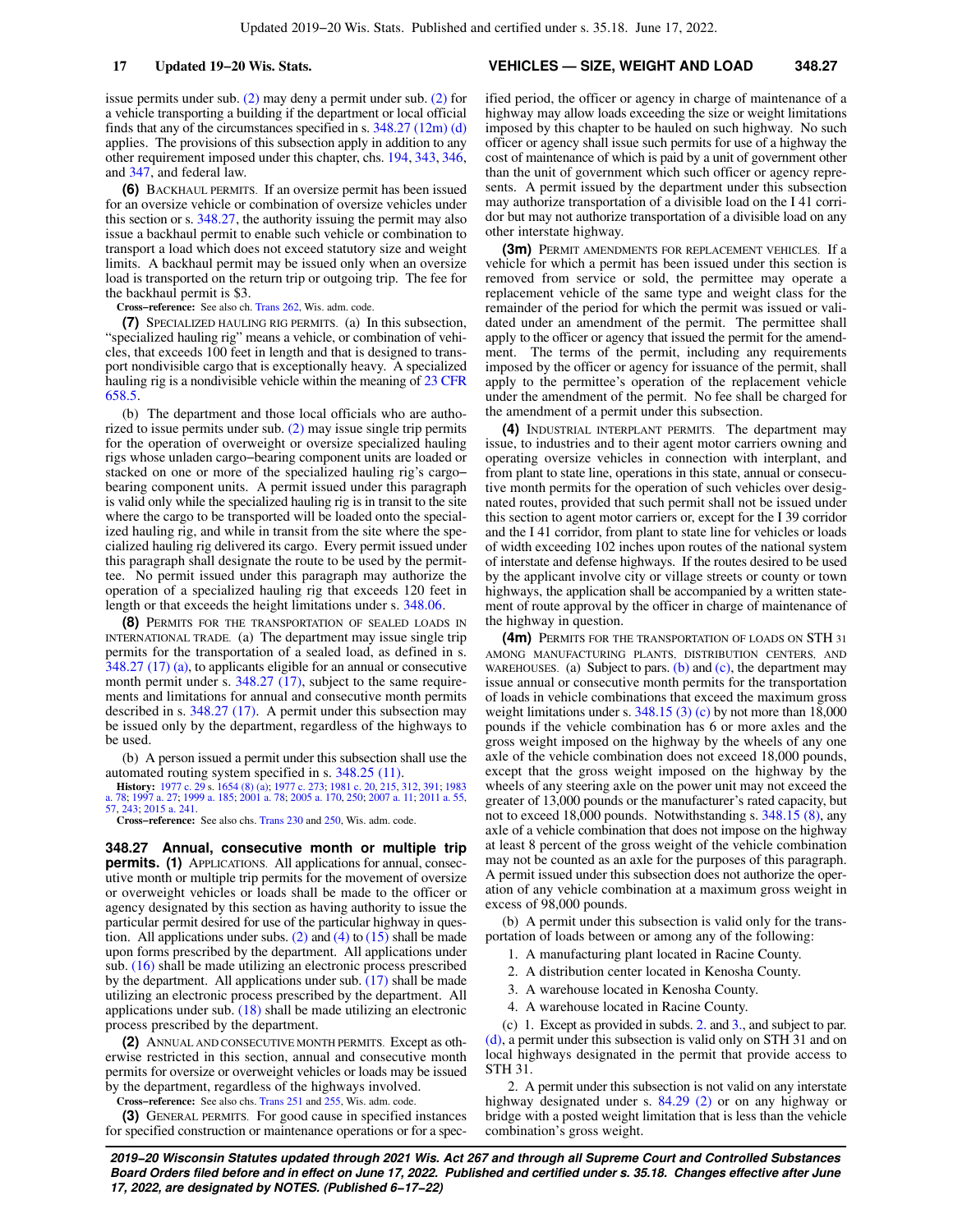issue permits under sub. (2) may deny a permit under sub. (2) for a vehicle transporting a building if the department or local official finds that any of the circumstances specified in s. 348.27 (12m) (d) applies. The provisions of this subsection apply in addition to any other requirement imposed under this chapter, chs. 194, 343, 346, and 347, and federal law.

**(6)** BACKHAUL PERMITS. If an oversize permit has been issued for an oversize vehicle or combination of oversize vehicles under this section or s. 348.27, the authority issuing the permit may also issue a backhaul permit to enable such vehicle or combination to transport a load which does not exceed statutory size and weight limits. A backhaul permit may be issued only when an oversize load is transported on the return trip or outgoing trip. The fee for the backhaul permit is $3.

**Cross-reference:** See also ch. Trans 262, Wis. adm. code.

**(7)** SPECIALIZED HAULING RIG PERMITS. (a) In this subsection, "specialized hauling rig" means a vehicle, or combination of vehicles, that exceeds 100 feet in length and that is designed to transport nondivisible cargo that is exceptionally heavy. A specialized hauling rig is a nondivisible vehicle within the meaning of 23 CFR 658.5.

(b) The department and those local officials who are authorized to issue permits under sub. (2) may issue single trip permits for the operation of overweight or oversize specialized hauling rigs whose unladen cargo-bearing component units are loaded or stacked on one or more of the specialized hauling rig's cargo-bearing component units. A permit issued under this paragraph is valid only while the specialized hauling rig is in transit to the site where the cargo to be transported will be loaded onto the specialized hauling rig, and while in transit from the site where the specialized hauling rig delivered its cargo. Every permit issued under this paragraph shall designate the route to be used by the permittee. No permit issued under this paragraph may authorize the operation of a specialized hauling rig that exceeds 120 feet in length or that exceeds the height limitations under s. 348.06.

**(8)** PERMITS FOR THE TRANSPORTATION OF SEALED LOADS IN INTERNATIONAL TRADE. (a) The department may issue single trip permits for the transportation of a sealed load, as defined in s. 348.27 (17) (a), to applicants eligible for an annual or consecutive month permit under s. 348.27 (17), subject to the same requirements and limitations for annual and consecutive month permits described in s. 348.27 (17). A permit under this subsection may be issued only by the department, regardless of the highways to be used.

(b) A person issued a permit under this subsection shall use the automated routing system specified in s. 348.25 (11).

**History:** 1977 c. 29 s. 1654 (8) (a); 1977 c. 273; 1981 c. 20, 215, 312, 391; 1983 a. 78; 1997 a. 27; 1999 a. 185; 2001 a. 78; 2005 a. 170, 250; 2007 a. 11; 2011 a. 55, 57, 243; 2015 a. 241.

**Cross-reference:** See also chs. Trans 230 and 250, Wis. adm. code.

**348.27 Annual, consecutive month or multiple trip permits. (1)** APPLICATIONS. All applications for annual, consecutive month or multiple trip permits for the movement of oversize or overweight vehicles or loads shall be made to the officer or agency designated by this section as having authority to issue the particular permit desired for use of the particular highway in question. All applications under subs. (2) and (4) to (15) shall be made upon forms prescribed by the department. All applications under sub. (16) shall be made utilizing an electronic process prescribed by the department. All applications under sub. (17) shall be made utilizing an electronic process prescribed by the department. All applications under sub. (18) shall be made utilizing an electronic process prescribed by the department.

**(2)** ANNUAL AND CONSECUTIVE MONTH PERMITS. Except as otherwise restricted in this section, annual and consecutive month permits for oversize or overweight vehicles or loads may be issued by the department, regardless of the highways involved.

**Cross-reference:** See also chs. Trans 251 and 255, Wis. adm. code.

**(3)** GENERAL PERMITS. For good cause in specified instances for specified construction or maintenance operations or for a specified period, the officer or agency in charge of maintenance of a highway may allow loads exceeding the size or weight limitations imposed by this chapter to be hauled on such highway. No such officer or agency shall issue such permits for use of a highway the cost of maintenance of which is paid by a unit of government other than the unit of government which such officer or agency represents. A permit issued by the department under this subsection may authorize transportation of a divisible load on the I 41 corridor but may not authorize transportation of a divisible load on any other interstate highway.

**(3m)** PERMIT AMENDMENTS FOR REPLACEMENT VEHICLES. If a vehicle for which a permit has been issued under this section is removed from service or sold, the permittee may operate a replacement vehicle of the same type and weight class for the remainder of the period for which the permit was issued or validated under an amendment of the permit. The permittee shall apply to the officer or agency that issued the permit for the amendment. The terms of the permit, including any requirements imposed by the officer or agency for issuance of the permit, shall apply to the permittee's operation of the replacement vehicle under the amendment of the permit. No fee shall be charged for the amendment of a permit under this subsection.

**(4)** INDUSTRIAL INTERPLANT PERMITS. The department may issue, to industries and to their agent motor carriers owning and operating oversize vehicles in connection with interplant, and from plant to state line, operations in this state, annual or consecutive month permits for the operation of such vehicles over designated routes, provided that such permit shall not be issued under this section to agent motor carriers or, except for the I 39 corridor and the I 41 corridor, from plant to state line for vehicles or loads of width exceeding 102 inches upon routes of the national system of interstate and defense highways. If the routes desired to be used by the applicant involve city or village streets or county or town highways, the application shall be accompanied by a written statement of route approval by the officer in charge of maintenance of the highway in question.

**(4m)** PERMITS FOR THE TRANSPORTATION OF LOADS ON STH 31 AMONG MANUFACTURING PLANTS, DISTRIBUTION CENTERS, AND WAREHOUSES. (a) Subject to pars. (b) and (c), the department may issue annual or consecutive month permits for the transportation of loads in vehicle combinations that exceed the maximum gross weight limitations under s. 348.15 (3) (c) by not more than 18,000 pounds if the vehicle combination has 6 or more axles and the gross weight imposed on the highway by the wheels of any one axle of the vehicle combination does not exceed 18,000 pounds, except that the gross weight imposed on the highway by the wheels of any steering axle on the power unit may not exceed the greater of 13,000 pounds or the manufacturer's rated capacity, but not to exceed 18,000 pounds. Notwithstanding s. 348.15 (8), any axle of a vehicle combination that does not impose on the highway at least 8 percent of the gross weight of the vehicle combination may not be counted as an axle for the purposes of this paragraph. A permit issued under this subsection does not authorize the operation of any vehicle combination at a maximum gross weight in excess of 98,000 pounds.

(b) A permit under this subsection is valid only for the transportation of loads between or among any of the following:

1. A manufacturing plant located in Racine County.
2. A distribution center located in Kenosha County.
3. A warehouse located in Kenosha County.
4. A warehouse located in Racine County.

(c) 1. Except as provided in subds. 2. and 3., and subject to par. (d), a permit under this subsection is valid only on STH 31 and on local highways designated in the permit that provide access to STH 31.

2. A permit under this subsection is not valid on any interstate highway designated under s. 84.29 (2) or on any highway or bridge with a posted weight limitation that is less than the vehicle combination's gross weight.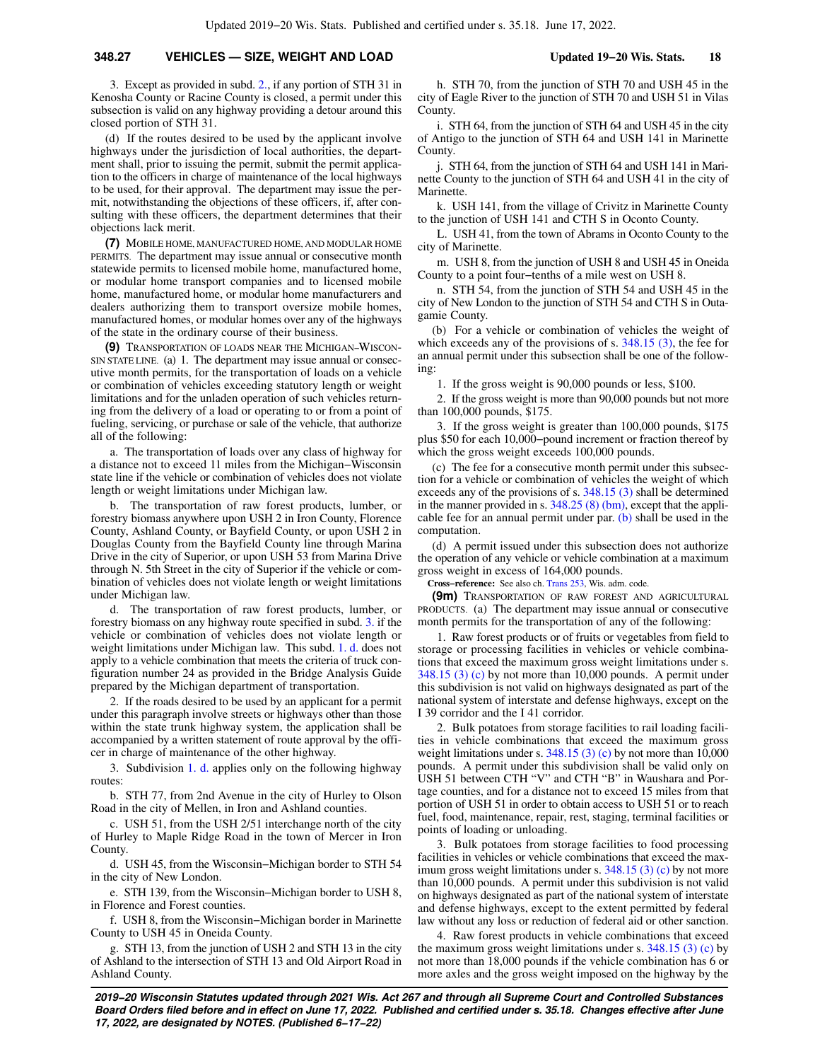3. Except as provided in subd. 2., if any portion of STH 31 in Kenosha County or Racine County is closed, a permit under this subsection is valid on any highway providing a detour around this closed portion of STH 31.

(d) If the routes desired to be used by the applicant involve highways under the jurisdiction of local authorities, the department shall, prior to issuing the permit, submit the permit application to the officers in charge of maintenance of the local highways to be used, for their approval. The department may issue the permit, notwithstanding the objections of these officers, if, after consulting with these officers, the department determines that their objections lack merit.

**(7)** MOBILE HOME, MANUFACTURED HOME, AND MODULAR HOME PERMITS. The department may issue annual or consecutive month statewide permits to licensed mobile home, manufactured home, or modular home transport companies and to licensed mobile home, manufactured home, or modular home manufacturers and dealers authorizing them to transport oversize mobile homes, manufactured homes, or modular homes over any of the highways of the state in the ordinary course of their business.

**(9)** TRANSPORTATION OF LOADS NEAR THE MICHIGAN–WISCONSIN STATE LINE. (a) 1. The department may issue annual or consecutive month permits, for the transportation of loads on a vehicle or combination of vehicles exceeding statutory length or weight limitations and for the unladen operation of such vehicles returning from the delivery of a load or operating to or from a point of fueling, servicing, or purchase or sale of the vehicle, that authorize all of the following:

a. The transportation of loads over any class of highway for a distance not to exceed 11 miles from the Michigan−Wisconsin state line if the vehicle or combination of vehicles does not violate length or weight limitations under Michigan law.

b. The transportation of raw forest products, lumber, or forestry biomass anywhere upon USH 2 in Iron County, Florence County, Ashland County, or Bayfield County, or upon USH 2 in Douglas County from the Bayfield County line through Marina Drive in the city of Superior, or upon USH 53 from Marina Drive through N. 5th Street in the city of Superior if the vehicle or combination of vehicles does not violate length or weight limitations under Michigan law.

d. The transportation of raw forest products, lumber, or forestry biomass on any highway route specified in subd. 3. if the vehicle or combination of vehicles does not violate length or weight limitations under Michigan law. This subd. 1. d. does not apply to a vehicle combination that meets the criteria of truck configuration number 24 as provided in the Bridge Analysis Guide prepared by the Michigan department of transportation.

2. If the roads desired to be used by an applicant for a permit under this paragraph involve streets or highways other than those within the state trunk highway system, the application shall be accompanied by a written statement of route approval by the officer in charge of maintenance of the other highway.

3. Subdivision 1. d. applies only on the following highway routes:

b. STH 77, from 2nd Avenue in the city of Hurley to Olson Road in the city of Mellen, in Iron and Ashland counties.

c. USH 51, from the USH 2/51 interchange north of the city of Hurley to Maple Ridge Road in the town of Mercer in Iron County.

d. USH 45, from the Wisconsin−Michigan border to STH 54 in the city of New London.

e. STH 139, from the Wisconsin−Michigan border to USH 8, in Florence and Forest counties.

f. USH 8, from the Wisconsin−Michigan border in Marinette County to USH 45 in Oneida County.

g. STH 13, from the junction of USH 2 and STH 13 in the city of Ashland to the intersection of STH 13 and Old Airport Road in Ashland County.

h. STH 70, from the junction of STH 70 and USH 45 in the city of Eagle River to the junction of STH 70 and USH 51 in Vilas County.

i. STH 64, from the junction of STH 64 and USH 45 in the city of Antigo to the junction of STH 64 and USH 141 in Marinette County.

j. STH 64, from the junction of STH 64 and USH 141 in Marinette County to the junction of STH 64 and USH 41 in the city of Marinette.

k. USH 141, from the village of Crivitz in Marinette County to the junction of USH 141 and CTH S in Oconto County.

L. USH 41, from the town of Abrams in Oconto County to the city of Marinette.

m. USH 8, from the junction of USH 8 and USH 45 in Oneida County to a point four−tenths of a mile west on USH 8.

n. STH 54, from the junction of STH 54 and USH 45 in the city of New London to the junction of STH 54 and CTH S in Outagamie County.

(b) For a vehicle or combination of vehicles the weight of which exceeds any of the provisions of s. 348.15 (3), the fee for an annual permit under this subsection shall be one of the following:

1. If the gross weight is 90,000 pounds or less, $100.

2. If the gross weight is more than 90,000 pounds but not more than 100,000 pounds, $175.

3. If the gross weight is greater than 100,000 pounds, $175 plus $50 for each 10,000−pound increment or fraction thereof by which the gross weight exceeds 100,000 pounds.

(c) The fee for a consecutive month permit under this subsection for a vehicle or combination of vehicles the weight of which exceeds any of the provisions of s. 348.15 (3) shall be determined in the manner provided in s. 348.25 (8) (bm), except that the applicable fee for an annual permit under par. (b) shall be used in the computation.

(d) A permit issued under this subsection does not authorize the operation of any vehicle or vehicle combination at a maximum gross weight in excess of 164,000 pounds.

**Cross−reference:** See also ch. Trans 253, Wis. adm. code.

**(9m)** TRANSPORTATION OF RAW FOREST AND AGRICULTURAL PRODUCTS. (a) The department may issue annual or consecutive month permits for the transportation of any of the following:

1. Raw forest products or of fruits or vegetables from field to storage or processing facilities in vehicles or vehicle combinations that exceed the maximum gross weight limitations under s. 348.15 (3) (c) by not more than 10,000 pounds. A permit under this subdivision is not valid on highways designated as part of the national system of interstate and defense highways, except on the I 39 corridor and the I 41 corridor.

2. Bulk potatoes from storage facilities to rail loading facilities in vehicle combinations that exceed the maximum gross weight limitations under s. 348.15 (3) (c) by not more than 10,000 pounds. A permit under this subdivision shall be valid only on USH 51 between CTH "V" and CTH "B" in Waushara and Portage counties, and for a distance not to exceed 15 miles from that portion of USH 51 in order to obtain access to USH 51 or to reach fuel, food, maintenance, repair, rest, staging, terminal facilities or points of loading or unloading.

3. Bulk potatoes from storage facilities to food processing facilities in vehicles or vehicle combinations that exceed the maximum gross weight limitations under s. 348.15 (3) (c) by not more than 10,000 pounds. A permit under this subdivision is not valid on highways designated as part of the national system of interstate and defense highways, except to the extent permitted by federal law without any loss or reduction of federal aid or other sanction.

4. Raw forest products in vehicle combinations that exceed the maximum gross weight limitations under s. 348.15 (3) (c) by not more than 18,000 pounds if the vehicle combination has 6 or more axles and the gross weight imposed on the highway by the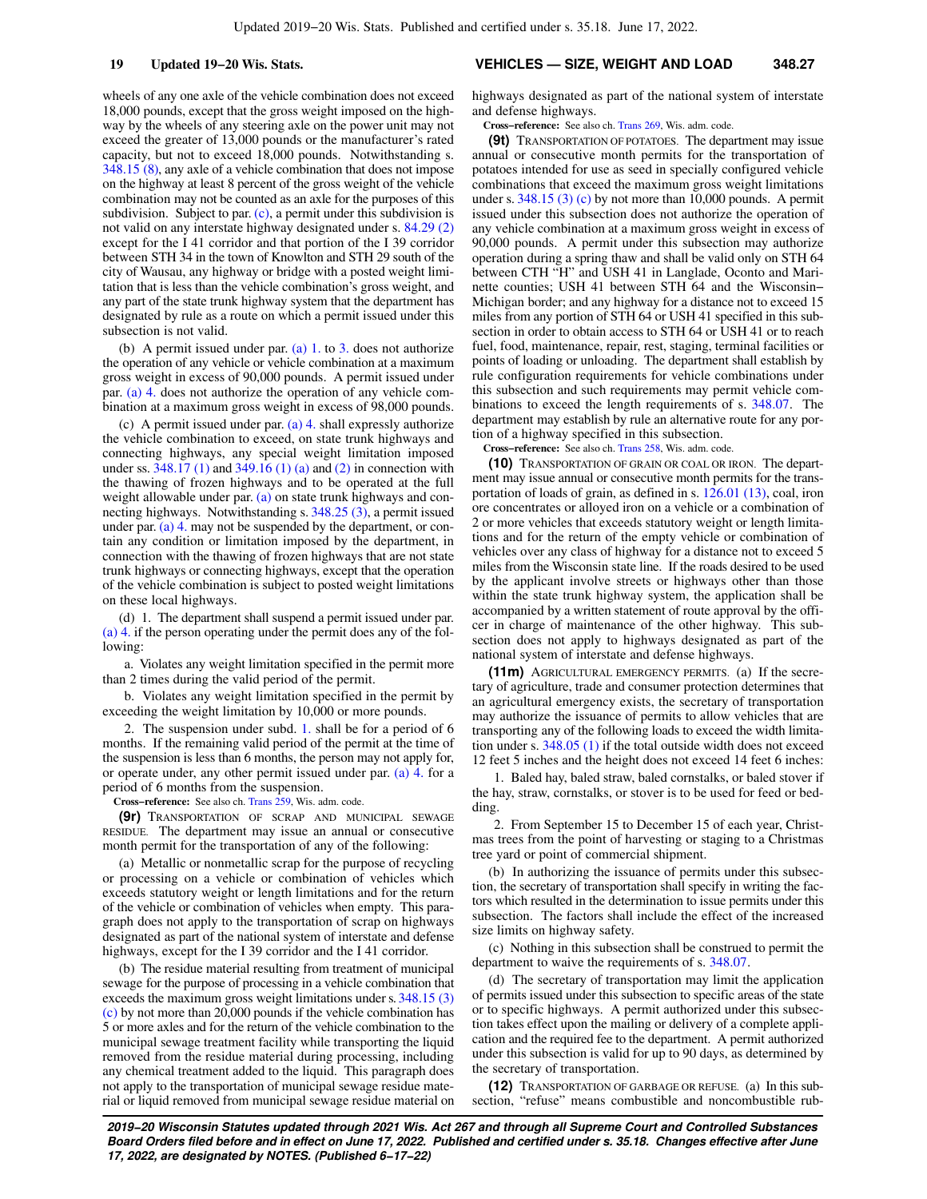wheels of any one axle of the vehicle combination does not exceed 18,000 pounds, except that the gross weight imposed on the highway by the wheels of any steering axle on the power unit may not exceed the greater of 13,000 pounds or the manufacturer's rated capacity, but not to exceed 18,000 pounds. Notwithstanding s. 348.15 (8), any axle of a vehicle combination that does not impose on the highway at least 8 percent of the gross weight of the vehicle combination may not be counted as an axle for the purposes of this subdivision. Subject to par. (c), a permit under this subdivision is not valid on any interstate highway designated under s. 84.29 (2) except for the I 41 corridor and that portion of the I 39 corridor between STH 34 in the town of Knowlton and STH 29 south of the city of Wausau, any highway or bridge with a posted weight limitation that is less than the vehicle combination's gross weight, and any part of the state trunk highway system that the department has designated by rule as a route on which a permit issued under this subsection is not valid.

(b) A permit issued under par. (a) 1. to 3. does not authorize the operation of any vehicle or vehicle combination at a maximum gross weight in excess of 90,000 pounds. A permit issued under par. (a) 4. does not authorize the operation of any vehicle combination at a maximum gross weight in excess of 98,000 pounds.

(c) A permit issued under par. (a) 4. shall expressly authorize the vehicle combination to exceed, on state trunk highways and connecting highways, any special weight limitation imposed under ss. 348.17 (1) and 349.16 (1) (a) and (2) in connection with the thawing of frozen highways and to be operated at the full weight allowable under par. (a) on state trunk highways and connecting highways. Notwithstanding s. 348.25 (3), a permit issued under par. (a) 4. may not be suspended by the department, or contain any condition or limitation imposed by the department, in connection with the thawing of frozen highways that are not state trunk highways or connecting highways, except that the operation of the vehicle combination is subject to posted weight limitations on these local highways.

(d) 1. The department shall suspend a permit issued under par. (a) 4. if the person operating under the permit does any of the following:

a. Violates any weight limitation specified in the permit more than 2 times during the valid period of the permit.

b. Violates any weight limitation specified in the permit by exceeding the weight limitation by 10,000 or more pounds.

2. The suspension under subd. 1. shall be for a period of 6 months. If the remaining valid period of the permit at the time of the suspension is less than 6 months, the person may not apply for, or operate under, any other permit issued under par. (a) 4. for a period of 6 months from the suspension.

**Cross-reference:** See also ch. Trans 259, Wis. adm. code.

**(9r)** TRANSPORTATION OF SCRAP AND MUNICIPAL SEWAGE RESIDUE. The department may issue an annual or consecutive month permit for the transportation of any of the following:

(a) Metallic or nonmetallic scrap for the purpose of recycling or processing on a vehicle or combination of vehicles which exceeds statutory weight or length limitations and for the return of the vehicle or combination of vehicles when empty. This paragraph does not apply to the transportation of scrap on highways designated as part of the national system of interstate and defense highways, except for the I 39 corridor and the I 41 corridor.

(b) The residue material resulting from treatment of municipal sewage for the purpose of processing in a vehicle combination that exceeds the maximum gross weight limitations under s. 348.15 (3) (c) by not more than 20,000 pounds if the vehicle combination has 5 or more axles and for the return of the vehicle combination to the municipal sewage treatment facility while transporting the liquid removed from the residue material during processing, including any chemical treatment added to the liquid. This paragraph does not apply to the transportation of municipal sewage residue material or liquid removed from municipal sewage residue material on highways designated as part of the national system of interstate and defense highways.

**Cross-reference:** See also ch. Trans 269, Wis. adm. code.

**(9t)** TRANSPORTATION OF POTATOES. The department may issue annual or consecutive month permits for the transportation of potatoes intended for use as seed in specially configured vehicle combinations that exceed the maximum gross weight limitations under s. 348.15 (3) (c) by not more than 10,000 pounds. A permit issued under this subsection does not authorize the operation of any vehicle combination at a maximum gross weight in excess of 90,000 pounds. A permit under this subsection may authorize operation during a spring thaw and shall be valid only on STH 64 between CTH "H" and USH 41 in Langlade, Oconto and Marinette counties; USH 41 between STH 64 and the Wisconsin−Michigan border; and any highway for a distance not to exceed 15 miles from any portion of STH 64 or USH 41 specified in this subsection in order to obtain access to STH 64 or USH 41 or to reach fuel, food, maintenance, repair, rest, staging, terminal facilities or points of loading or unloading. The department shall establish by rule configuration requirements for vehicle combinations under this subsection and such requirements may permit vehicle combinations to exceed the length requirements of s. 348.07. The department may establish by rule an alternative route for any portion of a highway specified in this subsection.

**Cross-reference:** See also ch. Trans 258, Wis. adm. code.

**(10)** TRANSPORTATION OF GRAIN OR COAL OR IRON. The department may issue annual or consecutive month permits for the transportation of loads of grain, as defined in s. 126.01 (13), coal, iron ore concentrates or alloyed iron on a vehicle or a combination of 2 or more vehicles that exceeds statutory weight or length limitations and for the return of the empty vehicle or combination of vehicles over any class of highway for a distance not to exceed 5 miles from the Wisconsin state line. If the roads desired to be used by the applicant involve streets or highways other than those within the state trunk highway system, the application shall be accompanied by a written statement of route approval by the officer in charge of maintenance of the other highway. This subsection does not apply to highways designated as part of the national system of interstate and defense highways.

**(11m)** AGRICULTURAL EMERGENCY PERMITS. (a) If the secretary of agriculture, trade and consumer protection determines that an agricultural emergency exists, the secretary of transportation may authorize the issuance of permits to allow vehicles that are transporting any of the following loads to exceed the width limitation under s. 348.05 (1) if the total outside width does not exceed 12 feet 5 inches and the height does not exceed 14 feet 6 inches:

1. Baled hay, baled straw, baled cornstalks, or baled stover if the hay, straw, cornstalks, or stover is to be used for feed or bedding.

2. From September 15 to December 15 of each year, Christmas trees from the point of harvesting or staging to a Christmas tree yard or point of commercial shipment.

(b) In authorizing the issuance of permits under this subsection, the secretary of transportation shall specify in writing the factors which resulted in the determination to issue permits under this subsection. The factors shall include the effect of the increased size limits on highway safety.

(c) Nothing in this subsection shall be construed to permit the department to waive the requirements of s. 348.07.

(d) The secretary of transportation may limit the application of permits issued under this subsection to specific areas of the state or to specific highways. A permit authorized under this subsection takes effect upon the mailing or delivery of a complete application and the required fee to the department. A permit authorized under this subsection is valid for up to 90 days, as determined by the secretary of transportation.

**(12)** TRANSPORTATION OF GARBAGE OR REFUSE. (a) In this subsection, "refuse" means combustible and noncombustible rub-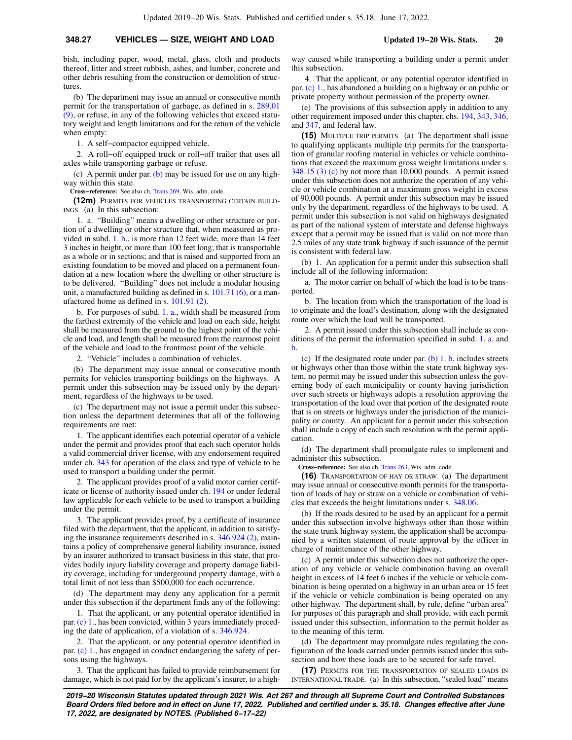bish, including paper, wood, metal, glass, cloth and products thereof, litter and street rubbish, ashes, and lumber, concrete and other debris resulting from the construction or demolition of structures.

(b) The department may issue an annual or consecutive month permit for the transportation of garbage, as defined in s. 289.01 (9), or refuse, in any of the following vehicles that exceed statutory weight and length limitations and for the return of the vehicle when empty:

1. A self−compactor equipped vehicle.

2. A roll−off equipped truck or roll−off trailer that uses all axles while transporting garbage or refuse.

(c) A permit under par. (b) may be issued for use on any highway within this state.

**Cross−reference:** See also ch. Trans 269, Wis. adm. code.

**(12m)** PERMITS FOR VEHICLES TRANSPORTING CERTAIN BUILDINGS. (a) In this subsection:

1. a. "Building" means a dwelling or other structure or portion of a dwelling or other structure that, when measured as provided in subd. 1. b., is more than 12 feet wide, more than 14 feet 3 inches in height, or more than 100 feet long; that is transportable as a whole or in sections; and that is raised and supported from an existing foundation to be moved and placed on a permanent foundation at a new location where the dwelling or other structure is to be delivered. "Building" does not include a modular housing unit, a manufactured building as defined in s. 101.71 (6), or a manufactured home as defined in s. 101.91 (2).

b. For purposes of subd. 1. a., width shall be measured from the farthest extremity of the vehicle and load on each side, height shall be measured from the ground to the highest point of the vehicle and load, and length shall be measured from the rearmost point of the vehicle and load to the frontmost point of the vehicle.

2. "Vehicle" includes a combination of vehicles.

(b) The department may issue annual or consecutive month permits for vehicles transporting buildings on the highways. A permit under this subsection may be issued only by the department, regardless of the highways to be used.

(c) The department may not issue a permit under this subsection unless the department determines that all of the following requirements are met:

1. The applicant identifies each potential operator of a vehicle under the permit and provides proof that each such operator holds a valid commercial driver license, with any endorsement required under ch. 343 for operation of the class and type of vehicle to be used to transport a building under the permit.

2. The applicant provides proof of a valid motor carrier certificate or license of authority issued under ch. 194 or under federal law applicable for each vehicle to be used to transport a building under the permit.

3. The applicant provides proof, by a certificate of insurance filed with the department, that the applicant, in addition to satisfying the insurance requirements described in s. 346.924 (2), maintains a policy of comprehensive general liability insurance, issued by an insurer authorized to transact business in this state, that provides bodily injury liability coverage and property damage liability coverage, including for underground property damage, with a total limit of not less than $500,000 for each occurrence.

(d) The department may deny any application for a permit under this subsection if the department finds any of the following:

1. That the applicant, or any potential operator identified in par. (c) 1., has been convicted, within 3 years immediately preceding the date of application, of a violation of s. 346.924.

2. That the applicant, or any potential operator identified in par. (c) 1., has engaged in conduct endangering the safety of persons using the highways.

3. That the applicant has failed to provide reimbursement for damage, which is not paid for by the applicant's insurer, to a highway caused while transporting a building under a permit under this subsection.

4. That the applicant, or any potential operator identified in par. (c) 1., has abandoned a building on a highway or on public or private property without permission of the property owner.

(e) The provisions of this subsection apply in addition to any other requirement imposed under this chapter, chs. 194, 343, 346, and 347, and federal law.

**(15)** MULTIPLE TRIP PERMITS. (a) The department shall issue to qualifying applicants multiple trip permits for the transportation of granular roofing material in vehicles or vehicle combinations that exceed the maximum gross weight limitations under s. 348.15 (3) (c) by not more than 10,000 pounds. A permit issued under this subsection does not authorize the operation of any vehicle or vehicle combination at a maximum gross weight in excess of 90,000 pounds. A permit under this subsection may be issued only by the department, regardless of the highways to be used. A permit under this subsection is not valid on highways designated as part of the national system of interstate and defense highways except that a permit may be issued that is valid on not more than 2.5 miles of any state trunk highway if such issuance of the permit is consistent with federal law.

(b) 1. An application for a permit under this subsection shall include all of the following information:

a. The motor carrier on behalf of which the load is to be transported.

b. The location from which the transportation of the load is to originate and the load's destination, along with the designated route over which the load will be transported.

2. A permit issued under this subsection shall include as conditions of the permit the information specified in subd. 1. a. and b.

(c) If the designated route under par. (b) 1. b. includes streets or highways other than those within the state trunk highway system, no permit may be issued under this subsection unless the governing body of each municipality or county having jurisdiction over such streets or highways adopts a resolution approving the transportation of the load over that portion of the designated route that is on streets or highways under the jurisdiction of the municipality or county. An applicant for a permit under this subsection shall include a copy of each such resolution with the permit application.

(d) The department shall promulgate rules to implement and administer this subsection.

**Cross−reference:** See also ch. Trans 263, Wis. adm. code.

**(16)** TRANSPORTATION OF HAY OR STRAW. (a) The department may issue annual or consecutive month permits for the transportation of loads of hay or straw on a vehicle or combination of vehicles that exceeds the height limitations under s. 348.06.

(b) If the roads desired to be used by an applicant for a permit under this subsection involve highways other than those within the state trunk highway system, the application shall be accompanied by a written statement of route approval by the officer in charge of maintenance of the other highway.

(c) A permit under this subsection does not authorize the operation of any vehicle or vehicle combination having an overall height in excess of 14 feet 6 inches if the vehicle or vehicle combination is being operated on a highway in an urban area or 15 feet if the vehicle or vehicle combination is being operated on any other highway. The department shall, by rule, define "urban area" for purposes of this paragraph and shall provide, with each permit issued under this subsection, information to the permit holder as to the meaning of this term.

(d) The department may promulgate rules regulating the configuration of the loads carried under permits issued under this subsection and how these loads are to be secured for safe travel.

**(17)** PERMITS FOR THE TRANSPORTATION OF SEALED LOADS IN INTERNATIONAL TRADE. (a) In this subsection, "sealed load" means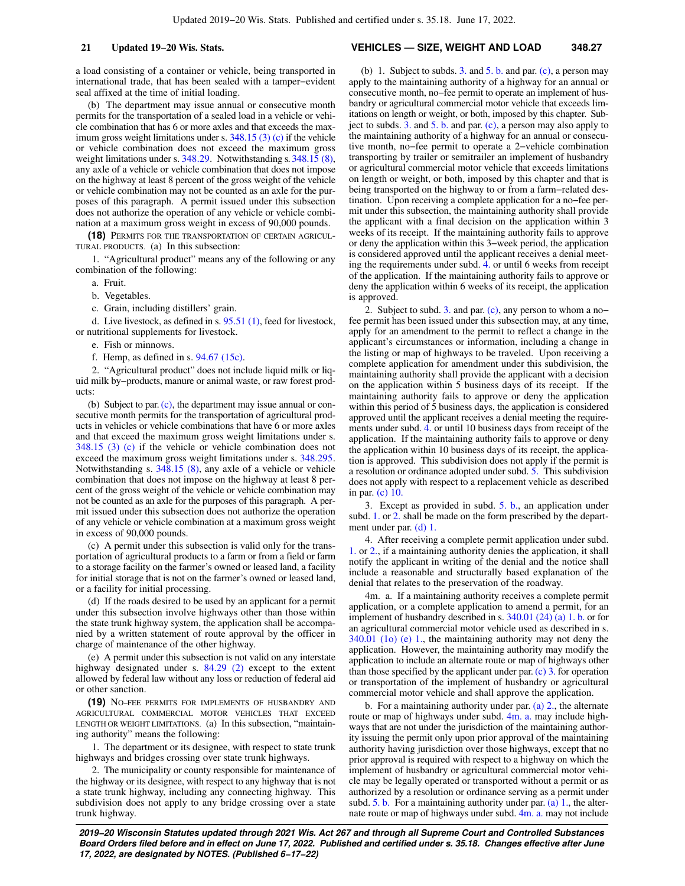a load consisting of a container or vehicle, being transported in international trade, that has been sealed with a tamper−evident seal affixed at the time of initial loading.

(b) The department may issue annual or consecutive month permits for the transportation of a sealed load in a vehicle or vehicle combination that has 6 or more axles and that exceeds the maximum gross weight limitations under s. 348.15 (3) (c) if the vehicle or vehicle combination does not exceed the maximum gross weight limitations under s. 348.29. Notwithstanding s. 348.15 (8), any axle of a vehicle or vehicle combination that does not impose on the highway at least 8 percent of the gross weight of the vehicle or vehicle combination may not be counted as an axle for the purposes of this paragraph. A permit issued under this subsection does not authorize the operation of any vehicle or vehicle combination at a maximum gross weight in excess of 90,000 pounds.

**(18)** PERMITS FOR THE TRANSPORTATION OF CERTAIN AGRICULTURAL PRODUCTS. (a) In this subsection:

1. "Agricultural product" means any of the following or any combination of the following:

a. Fruit.

b. Vegetables.

c. Grain, including distillers' grain.

d. Live livestock, as defined in s. 95.51 (1), feed for livestock, or nutritional supplements for livestock.

e. Fish or minnows.

f. Hemp, as defined in s. 94.67 (15c).

2. "Agricultural product" does not include liquid milk or liquid milk by−products, manure or animal waste, or raw forest products:

(b) Subject to par. (c), the department may issue annual or consecutive month permits for the transportation of agricultural products in vehicles or vehicle combinations that have 6 or more axles and that exceed the maximum gross weight limitations under s. 348.15 (3) (c) if the vehicle or vehicle combination does not exceed the maximum gross weight limitations under s. 348.295. Notwithstanding s. 348.15 (8), any axle of a vehicle or vehicle combination that does not impose on the highway at least 8 percent of the gross weight of the vehicle or vehicle combination may not be counted as an axle for the purposes of this paragraph. A permit issued under this subsection does not authorize the operation of any vehicle or vehicle combination at a maximum gross weight in excess of 90,000 pounds.

(c) A permit under this subsection is valid only for the transportation of agricultural products to a farm or from a field or farm to a storage facility on the farmer's owned or leased land, a facility for initial storage that is not on the farmer's owned or leased land, or a facility for initial processing.

(d) If the roads desired to be used by an applicant for a permit under this subsection involve highways other than those within the state trunk highway system, the application shall be accompanied by a written statement of route approval by the officer in charge of maintenance of the other highway.

(e) A permit under this subsection is not valid on any interstate highway designated under s. 84.29 (2) except to the extent allowed by federal law without any loss or reduction of federal aid or other sanction.

**(19)** NO−FEE PERMITS FOR IMPLEMENTS OF HUSBANDRY AND AGRICULTURAL COMMERCIAL MOTOR VEHICLES THAT EXCEED LENGTH OR WEIGHT LIMITATIONS. (a) In this subsection, "maintaining authority" means the following:

1. The department or its designee, with respect to state trunk highways and bridges crossing over state trunk highways.

2. The municipality or county responsible for maintenance of the highway or its designee, with respect to any highway that is not a state trunk highway, including any connecting highway. This subdivision does not apply to any bridge crossing over a state trunk highway.

(b) 1. Subject to subds. 3. and 5. b. and par. (c), a person may apply to the maintaining authority of a highway for an annual or consecutive month, no−fee permit to operate an implement of husbandry or agricultural commercial motor vehicle that exceeds limitations on length or weight, or both, imposed by this chapter. Subject to subds. 3. and 5. b. and par. (c), a person may also apply to the maintaining authority of a highway for an annual or consecutive month, no−fee permit to operate a 2−vehicle combination transporting by trailer or semitrailer an implement of husbandry or agricultural commercial motor vehicle that exceeds limitations on length or weight, or both, imposed by this chapter and that is being transported on the highway to or from a farm−related destination. Upon receiving a complete application for a no−fee permit under this subsection, the maintaining authority shall provide the applicant with a final decision on the application within 3 weeks of its receipt. If the maintaining authority fails to approve or deny the application within this 3−week period, the application is considered approved until the applicant receives a denial meeting the requirements under subd. 4. or until 6 weeks from receipt of the application. If the maintaining authority fails to approve or deny the application within 6 weeks of its receipt, the application is approved.

2. Subject to subd. 3. and par. (c), any person to whom a no−fee permit has been issued under this subsection may, at any time, apply for an amendment to the permit to reflect a change in the applicant's circumstances or information, including a change in the listing or map of highways to be traveled. Upon receiving a complete application for amendment under this subdivision, the maintaining authority shall provide the applicant with a decision on the application within 5 business days of its receipt. If the maintaining authority fails to approve or deny the application within this period of 5 business days, the application is considered approved until the applicant receives a denial meeting the requirements under subd. 4. or until 10 business days from receipt of the application. If the maintaining authority fails to approve or deny the application within 10 business days of its receipt, the application is approved. This subdivision does not apply if the permit is a resolution or ordinance adopted under subd. 5. This subdivision does not apply with respect to a replacement vehicle as described in par. (c) 10.

3. Except as provided in subd. 5. b., an application under subd. 1. or 2. shall be made on the form prescribed by the department under par. (d) 1.

4. After receiving a complete permit application under subd. 1. or 2., if a maintaining authority denies the application, it shall notify the applicant in writing of the denial and the notice shall include a reasonable and structurally based explanation of the denial that relates to the preservation of the roadway.

4m. a. If a maintaining authority receives a complete permit application, or a complete application to amend a permit, for an implement of husbandry described in s. 340.01 (24) (a) 1. b. or for an agricultural commercial motor vehicle used as described in s. 340.01 (1o) (e) 1., the maintaining authority may not deny the application. However, the maintaining authority may modify the application to include an alternate route or map of highways other than those specified by the applicant under par. (c) 3. for operation or transportation of the implement of husbandry or agricultural commercial motor vehicle and shall approve the application.

b. For a maintaining authority under par. (a) 2., the alternate route or map of highways under subd. 4m. a. may include highways that are not under the jurisdiction of the maintaining authority issuing the permit only upon prior approval of the maintaining authority having jurisdiction over those highways, except that no prior approval is required with respect to a highway on which the implement of husbandry or agricultural commercial motor vehicle may be legally operated or transported without a permit or as authorized by a resolution or ordinance serving as a permit under subd. 5. b. For a maintaining authority under par. (a) 1., the alternate route or map of highways under subd. 4m. a. may not include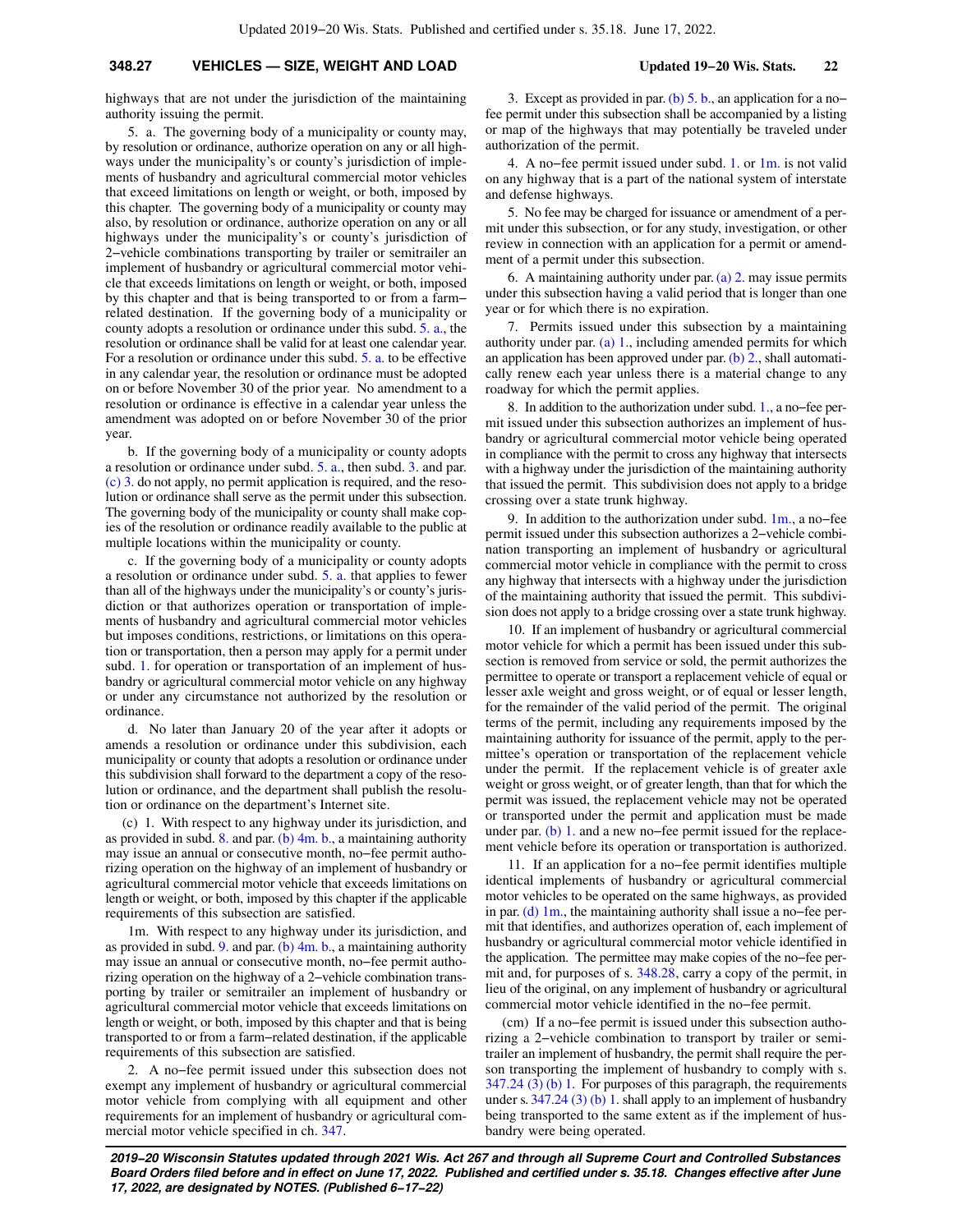highways that are not under the jurisdiction of the maintaining authority issuing the permit.

5. a. The governing body of a municipality or county may, by resolution or ordinance, authorize operation on any or all highways under the municipality's or county's jurisdiction of implements of husbandry and agricultural commercial motor vehicles that exceed limitations on length or weight, or both, imposed by this chapter. The governing body of a municipality or county may also, by resolution or ordinance, authorize operation on any or all highways under the municipality's or county's jurisdiction of 2−vehicle combinations transporting by trailer or semitrailer an implement of husbandry or agricultural commercial motor vehicle that exceeds limitations on length or weight, or both, imposed by this chapter and that is being transported to or from a farm−related destination. If the governing body of a municipality or county adopts a resolution or ordinance under this subd. 5. a., the resolution or ordinance shall be valid for at least one calendar year. For a resolution or ordinance under this subd. 5. a. to be effective in any calendar year, the resolution or ordinance must be adopted on or before November 30 of the prior year. No amendment to a resolution or ordinance is effective in a calendar year unless the amendment was adopted on or before November 30 of the prior year.

b. If the governing body of a municipality or county adopts a resolution or ordinance under subd. 5. a., then subd. 3. and par. (c) 3. do not apply, no permit application is required, and the resolution or ordinance shall serve as the permit under this subsection. The governing body of the municipality or county shall make copies of the resolution or ordinance readily available to the public at multiple locations within the municipality or county.

c. If the governing body of a municipality or county adopts a resolution or ordinance under subd. 5. a. that applies to fewer than all of the highways under the municipality's or county's jurisdiction or that authorizes operation or transportation of implements of husbandry and agricultural commercial motor vehicles but imposes conditions, restrictions, or limitations on this operation or transportation, then a person may apply for a permit under subd. 1. for operation or transportation of an implement of husbandry or agricultural commercial motor vehicle on any highway or under any circumstance not authorized by the resolution or ordinance.

d. No later than January 20 of the year after it adopts or amends a resolution or ordinance under this subdivision, each municipality or county that adopts a resolution or ordinance under this subdivision shall forward to the department a copy of the resolution or ordinance, and the department shall publish the resolution or ordinance on the department's Internet site.

(c) 1. With respect to any highway under its jurisdiction, and as provided in subd. 8. and par. (b) 4m. b., a maintaining authority may issue an annual or consecutive month, no−fee permit authorizing operation on the highway of an implement of husbandry or agricultural commercial motor vehicle that exceeds limitations on length or weight, or both, imposed by this chapter if the applicable requirements of this subsection are satisfied.

1m. With respect to any highway under its jurisdiction, and as provided in subd. 9. and par. (b) 4m. b., a maintaining authority may issue an annual or consecutive month, no−fee permit authorizing operation on the highway of a 2−vehicle combination transporting by trailer or semitrailer an implement of husbandry or agricultural commercial motor vehicle that exceeds limitations on length or weight, or both, imposed by this chapter and that is being transported to or from a farm−related destination, if the applicable requirements of this subsection are satisfied.

2. A no−fee permit issued under this subsection does not exempt any implement of husbandry or agricultural commercial motor vehicle from complying with all equipment and other requirements for an implement of husbandry or agricultural commercial motor vehicle specified in ch. 347.

3. Except as provided in par. (b) 5. b., an application for a no−fee permit under this subsection shall be accompanied by a listing or map of the highways that may potentially be traveled under authorization of the permit.

4. A no−fee permit issued under subd. 1. or 1m. is not valid on any highway that is a part of the national system of interstate and defense highways.

5. No fee may be charged for issuance or amendment of a permit under this subsection, or for any study, investigation, or other review in connection with an application for a permit or amendment of a permit under this subsection.

6. A maintaining authority under par. (a) 2. may issue permits under this subsection having a valid period that is longer than one year or for which there is no expiration.

7. Permits issued under this subsection by a maintaining authority under par. (a) 1., including amended permits for which an application has been approved under par. (b) 2., shall automatically renew each year unless there is a material change to any roadway for which the permit applies.

8. In addition to the authorization under subd. 1., a no−fee permit issued under this subsection authorizes an implement of husbandry or agricultural commercial motor vehicle being operated in compliance with the permit to cross any highway that intersects with a highway under the jurisdiction of the maintaining authority that issued the permit. This subdivision does not apply to a bridge crossing over a state trunk highway.

9. In addition to the authorization under subd. 1m., a no−fee permit issued under this subsection authorizes a 2−vehicle combination transporting an implement of husbandry or agricultural commercial motor vehicle in compliance with the permit to cross any highway that intersects with a highway under the jurisdiction of the maintaining authority that issued the permit. This subdivision does not apply to a bridge crossing over a state trunk highway.

10. If an implement of husbandry or agricultural commercial motor vehicle for which a permit has been issued under this subsection is removed from service or sold, the permit authorizes the permittee to operate or transport a replacement vehicle of equal or lesser axle weight and gross weight, or of equal or lesser length, for the remainder of the valid period of the permit. The original terms of the permit, including any requirements imposed by the maintaining authority for issuance of the permit, apply to the permittee's operation or transportation of the replacement vehicle under the permit. If the replacement vehicle is of greater axle weight or gross weight, or of greater length, than that for which the permit was issued, the replacement vehicle may not be operated or transported under the permit and application must be made under par. (b) 1. and a new no−fee permit issued for the replacement vehicle before its operation or transportation is authorized.

11. If an application for a no−fee permit identifies multiple identical implements of husbandry or agricultural commercial motor vehicles to be operated on the same highways, as provided in par. (d) 1m., the maintaining authority shall issue a no−fee permit that identifies, and authorizes operation of, each implement of husbandry or agricultural commercial motor vehicle identified in the application. The permittee may make copies of the no−fee permit and, for purposes of s. 348.28, carry a copy of the permit, in lieu of the original, on any implement of husbandry or agricultural commercial motor vehicle identified in the no−fee permit.

(cm) If a no−fee permit is issued under this subsection authorizing a 2−vehicle combination to transport by trailer or semitrailer an implement of husbandry, the permit shall require the person transporting the implement of husbandry to comply with s. 347.24 (3) (b) 1. For purposes of this paragraph, the requirements under s. 347.24 (3) (b) 1. shall apply to an implement of husbandry being transported to the same extent as if the implement of husbandry were being operated.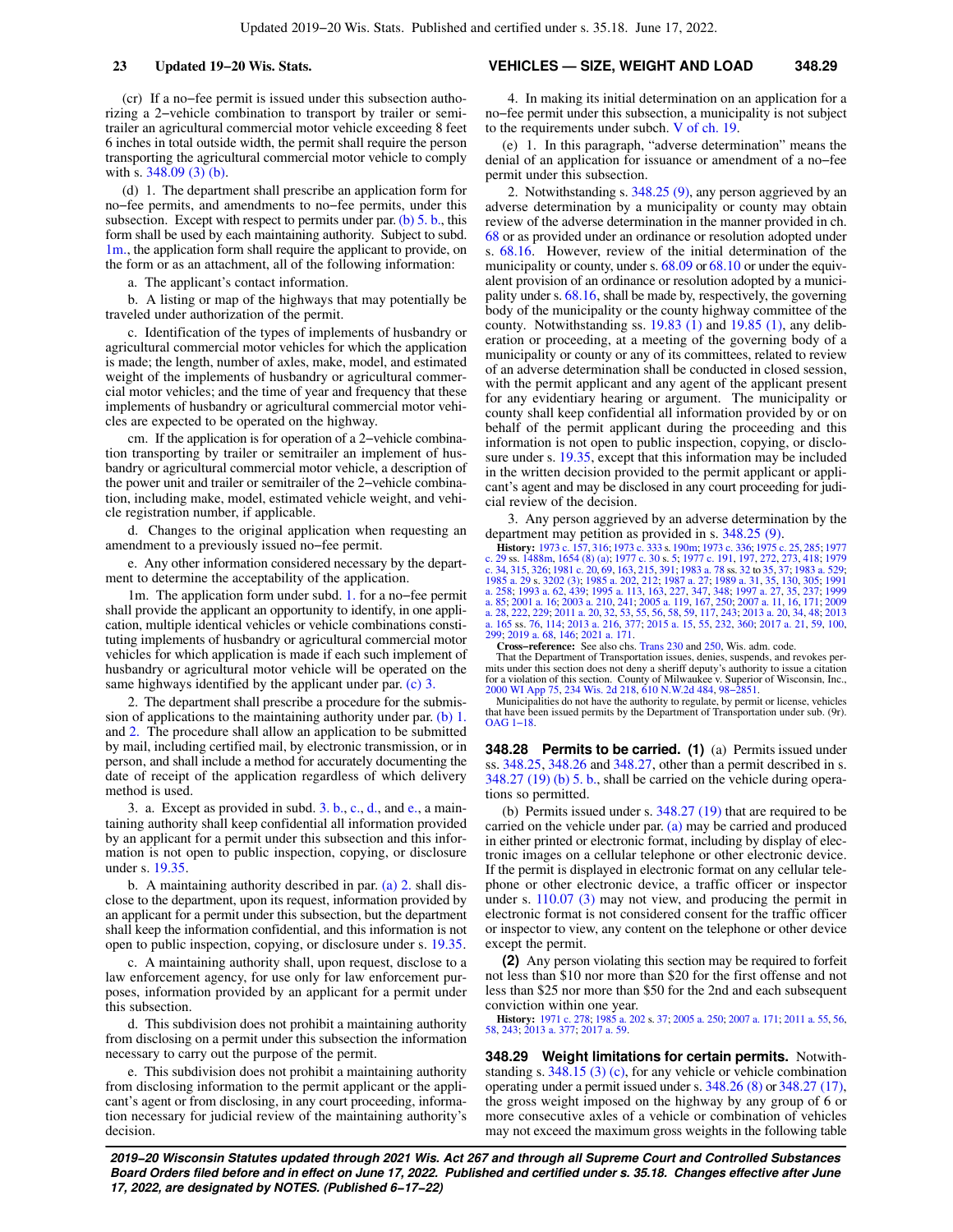(cr) If a no−fee permit is issued under this subsection authorizing a 2−vehicle combination to transport by trailer or semitrailer an agricultural commercial motor vehicle exceeding 8 feet 6 inches in total outside width, the permit shall require the person transporting the agricultural commercial motor vehicle to comply with s. 348.09 (3) (b).

(d) 1. The department shall prescribe an application form for no−fee permits, and amendments to no−fee permits, under this subsection. Except with respect to permits under par. (b) 5. b., this form shall be used by each maintaining authority. Subject to subd. 1m., the application form shall require the applicant to provide, on the form or as an attachment, all of the following information:

a. The applicant's contact information.

b. A listing or map of the highways that may potentially be traveled under authorization of the permit.

c. Identification of the types of implements of husbandry or agricultural commercial motor vehicles for which the application is made; the length, number of axles, make, model, and estimated weight of the implements of husbandry or agricultural commercial motor vehicles; and the time of year and frequency that these implements of husbandry or agricultural commercial motor vehicles are expected to be operated on the highway.

cm. If the application is for operation of a 2−vehicle combination transporting by trailer or semitrailer an implement of husbandry or agricultural commercial motor vehicle, a description of the power unit and trailer or semitrailer of the 2−vehicle combination, including make, model, estimated vehicle weight, and vehicle registration number, if applicable.

d. Changes to the original application when requesting an amendment to a previously issued no−fee permit.

e. Any other information considered necessary by the department to determine the acceptability of the application.

1m. The application form under subd. 1. for a no−fee permit shall provide the applicant an opportunity to identify, in one application, multiple identical vehicles or vehicle combinations constituting implements of husbandry or agricultural commercial motor vehicles for which application is made if each such implement of husbandry or agricultural motor vehicle will be operated on the same highways identified by the applicant under par. (c) 3.

2. The department shall prescribe a procedure for the submission of applications to the maintaining authority under par. (b) 1. and 2. The procedure shall allow an application to be submitted by mail, including certified mail, by electronic transmission, or in person, and shall include a method for accurately documenting the date of receipt of the application regardless of which delivery method is used.

3. a. Except as provided in subd. 3. b., c., d., and e., a maintaining authority shall keep confidential all information provided by an applicant for a permit under this subsection and this information is not open to public inspection, copying, or disclosure under s. 19.35.

b. A maintaining authority described in par. (a) 2. shall disclose to the department, upon its request, information provided by an applicant for a permit under this subsection, but the department shall keep the information confidential, and this information is not open to public inspection, copying, or disclosure under s. 19.35.

c. A maintaining authority shall, upon request, disclose to a law enforcement agency, for use only for law enforcement purposes, information provided by an applicant for a permit under this subsection.

d. This subdivision does not prohibit a maintaining authority from disclosing on a permit under this subsection the information necessary to carry out the purpose of the permit.

e. This subdivision does not prohibit a maintaining authority from disclosing information to the permit applicant or the applicant's agent or from disclosing, in any court proceeding, information necessary for judicial review of the maintaining authority's decision.

4. In making its initial determination on an application for a no−fee permit under this subsection, a municipality is not subject to the requirements under subch. V of ch. 19.

(e) 1. In this paragraph, "adverse determination" means the denial of an application for issuance or amendment of a no−fee permit under this subsection.

2. Notwithstanding s. 348.25 (9), any person aggrieved by an adverse determination by a municipality or county may obtain review of the adverse determination in the manner provided in ch. 68 or as provided under an ordinance or resolution adopted under s. 68.16. However, review of the initial determination of the municipality or county, under s. 68.09 or 68.10 or under the equivalent provision of an ordinance or resolution adopted by a municipality under s. 68.16, shall be made by, respectively, the governing body of the municipality or the county highway committee of the county. Notwithstanding ss. 19.83 (1) and 19.85 (1), any deliberation or proceeding, at a meeting of the governing body of a municipality or county or any of its committees, related to review of an adverse determination shall be conducted in closed session, with the permit applicant and any agent of the applicant present for any evidentiary hearing or argument. The municipality or county shall keep confidential all information provided by or on behalf of the permit applicant during the proceeding and this information is not open to public inspection, copying, or disclosure under s. 19.35, except that this information may be included in the written decision provided to the permit applicant or applicant's agent and may be disclosed in any court proceeding for judicial review of the decision.

3. Any person aggrieved by an adverse determination by the department may petition as provided in s. 348.25 (9).

**History:** 1973 c. 157, 316; 1973 c. 333 s. 190m; 1973 c. 336; 1975 c. 25, 285; 1977 c. 29 ss. 1488m, 1654 (8) (a); 1977 c. 30 s. 5; 1977 c. 191, 197, 272, 273, 418; 1979 c. 34, 315, 326; 1981 c. 20, 69, 163, 215, 391; 1983 a. 78 ss. 32 to 35, 37; 1983 a. 529; 1985 a. 29 s. 3202 (3); 1985 a. 202, 212; 1987 a. 27; 1989 a. 31, 35, 130, 305; 1991 a. 258; 1993 a. 62, 439; 1995 a. 113, 163, 227, 347, 348; 1997 a. 27, 35, 237; 1999 a. 85; 2001 a. 16; 2003 a. 210, 241; 2005 a. 119, 167, 250; 2007 a. 11, 16, 171; 2009 a. 28, 222, 229; 2011 a. 20, 32, 53, 55, 56, 58, 59, 117, 243; 2013 a. 20, 34, 48; 2013 a. 165 ss. 76, 114; 2013 a. 216, 377; 2015 a. 15, 55, 232, 360; 2017 a. 21, 59, 100, 299; 2019 a. 68, 146; 2021 a. 171.

**Cross−reference:** See also chs. Trans 230 and 250, Wis. adm. code.

That the Department of Transportation issues, denies, suspends, and revokes permits under this section does not deny a sheriff deputy's authority to issue a citation for a violation of this section. County of Milwaukee v. Superior of Wisconsin, Inc., 2000 WI App 75, 234 Wis. 2d 218, 610 N.W.2d 484, 98−2851.

Municipalities do not have the authority to regulate, by permit or license, vehicles that have been issued permits by the Department of Transportation under sub. (9r). OAG 1−18.

**348.28 Permits to be carried. (1)** (a) Permits issued under ss. 348.25, 348.26 and 348.27, other than a permit described in s. 348.27 (19) (b) 5. b., shall be carried on the vehicle during operations so permitted.

(b) Permits issued under s. 348.27 (19) that are required to be carried on the vehicle under par. (a) may be carried and produced in either printed or electronic format, including by display of electronic images on a cellular telephone or other electronic device. If the permit is displayed in electronic format on any cellular telephone or other electronic device, a traffic officer or inspector under s. 110.07 (3) may not view, and producing the permit in electronic format is not considered consent for the traffic officer or inspector to view, any content on the telephone or other device except the permit.

**(2)** Any person violating this section may be required to forfeit not less than $10 nor more than $20 for the first offense and not less than $25 nor more than $50 for the 2nd and each subsequent conviction within one year.

**History:** 1971 c. 278; 1985 a. 202 s. 37; 2005 a. 250; 2007 a. 171; 2011 a. 55, 56, 58, 243; 2013 a. 377; 2017 a. 59.

**348.29 Weight limitations for certain permits.** Notwithstanding s. 348.15 (3) (c), for any vehicle or vehicle combination operating under a permit issued under s. 348.26 (8) or 348.27 (17), the gross weight imposed on the highway by any group of 6 or more consecutive axles of a vehicle or combination of vehicles may not exceed the maximum gross weights in the following table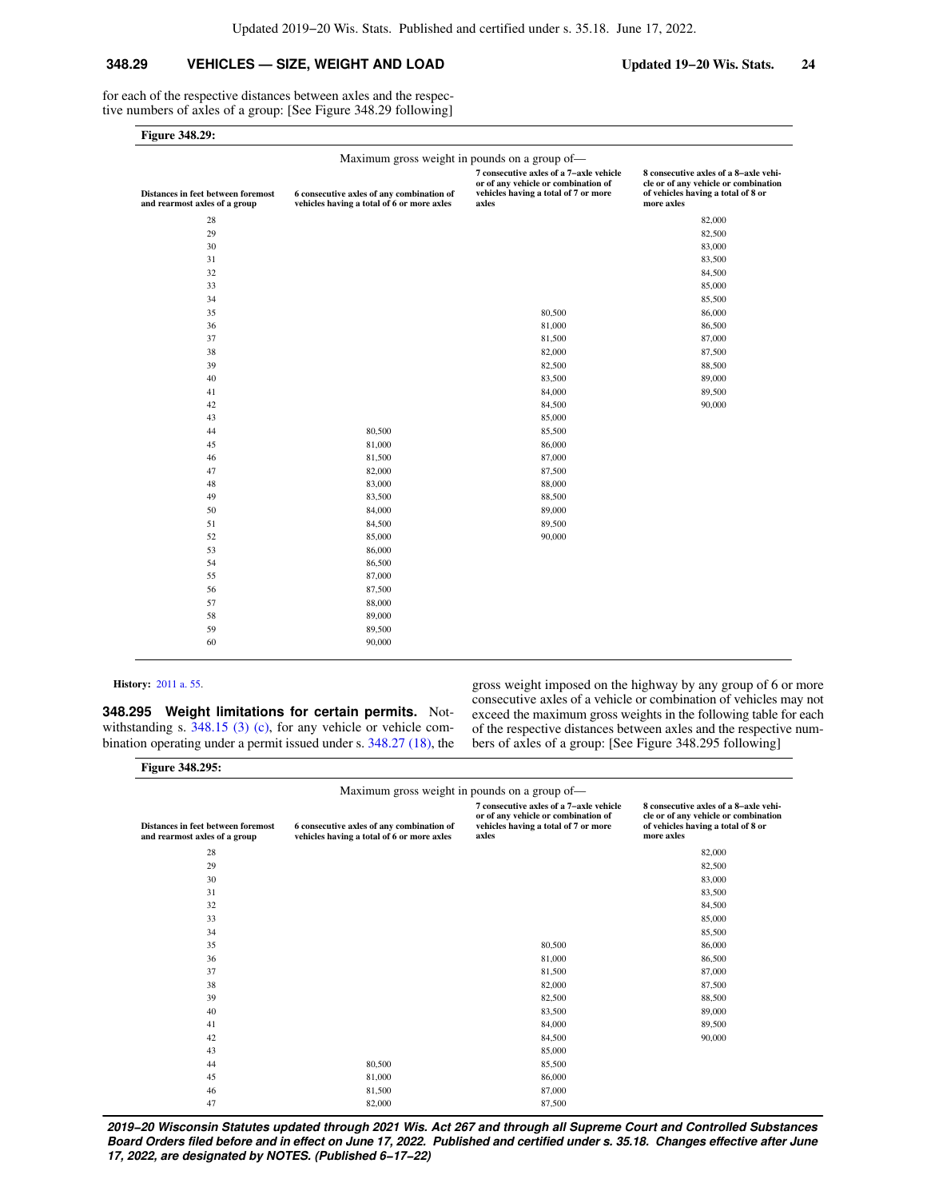for each of the respective distances between axles and the respective numbers of axles of a group: [See Figure 348.29 following]

**Figure 348.29:**

| | Maximum gross weight in pounds on a group of— | | |
|---|---|---|---|
| **Distances in feet between foremost and rearmost axles of a group** | **6 consecutive axles of any combination of vehicles having a total of 6 or more axles** | **7 consecutive axles of a 7–axle vehicle or of any vehicle or combination of vehicles having a total of 7 or more axles** | **8 consecutive axles of a 8–axle vehicle or of any vehicle or combination of vehicles having a total of 8 or more axles** |
| 28 | | | 82,000 |
| 29 | | | 82,500 |
| 30 | | | 83,000 |
| 31 | | | 83,500 |
| 32 | | | 84,500 |
| 33 | | | 85,000 |
| 34 | | | 85,500 |
| 35 | | 80,500 | 86,000 |
| 36 | | 81,000 | 86,500 |
| 37 | | 81,500 | 87,000 |
| 38 | | 82,000 | 87,500 |
| 39 | | 82,500 | 88,500 |
| 40 | | 83,500 | 89,000 |
| 41 | | 84,000 | 89,500 |
| 42 | | 84,500 | 90,000 |
| 43 | | 85,000 | |
| 44 | 80,500 | 85,500 | |
| 45 | 81,000 | 86,000 | |
| 46 | 81,500 | 87,000 | |
| 47 | 82,000 | 87,500 | |
| 48 | 83,000 | 88,000 | |
| 49 | 83,500 | 88,500 | |
| 50 | 84,000 | 89,000 | |
| 51 | 84,500 | 89,500 | |
| 52 | 85,000 | 90,000 | |
| 53 | 86,000 | | |
| 54 | 86,500 | | |
| 55 | 87,000 | | |
| 56 | 87,500 | | |
| 57 | 88,000 | | |
| 58 | 89,000 | | |
| 59 | 89,500 | | |
| 60 | 90,000 | | |

**History:** 2011 a. 55.

**348.295 Weight limitations for certain permits.** Notwithstanding s. 348.15 (3) (c), for any vehicle or vehicle combination operating under a permit issued under s. 348.27 (18), the gross weight imposed on the highway by any group of 6 or more consecutive axles of a vehicle or combination of vehicles may not exceed the maximum gross weights in the following table for each of the respective distances between axles and the respective numbers of axles of a group: [See Figure 348.295 following]

**Figure 348.295:**

| | Maximum gross weight in pounds on a group of— | | |
|---|---|---|---|
| **Distances in feet between foremost and rearmost axles of a group** | **6 consecutive axles of any combination of vehicles having a total of 6 or more axles** | **7 consecutive axles of a 7–axle vehicle or of any vehicle or combination of vehicles having a total of 7 or more axles** | **8 consecutive axles of a 8–axle vehicle or of any vehicle or combination of vehicles having a total of 8 or more axles** |
| 28 | | | 82,000 |
| 29 | | | 82,500 |
| 30 | | | 83,000 |
| 31 | | | 83,500 |
| 32 | | | 84,500 |
| 33 | | | 85,000 |
| 34 | | | 85,500 |
| 35 | | 80,500 | 86,000 |
| 36 | | 81,000 | 86,500 |
| 37 | | 81,500 | 87,000 |
| 38 | | 82,000 | 87,500 |
| 39 | | 82,500 | 88,500 |
| 40 | | 83,500 | 89,000 |
| 41 | | 84,000 | 89,500 |
| 42 | | 84,500 | 90,000 |
| 43 | | 85,000 | |
| 44 | 80,500 | 85,500 | |
| 45 | 81,000 | 86,000 | |
| 46 | 81,500 | 87,000 | |
| 47 | 82,000 | 87,500 | |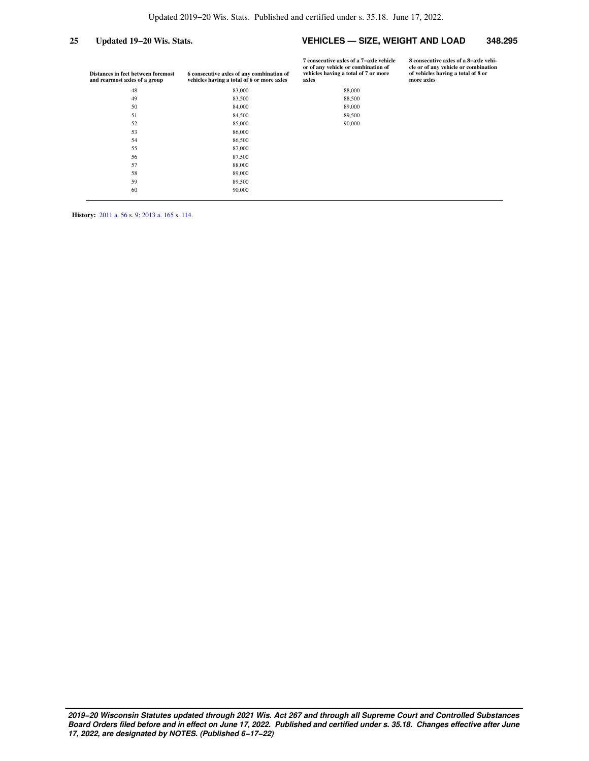| Distances in feet between foremost and rearmost axles of a group | 6 consecutive axles of any combination of vehicles having a total of 6 or more axles | 7 consecutive axles of a 7−axle vehicle or of any vehicle or combination of vehicles having a total of 7 or more axles | 8 consecutive axles of a 8−axle vehicle or of any vehicle or combination of vehicles having a total of 8 or more axles |
|---|---|---|---|
| 48 | 83,000 | 88,000 | |
| 49 | 83,500 | 88,500 | |
| 50 | 84,000 | 89,000 | |
| 51 | 84,500 | 89,500 | |
| 52 | 85,000 | 90,000 | |
| 53 | 86,000 | | |
| 54 | 86,500 | | |
| 55 | 87,000 | | |
| 56 | 87,500 | | |
| 57 | 88,000 | | |
| 58 | 89,000 | | |
| 59 | 89,500 | | |
| 60 | 90,000 | | |

**History:** 2011 a. 56 s. 9; 2013 a. 165 s. 114.

*2019−20 Wisconsin Statutes updated through 2021 Wis. Act 267 and through all Supreme Court and Controlled Substances Board Orders filed before and in effect on June 17, 2022. Published and certified under s. 35.18. Changes effective after June 17, 2022, are designated by NOTES. (Published 6−17−22)*